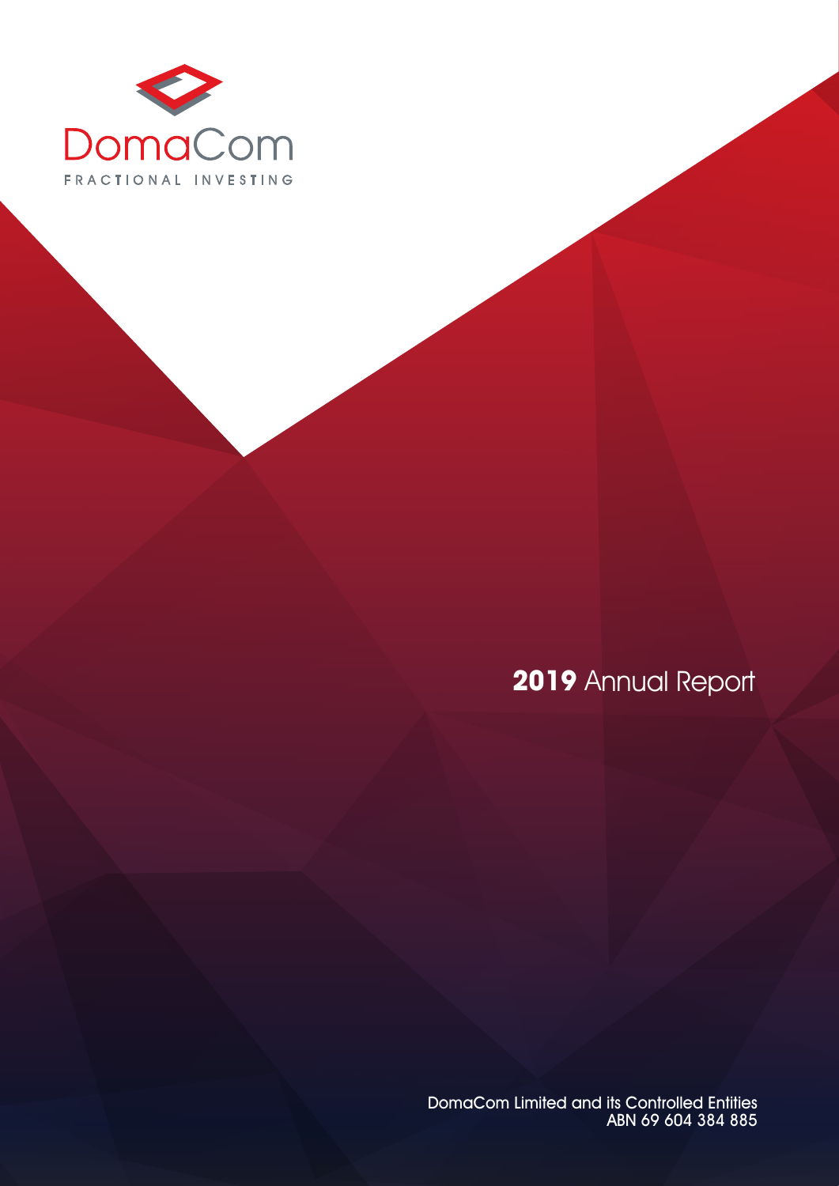DomaCom

FRACTIONAL INVESTING

# **2019** Annual Report

DomaCom Limited and its Controlled Entities
ABN 69 604 384 885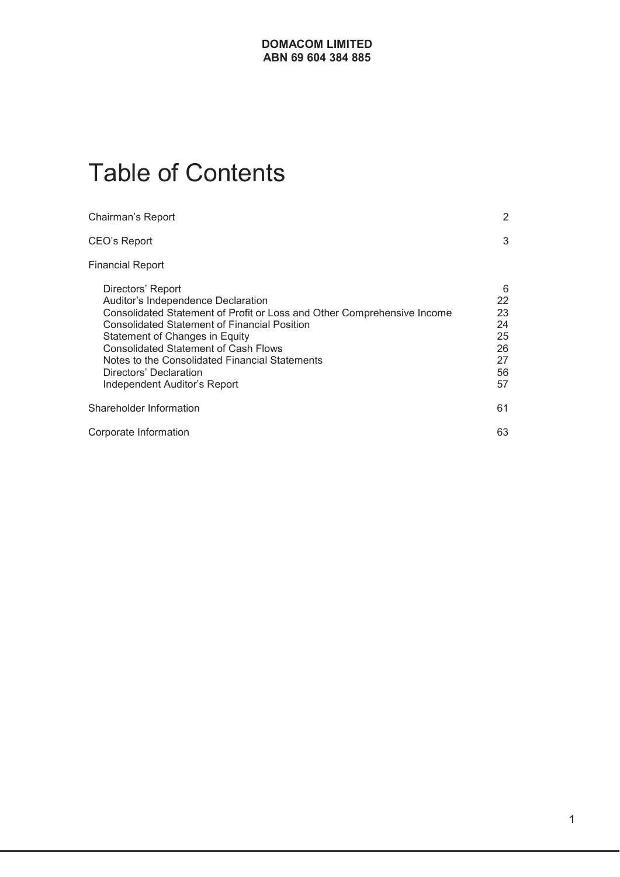**DOMACOM LIMITED**
**ABN 69 604 384 885**

# Table of Contents

| | |
|---|---|
| Chairman's Report | 2 |
| CEO's Report | 3 |
| Financial Report | |
| Directors' Report | 6 |
| Auditor's Independence Declaration | 22 |
| Consolidated Statement of Profit or Loss and Other Comprehensive Income | 23 |
| Consolidated Statement of Financial Position | 24 |
| Statement of Changes in Equity | 25 |
| Consolidated Statement of Cash Flows | 26 |
| Notes to the Consolidated Financial Statements | 27 |
| Directors' Declaration | 56 |
| Independent Auditor's Report | 57 |
| Shareholder Information | 61 |
| Corporate Information | 63 |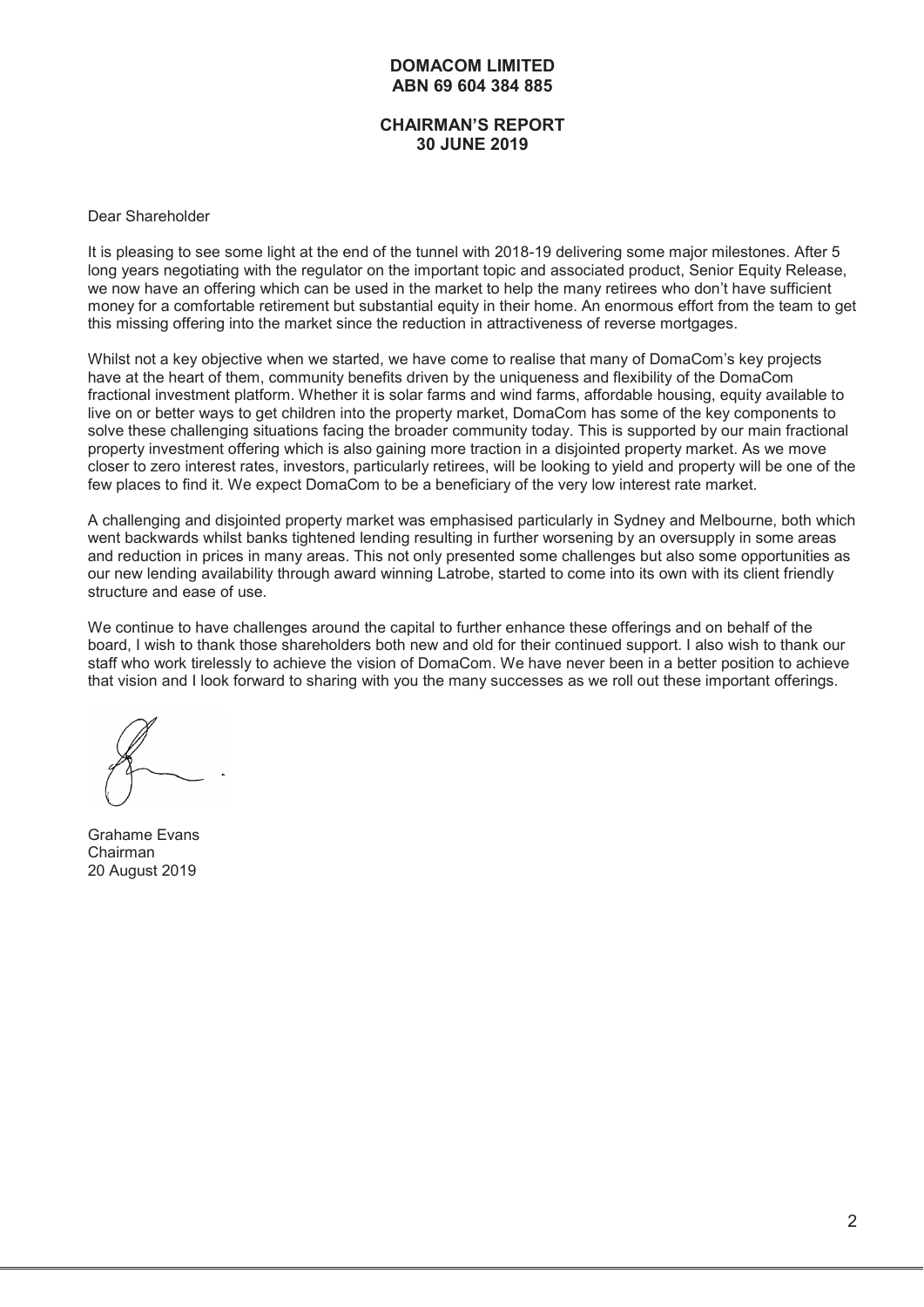# DOMACOM LIMITED
## ABN 69 604 384 885

## CHAIRMAN'S REPORT
## 30 JUNE 2019

Dear Shareholder

It is pleasing to see some light at the end of the tunnel with 2018-19 delivering some major milestones. After 5 long years negotiating with the regulator on the important topic and associated product, Senior Equity Release, we now have an offering which can be used in the market to help the many retirees who don't have sufficient money for a comfortable retirement but substantial equity in their home. An enormous effort from the team to get this missing offering into the market since the reduction in attractiveness of reverse mortgages.

Whilst not a key objective when we started, we have come to realise that many of DomaCom's key projects have at the heart of them, community benefits driven by the uniqueness and flexibility of the DomaCom fractional investment platform. Whether it is solar farms and wind farms, affordable housing, equity available to live on or better ways to get children into the property market, DomaCom has some of the key components to solve these challenging situations facing the broader community today. This is supported by our main fractional property investment offering which is also gaining more traction in a disjointed property market. As we move closer to zero interest rates, investors, particularly retirees, will be looking to yield and property will be one of the few places to find it. We expect DomaCom to be a beneficiary of the very low interest rate market.

A challenging and disjointed property market was emphasised particularly in Sydney and Melbourne, both which went backwards whilst banks tightened lending resulting in further worsening by an oversupply in some areas and reduction in prices in many areas. This not only presented some challenges but also some opportunities as our new lending availability through award winning Latrobe, started to come into its own with its client friendly structure and ease of use.

We continue to have challenges around the capital to further enhance these offerings and on behalf of the board, I wish to thank those shareholders both new and old for their continued support. I also wish to thank our staff who work tirelessly to achieve the vision of DomaCom. We have never been in a better position to achieve that vision and I look forward to sharing with you the many successes as we roll out these important offerings.

Grahame Evans
Chairman
20 August 2019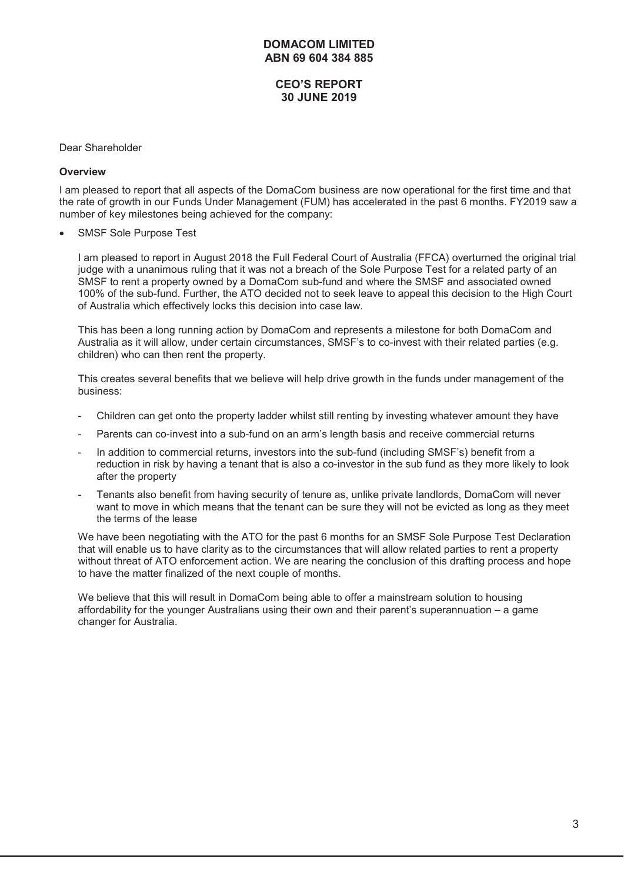**DOMACOM LIMITED**
**ABN 69 604 384 885**

**CEO'S REPORT**
**30 JUNE 2019**

Dear Shareholder

**Overview**

I am pleased to report that all aspects of the DomaCom business are now operational for the first time and that the rate of growth in our Funds Under Management (FUM) has accelerated in the past 6 months. FY2019 saw a number of key milestones being achieved for the company:

- SMSF Sole Purpose Test

  I am pleased to report in August 2018 the Full Federal Court of Australia (FFCA) overturned the original trial judge with a unanimous ruling that it was not a breach of the Sole Purpose Test for a related party of an SMSF to rent a property owned by a DomaCom sub-fund and where the SMSF and associated owned 100% of the sub-fund. Further, the ATO decided not to seek leave to appeal this decision to the High Court of Australia which effectively locks this decision into case law.

  This has been a long running action by DomaCom and represents a milestone for both DomaCom and Australia as it will allow, under certain circumstances, SMSF's to co-invest with their related parties (e.g. children) who can then rent the property.

  This creates several benefits that we believe will help drive growth in the funds under management of the business:

  - Children can get onto the property ladder whilst still renting by investing whatever amount they have
  - Parents can co-invest into a sub-fund on an arm's length basis and receive commercial returns
  - In addition to commercial returns, investors into the sub-fund (including SMSF's) benefit from a reduction in risk by having a tenant that is also a co-investor in the sub fund as they more likely to look after the property
  - Tenants also benefit from having security of tenure as, unlike private landlords, DomaCom will never want to move in which means that the tenant can be sure they will not be evicted as long as they meet the terms of the lease

  We have been negotiating with the ATO for the past 6 months for an SMSF Sole Purpose Test Declaration that will enable us to have clarity as to the circumstances that will allow related parties to rent a property without threat of ATO enforcement action. We are nearing the conclusion of this drafting process and hope to have the matter finalized of the next couple of months.

  We believe that this will result in DomaCom being able to offer a mainstream solution to housing affordability for the younger Australians using their own and their parent's superannuation – a game changer for Australia.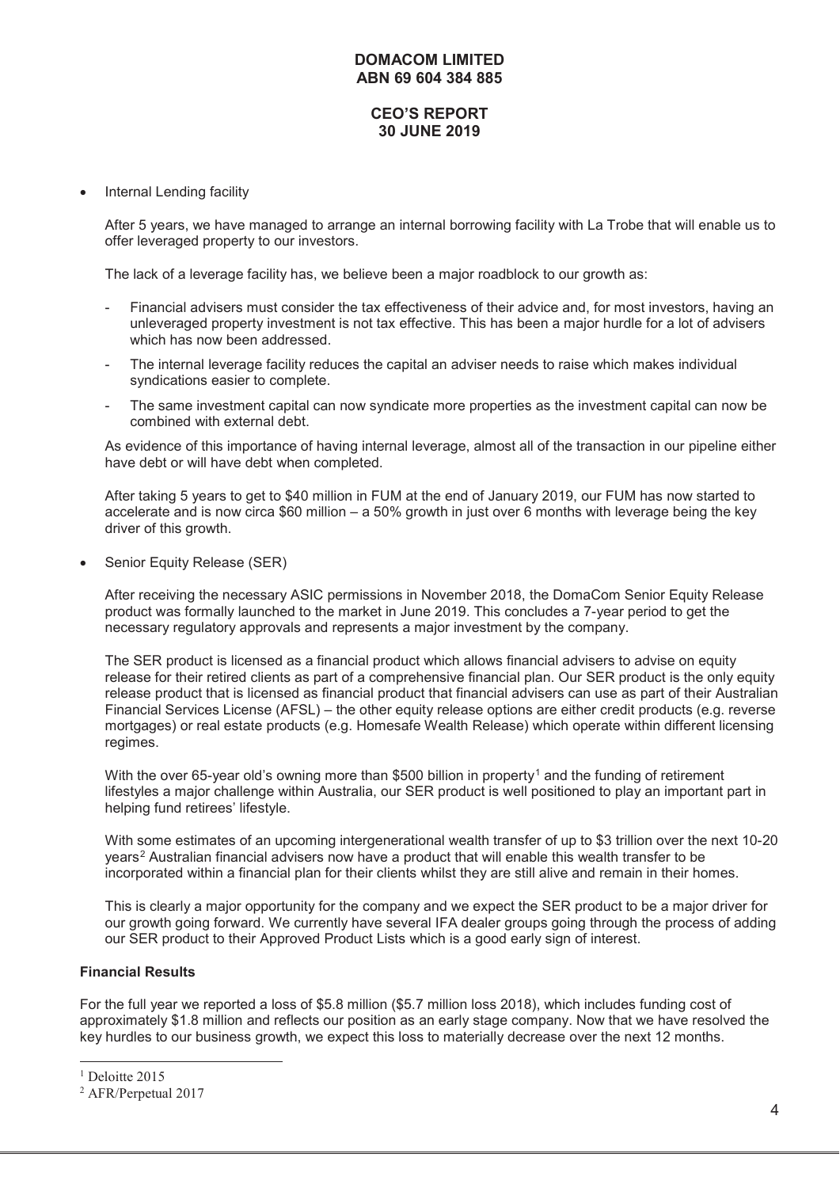- Internal Lending facility

  After 5 years, we have managed to arrange an internal borrowing facility with La Trobe that will enable us to offer leveraged property to our investors.

  The lack of a leverage facility has, we believe been a major roadblock to our growth as:

  - Financial advisers must consider the tax effectiveness of their advice and, for most investors, having an unleveraged property investment is not tax effective. This has been a major hurdle for a lot of advisers which has now been addressed.
  - The internal leverage facility reduces the capital an adviser needs to raise which makes individual syndications easier to complete.
  - The same investment capital can now syndicate more properties as the investment capital can now be combined with external debt.

  As evidence of this importance of having internal leverage, almost all of the transaction in our pipeline either have debt or will have debt when completed.

  After taking 5 years to get to $40 million in FUM at the end of January 2019, our FUM has now started to accelerate and is now circa $60 million – a 50% growth in just over 6 months with leverage being the key driver of this growth.

- Senior Equity Release (SER)

  After receiving the necessary ASIC permissions in November 2018, the DomaCom Senior Equity Release product was formally launched to the market in June 2019. This concludes a 7-year period to get the necessary regulatory approvals and represents a major investment by the company.

  The SER product is licensed as a financial product which allows financial advisers to advise on equity release for their retired clients as part of a comprehensive financial plan. Our SER product is the only equity release product that is licensed as financial product that financial advisers can use as part of their Australian Financial Services License (AFSL) – the other equity release options are either credit products (e.g. reverse mortgages) or real estate products (e.g. Homesafe Wealth Release) which operate within different licensing regimes.

  With the over 65-year old's owning more than $500 billion in property[1] and the funding of retirement lifestyles a major challenge within Australia, our SER product is well positioned to play an important part in helping fund retirees' lifestyle.

  With some estimates of an upcoming intergenerational wealth transfer of up to $3 trillion over the next 10-20 years[2] Australian financial advisers now have a product that will enable this wealth transfer to be incorporated within a financial plan for their clients whilst they are still alive and remain in their homes.

  This is clearly a major opportunity for the company and we expect the SER product to be a major driver for our growth going forward. We currently have several IFA dealer groups going through the process of adding our SER product to their Approved Product Lists which is a good early sign of interest.

**Financial Results**

For the full year we reported a loss of $5.8 million ($5.7 million loss 2018), which includes funding cost of approximately $1.8 million and reflects our position as an early stage company. Now that we have resolved the key hurdles to our business growth, we expect this loss to materially decrease over the next 12 months.

[1] Deloitte 2015

[2] AFR/Perpetual 2017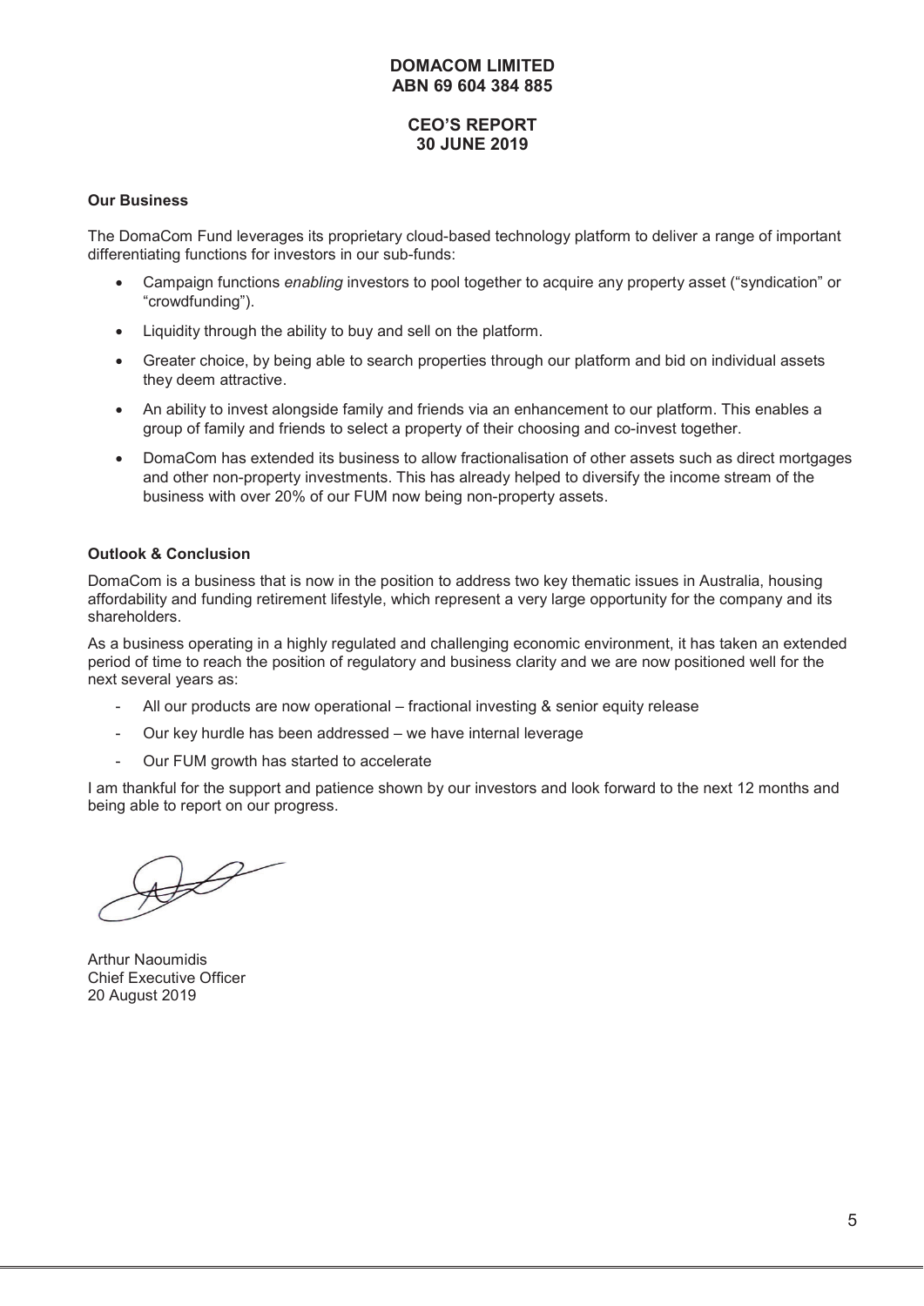**DOMACOM LIMITED**
**ABN 69 604 384 885**

**CEO'S REPORT**
**30 JUNE 2019**

**Our Business**

The DomaCom Fund leverages its proprietary cloud-based technology platform to deliver a range of important differentiating functions for investors in our sub-funds:

- Campaign functions *enabling* investors to pool together to acquire any property asset ("syndication" or "crowdfunding").
- Liquidity through the ability to buy and sell on the platform.
- Greater choice, by being able to search properties through our platform and bid on individual assets they deem attractive.
- An ability to invest alongside family and friends via an enhancement to our platform. This enables a group of family and friends to select a property of their choosing and co-invest together.
- DomaCom has extended its business to allow fractionalisation of other assets such as direct mortgages and other non-property investments. This has already helped to diversify the income stream of the business with over 20% of our FUM now being non-property assets.

**Outlook & Conclusion**

DomaCom is a business that is now in the position to address two key thematic issues in Australia, housing affordability and funding retirement lifestyle, which represent a very large opportunity for the company and its shareholders.

As a business operating in a highly regulated and challenging economic environment, it has taken an extended period of time to reach the position of regulatory and business clarity and we are now positioned well for the next several years as:

- All our products are now operational – fractional investing & senior equity release
- Our key hurdle has been addressed – we have internal leverage
- Our FUM growth has started to accelerate

I am thankful for the support and patience shown by our investors and look forward to the next 12 months and being able to report on our progress.

Arthur Naoumidis
Chief Executive Officer
20 August 2019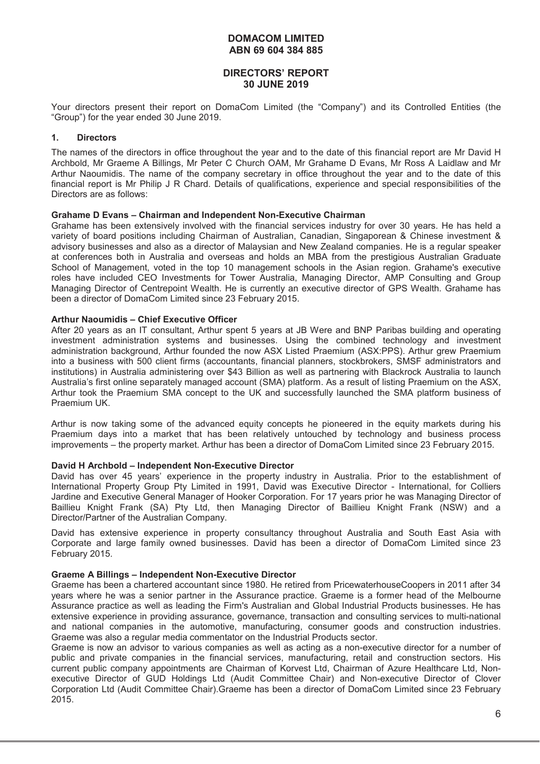# DOMACOM LIMITED
# ABN 69 604 384 885

## DIRECTORS' REPORT
## 30 JUNE 2019

Your directors present their report on DomaCom Limited (the "Company") and its Controlled Entities (the "Group") for the year ended 30 June 2019.

### 1. Directors

The names of the directors in office throughout the year and to the date of this financial report are Mr David H Archbold, Mr Graeme A Billings, Mr Peter C Church OAM, Mr Grahame D Evans, Mr Ross A Laidlaw and Mr Arthur Naoumidis. The name of the company secretary in office throughout the year and to the date of this financial report is Mr Philip J R Chard. Details of qualifications, experience and special responsibilities of the Directors are as follows:

**Grahame D Evans – Chairman and Independent Non-Executive Chairman**
Grahame has been extensively involved with the financial services industry for over 30 years. He has held a variety of board positions including Chairman of Australian, Canadian, Singaporean & Chinese investment & advisory businesses and also as a director of Malaysian and New Zealand companies. He is a regular speaker at conferences both in Australia and overseas and holds an MBA from the prestigious Australian Graduate School of Management, voted in the top 10 management schools in the Asian region. Grahame's executive roles have included CEO Investments for Tower Australia, Managing Director, AMP Consulting and Group Managing Director of Centrepoint Wealth. He is currently an executive director of GPS Wealth. Grahame has been a director of DomaCom Limited since 23 February 2015.

**Arthur Naoumidis – Chief Executive Officer**
After 20 years as an IT consultant, Arthur spent 5 years at JB Were and BNP Paribas building and operating investment administration systems and businesses. Using the combined technology and investment administration background, Arthur founded the now ASX Listed Praemium (ASX:PPS). Arthur grew Praemium into a business with 500 client firms (accountants, financial planners, stockbrokers, SMSF administrators and institutions) in Australia administering over $43 Billion as well as partnering with Blackrock Australia to launch Australia's first online separately managed account (SMA) platform. As a result of listing Praemium on the ASX, Arthur took the Praemium SMA concept to the UK and successfully launched the SMA platform business of Praemium UK.

Arthur is now taking some of the advanced equity concepts he pioneered in the equity markets during his Praemium days into a market that has been relatively untouched by technology and business process improvements – the property market. Arthur has been a director of DomaCom Limited since 23 February 2015.

**David H Archbold – Independent Non-Executive Director**
David has over 45 years' experience in the property industry in Australia. Prior to the establishment of International Property Group Pty Limited in 1991, David was Executive Director - International, for Colliers Jardine and Executive General Manager of Hooker Corporation. For 17 years prior he was Managing Director of Baillieu Knight Frank (SA) Pty Ltd, then Managing Director of Baillieu Knight Frank (NSW) and a Director/Partner of the Australian Company.

David has extensive experience in property consultancy throughout Australia and South East Asia with Corporate and large family owned businesses. David has been a director of DomaCom Limited since 23 February 2015.

**Graeme A Billings – Independent Non-Executive Director**
Graeme has been a chartered accountant since 1980. He retired from PricewaterhouseCoopers in 2011 after 34 years where he was a senior partner in the Assurance practice. Graeme is a former head of the Melbourne Assurance practice as well as leading the Firm's Australian and Global Industrial Products businesses. He has extensive experience in providing assurance, governance, transaction and consulting services to multi-national and national companies in the automotive, manufacturing, consumer goods and construction industries. Graeme was also a regular media commentator on the Industrial Products sector.
Graeme is now an advisor to various companies as well as acting as a non-executive director for a number of public and private companies in the financial services, manufacturing, retail and construction sectors. His current public company appointments are Chairman of Korvest Ltd, Chairman of Azure Healthcare Ltd, Non-executive Director of GUD Holdings Ltd (Audit Committee Chair) and Non-executive Director of Clover Corporation Ltd (Audit Committee Chair).Graeme has been a director of DomaCom Limited since 23 February 2015.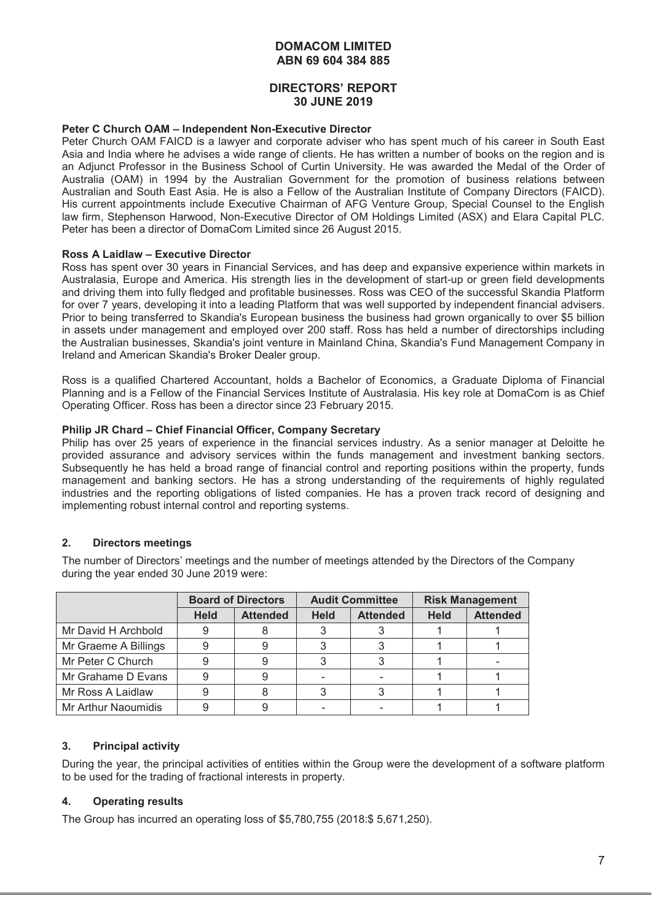**DOMACOM LIMITED**
**ABN 69 604 384 885**

**DIRECTORS' REPORT**
**30 JUNE 2019**

**Peter C Church OAM – Independent Non-Executive Director**

Peter Church OAM FAICD is a lawyer and corporate adviser who has spent much of his career in South East Asia and India where he advises a wide range of clients. He has written a number of books on the region and is an Adjunct Professor in the Business School of Curtin University. He was awarded the Medal of the Order of Australia (OAM) in 1994 by the Australian Government for the promotion of business relations between Australian and South East Asia. He is also a Fellow of the Australian Institute of Company Directors (FAICD). His current appointments include Executive Chairman of AFG Venture Group, Special Counsel to the English law firm, Stephenson Harwood, Non-Executive Director of OM Holdings Limited (ASX) and Elara Capital PLC. Peter has been a director of DomaCom Limited since 26 August 2015.

**Ross A Laidlaw – Executive Director**

Ross has spent over 30 years in Financial Services, and has deep and expansive experience within markets in Australasia, Europe and America. His strength lies in the development of start-up or green field developments and driving them into fully fledged and profitable businesses. Ross was CEO of the successful Skandia Platform for over 7 years, developing it into a leading Platform that was well supported by independent financial advisers. Prior to being transferred to Skandia's European business the business had grown organically to over $5 billion in assets under management and employed over 200 staff. Ross has held a number of directorships including the Australian businesses, Skandia's joint venture in Mainland China, Skandia's Fund Management Company in Ireland and American Skandia's Broker Dealer group.

Ross is a qualified Chartered Accountant, holds a Bachelor of Economics, a Graduate Diploma of Financial Planning and is a Fellow of the Financial Services Institute of Australasia. His key role at DomaCom is as Chief Operating Officer. Ross has been a director since 23 February 2015.

**Philip JR Chard – Chief Financial Officer, Company Secretary**

Philip has over 25 years of experience in the financial services industry. As a senior manager at Deloitte he provided assurance and advisory services within the funds management and investment banking sectors. Subsequently he has held a broad range of financial control and reporting positions within the property, funds management and banking sectors. He has a strong understanding of the requirements of highly regulated industries and the reporting obligations of listed companies. He has a proven track record of designing and implementing robust internal control and reporting systems.

## 2. Directors meetings

The number of Directors' meetings and the number of meetings attended by the Directors of the Company during the year ended 30 June 2019 were:

| | Board of Directors | | Audit Committee | | Risk Management | |
|---|---|---|---|---|---|---|
| | **Held** | **Attended** | **Held** | **Attended** | **Held** | **Attended** |
| Mr David H Archbold | 9 | 8 | 3 | 3 | 1 | 1 |
| Mr Graeme A Billings | 9 | 9 | 3 | 3 | 1 | 1 |
| Mr Peter C Church | 9 | 9 | 3 | 3 | 1 | - |
| Mr Grahame D Evans | 9 | 9 | - | - | 1 | 1 |
| Mr Ross A Laidlaw | 9 | 8 | 3 | 3 | 1 | 1 |
| Mr Arthur Naoumidis | 9 | 9 | - | - | 1 | 1 |

## 3. Principal activity

During the year, the principal activities of entities within the Group were the development of a software platform to be used for the trading of fractional interests in property.

## 4. Operating results

The Group has incurred an operating loss of $5,780,755 (2018:$ 5,671,250).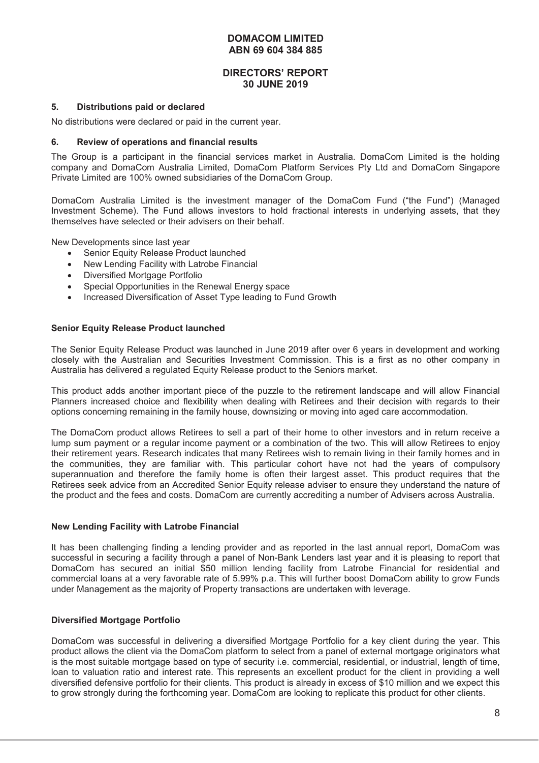# DOMACOM LIMITED
## ABN 69 604 384 885

## DIRECTORS' REPORT
## 30 JUNE 2019

### 5. Distributions paid or declared

No distributions were declared or paid in the current year.

### 6. Review of operations and financial results

The Group is a participant in the financial services market in Australia. DomaCom Limited is the holding company and DomaCom Australia Limited, DomaCom Platform Services Pty Ltd and DomaCom Singapore Private Limited are 100% owned subsidiaries of the DomaCom Group.

DomaCom Australia Limited is the investment manager of the DomaCom Fund ("the Fund") (Managed Investment Scheme). The Fund allows investors to hold fractional interests in underlying assets, that they themselves have selected or their advisers on their behalf.

New Developments since last year

- Senior Equity Release Product launched
- New Lending Facility with Latrobe Financial
- Diversified Mortgage Portfolio
- Special Opportunities in the Renewal Energy space
- Increased Diversification of Asset Type leading to Fund Growth

**Senior Equity Release Product launched**

The Senior Equity Release Product was launched in June 2019 after over 6 years in development and working closely with the Australian and Securities Investment Commission. This is a first as no other company in Australia has delivered a regulated Equity Release product to the Seniors market.

This product adds another important piece of the puzzle to the retirement landscape and will allow Financial Planners increased choice and flexibility when dealing with Retirees and their decision with regards to their options concerning remaining in the family house, downsizing or moving into aged care accommodation.

The DomaCom product allows Retirees to sell a part of their home to other investors and in return receive a lump sum payment or a regular income payment or a combination of the two. This will allow Retirees to enjoy their retirement years. Research indicates that many Retirees wish to remain living in their family homes and in the communities, they are familiar with. This particular cohort have not had the years of compulsory superannuation and therefore the family home is often their largest asset. This product requires that the Retirees seek advice from an Accredited Senior Equity release adviser to ensure they understand the nature of the product and the fees and costs. DomaCom are currently accrediting a number of Advisers across Australia.

**New Lending Facility with Latrobe Financial**

It has been challenging finding a lending provider and as reported in the last annual report, DomaCom was successful in securing a facility through a panel of Non-Bank Lenders last year and it is pleasing to report that DomaCom has secured an initial $50 million lending facility from Latrobe Financial for residential and commercial loans at a very favorable rate of 5.99% p.a. This will further boost DomaCom ability to grow Funds under Management as the majority of Property transactions are undertaken with leverage.

**Diversified Mortgage Portfolio**

DomaCom was successful in delivering a diversified Mortgage Portfolio for a key client during the year. This product allows the client via the DomaCom platform to select from a panel of external mortgage originators what is the most suitable mortgage based on type of security i.e. commercial, residential, or industrial, length of time, loan to valuation ratio and interest rate. This represents an excellent product for the client in providing a well diversified defensive portfolio for their clients. This product is already in excess of $10 million and we expect this to grow strongly during the forthcoming year. DomaCom are looking to replicate this product for other clients.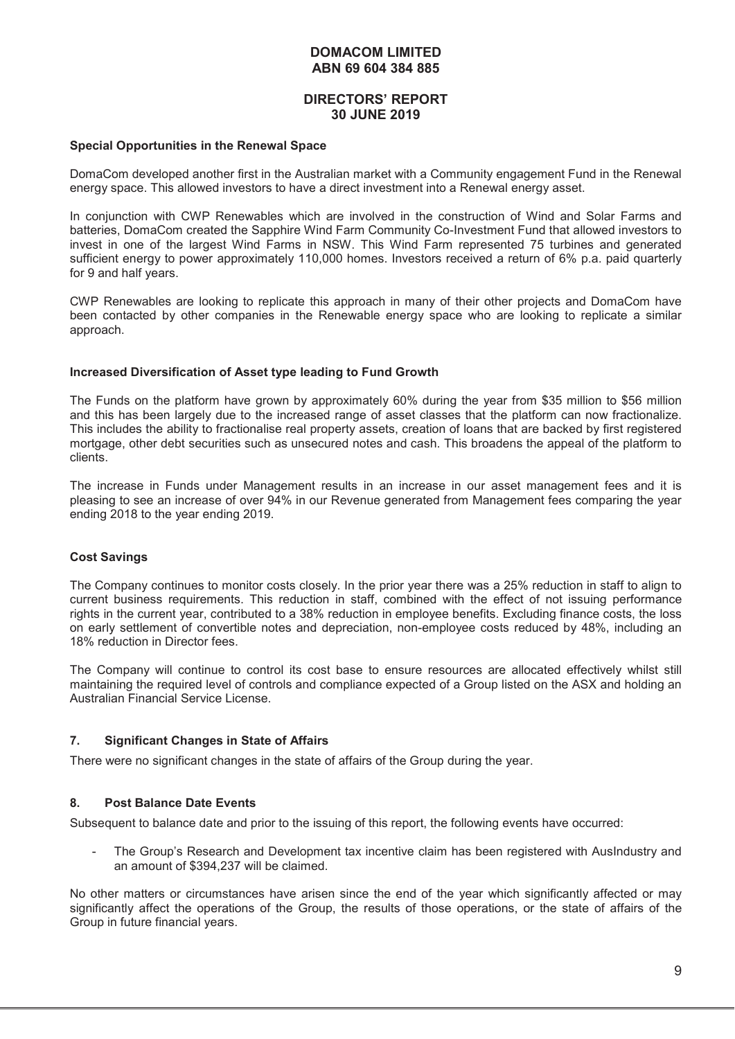**Special Opportunities in the Renewal Space**

DomaCom developed another first in the Australian market with a Community engagement Fund in the Renewal energy space. This allowed investors to have a direct investment into a Renewal energy asset.

In conjunction with CWP Renewables which are involved in the construction of Wind and Solar Farms and batteries, DomaCom created the Sapphire Wind Farm Community Co-Investment Fund that allowed investors to invest in one of the largest Wind Farms in NSW. This Wind Farm represented 75 turbines and generated sufficient energy to power approximately 110,000 homes. Investors received a return of 6% p.a. paid quarterly for 9 and half years.

CWP Renewables are looking to replicate this approach in many of their other projects and DomaCom have been contacted by other companies in the Renewable energy space who are looking to replicate a similar approach.

**Increased Diversification of Asset type leading to Fund Growth**

The Funds on the platform have grown by approximately 60% during the year from $35 million to $56 million and this has been largely due to the increased range of asset classes that the platform can now fractionalize. This includes the ability to fractionalise real property assets, creation of loans that are backed by first registered mortgage, other debt securities such as unsecured notes and cash. This broadens the appeal of the platform to clients.

The increase in Funds under Management results in an increase in our asset management fees and it is pleasing to see an increase of over 94% in our Revenue generated from Management fees comparing the year ending 2018 to the year ending 2019.

**Cost Savings**

The Company continues to monitor costs closely. In the prior year there was a 25% reduction in staff to align to current business requirements. This reduction in staff, combined with the effect of not issuing performance rights in the current year, contributed to a 38% reduction in employee benefits. Excluding finance costs, the loss on early settlement of convertible notes and depreciation, non-employee costs reduced by 48%, including an 18% reduction in Director fees.

The Company will continue to control its cost base to ensure resources are allocated effectively whilst still maintaining the required level of controls and compliance expected of a Group listed on the ASX and holding an Australian Financial Service License.

## 7. Significant Changes in State of Affairs

There were no significant changes in the state of affairs of the Group during the year.

## 8. Post Balance Date Events

Subsequent to balance date and prior to the issuing of this report, the following events have occurred:

- The Group's Research and Development tax incentive claim has been registered with AusIndustry and an amount of $394,237 will be claimed.

No other matters or circumstances have arisen since the end of the year which significantly affected or may significantly affect the operations of the Group, the results of those operations, or the state of affairs of the Group in future financial years.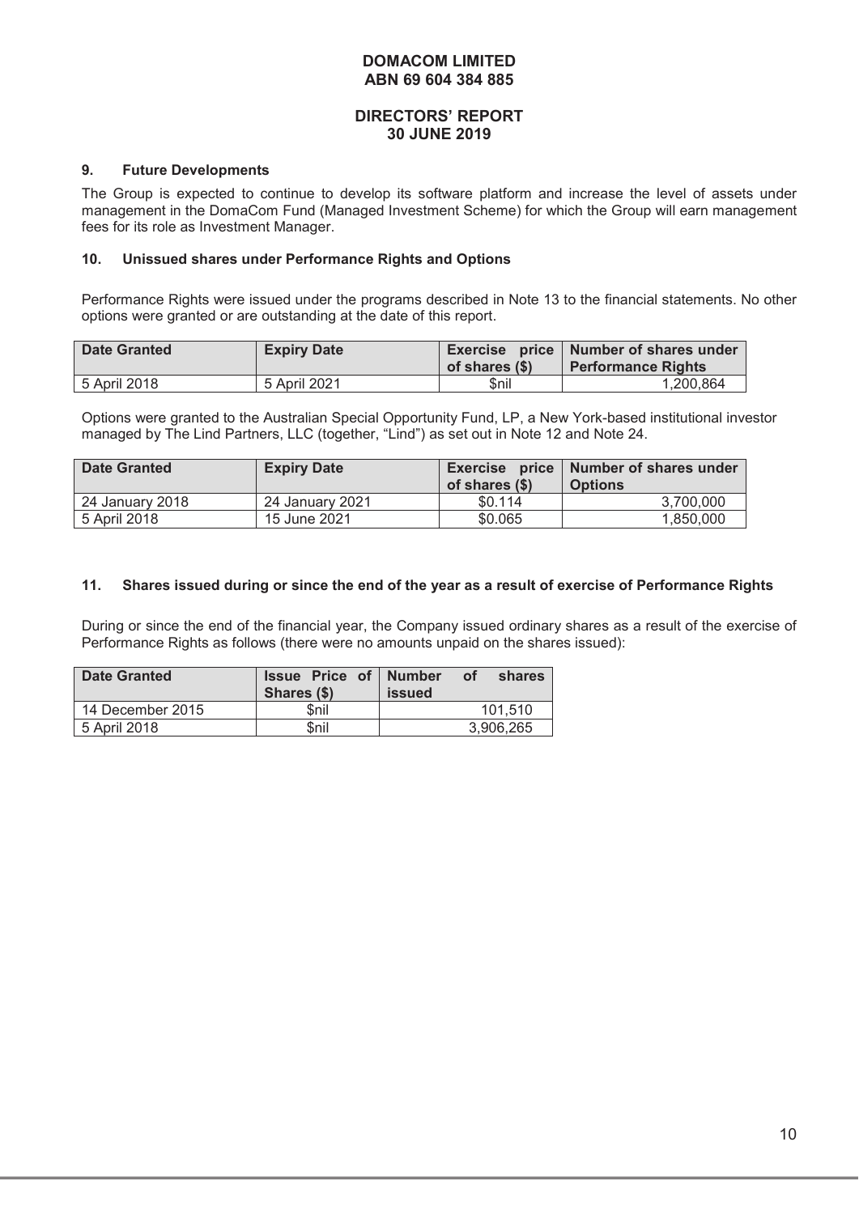**DOMACOM LIMITED**
**ABN 69 604 384 885**

**DIRECTORS' REPORT**
**30 JUNE 2019**

### 9. Future Developments

The Group is expected to continue to develop its software platform and increase the level of assets under management in the DomaCom Fund (Managed Investment Scheme) for which the Group will earn management fees for its role as Investment Manager.

### 10. Unissued shares under Performance Rights and Options

Performance Rights were issued under the programs described in Note 13 to the financial statements. No other options were granted or are outstanding at the date of this report.

| Date Granted | Expiry Date | Exercise price of shares ($) | Number of shares under Performance Rights |
|---|---|---|---|
| 5 April 2018 | 5 April 2021 | $nil | 1,200,864 |

Options were granted to the Australian Special Opportunity Fund, LP, a New York-based institutional investor managed by The Lind Partners, LLC (together, "Lind") as set out in Note 12 and Note 24.

| Date Granted | Expiry Date | Exercise price of shares ($) | Number of shares under Options |
|---|---|---|---|
| 24 January 2018 | 24 January 2021 | $0.114 | 3,700,000 |
| 5 April 2018 | 15 June 2021 | $0.065 | 1,850,000 |

### 11. Shares issued during or since the end of the year as a result of exercise of Performance Rights

During or since the end of the financial year, the Company issued ordinary shares as a result of the exercise of Performance Rights as follows (there were no amounts unpaid on the shares issued):

| Date Granted | Issue Price of Shares ($) | Number of shares issued |
|---|---|---|
| 14 December 2015 | $nil | 101,510 |
| 5 April 2018 | $nil | 3,906,265 |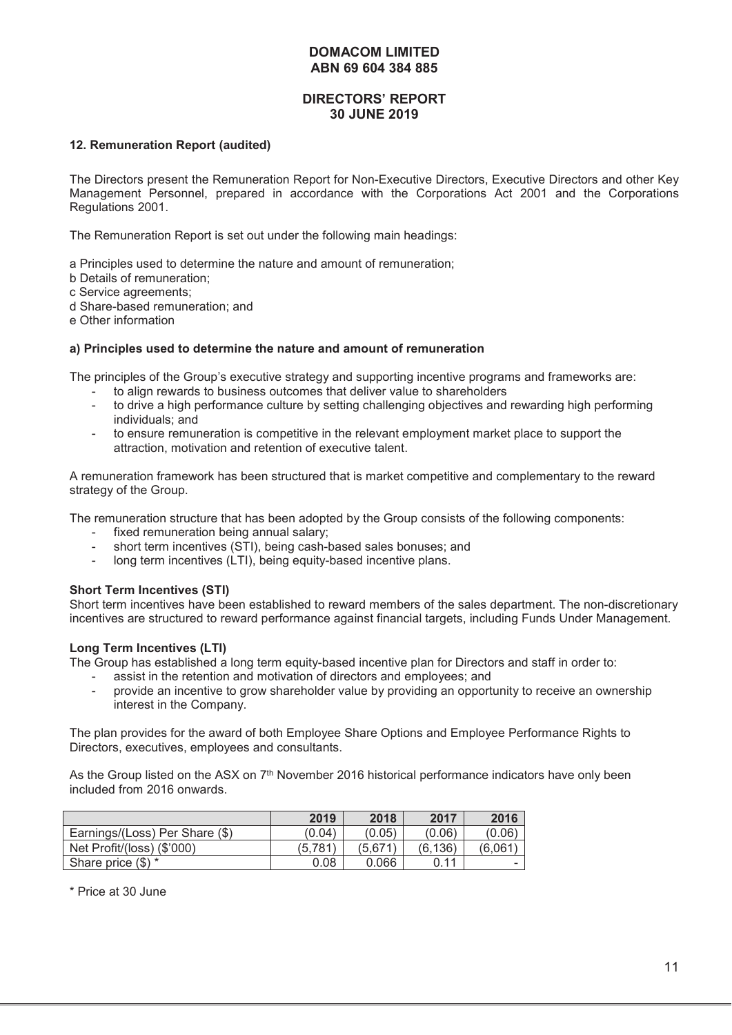# DOMACOM LIMITED
# ABN 69 604 384 885

## DIRECTORS' REPORT
## 30 JUNE 2019

### 12. Remuneration Report (audited)

The Directors present the Remuneration Report for Non-Executive Directors, Executive Directors and other Key Management Personnel, prepared in accordance with the Corporations Act 2001 and the Corporations Regulations 2001.

The Remuneration Report is set out under the following main headings:

a Principles used to determine the nature and amount of remuneration;
b Details of remuneration;
c Service agreements;
d Share-based remuneration; and
e Other information

#### a) Principles used to determine the nature and amount of remuneration

The principles of the Group's executive strategy and supporting incentive programs and frameworks are:

- to align rewards to business outcomes that deliver value to shareholders
- to drive a high performance culture by setting challenging objectives and rewarding high performing individuals; and
- to ensure remuneration is competitive in the relevant employment market place to support the attraction, motivation and retention of executive talent.

A remuneration framework has been structured that is market competitive and complementary to the reward strategy of the Group.

The remuneration structure that has been adopted by the Group consists of the following components:

- fixed remuneration being annual salary;
- short term incentives (STI), being cash-based sales bonuses; and
- long term incentives (LTI), being equity-based incentive plans.

**Short Term Incentives (STI)**
Short term incentives have been established to reward members of the sales department. The non-discretionary incentives are structured to reward performance against financial targets, including Funds Under Management.

**Long Term Incentives (LTI)**
The Group has established a long term equity-based incentive plan for Directors and staff in order to:

- assist in the retention and motivation of directors and employees; and
- provide an incentive to grow shareholder value by providing an opportunity to receive an ownership interest in the Company.

The plan provides for the award of both Employee Share Options and Employee Performance Rights to Directors, executives, employees and consultants.

As the Group listed on the ASX on 7th November 2016 historical performance indicators have only been included from 2016 onwards.

| | 2019 | 2018 | 2017 | 2016 |
|---|---|---|---|---|
| Earnings/(Loss) Per Share ($) | (0.04) | (0.05) | (0.06) | (0.06) |
| Net Profit/(loss) ($'000) | (5,781) | (5,671) | (6,136) | (6,061) |
| Share price ($) * | 0.08 | 0.066 | 0.11 | - |

* Price at 30 June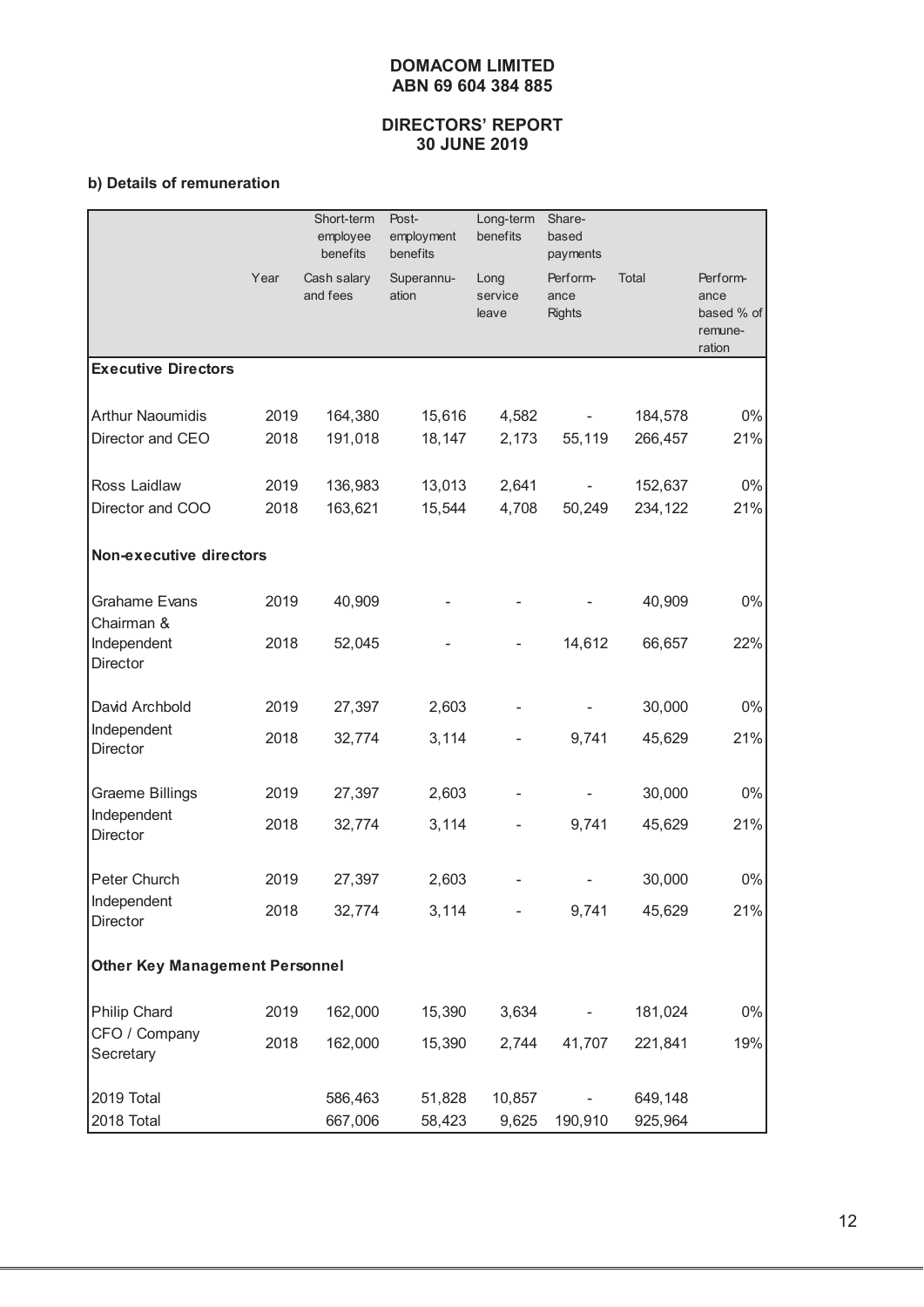**DOMACOM LIMITED**
**ABN 69 604 384 885**

**DIRECTORS' REPORT**
**30 JUNE 2019**

**b) Details of remuneration**

| | | Short-term employee benefits | Post-employment benefits | Long-term benefits | Share-based payments | | |
|---|---|---|---|---|---|---|---|
| | Year | Cash salary and fees | Superannuation | Long service leave | Performance Rights | Total | Performance based % of remuneration |
| **Executive Directors** | | | | | | | |
| Arthur Naoumidis | 2019 | 164,380 | 15,616 | 4,582 | - | 184,578 | 0% |
| Director and CEO | 2018 | 191,018 | 18,147 | 2,173 | 55,119 | 266,457 | 21% |
| Ross Laidlaw | 2019 | 136,983 | 13,013 | 2,641 | - | 152,637 | 0% |
| Director and COO | 2018 | 163,621 | 15,544 | 4,708 | 50,249 | 234,122 | 21% |
| **Non-executive directors** | | | | | | | |
| Grahame Evans | 2019 | 40,909 | - | - | - | 40,909 | 0% |
| Chairman & Independent Director | 2018 | 52,045 | - | - | 14,612 | 66,657 | 22% |
| David Archbold | 2019 | 27,397 | 2,603 | - | - | 30,000 | 0% |
| Independent Director | 2018 | 32,774 | 3,114 | - | 9,741 | 45,629 | 21% |
| Graeme Billings | 2019 | 27,397 | 2,603 | - | - | 30,000 | 0% |
| Independent Director | 2018 | 32,774 | 3,114 | - | 9,741 | 45,629 | 21% |
| Peter Church | 2019 | 27,397 | 2,603 | - | - | 30,000 | 0% |
| Independent Director | 2018 | 32,774 | 3,114 | - | 9,741 | 45,629 | 21% |
| **Other Key Management Personnel** | | | | | | | |
| Philip Chard | 2019 | 162,000 | 15,390 | 3,634 | - | 181,024 | 0% |
| CFO / Company Secretary | 2018 | 162,000 | 15,390 | 2,744 | 41,707 | 221,841 | 19% |
| 2019 Total | | 586,463 | 51,828 | 10,857 | - | 649,148 | |
| 2018 Total | | 667,006 | 58,423 | 9,625 | 190,910 | 925,964 | |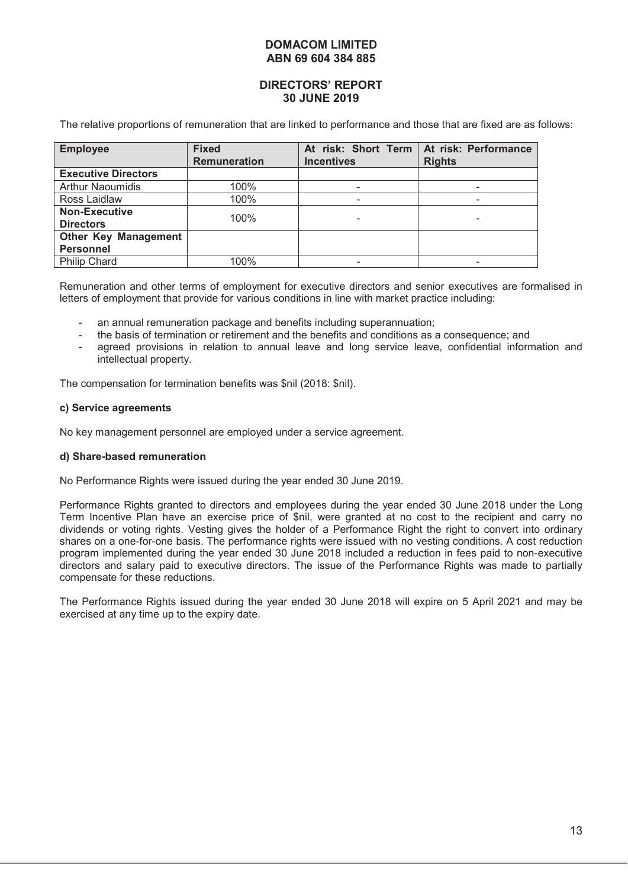The relative proportions of remuneration that are linked to performance and those that are fixed are as follows:

| Employee | Fixed Remuneration | At risk: Short Term Incentives | At risk: Performance Rights |
|---|---|---|---|
| **Executive Directors** | | | |
| Arthur Naoumidis | 100% | - | - |
| Ross Laidlaw | 100% | - | - |
| **Non-Executive Directors** | 100% | - | - |
| **Other Key Management Personnel** | | | |
| Philip Chard | 100% | - | - |

Remuneration and other terms of employment for executive directors and senior executives are formalised in letters of employment that provide for various conditions in line with market practice including:

- an annual remuneration package and benefits including superannuation;
- the basis of termination or retirement and the benefits and conditions as a consequence; and
- agreed provisions in relation to annual leave and long service leave, confidential information and intellectual property.

The compensation for termination benefits was $nil (2018: $nil).

**c) Service agreements**

No key management personnel are employed under a service agreement.

**d) Share-based remuneration**

No Performance Rights were issued during the year ended 30 June 2019.

Performance Rights granted to directors and employees during the year ended 30 June 2018 under the Long Term Incentive Plan have an exercise price of $nil, were granted at no cost to the recipient and carry no dividends or voting rights. Vesting gives the holder of a Performance Right the right to convert into ordinary shares on a one-for-one basis. The performance rights were issued with no vesting conditions. A cost reduction program implemented during the year ended 30 June 2018 included a reduction in fees paid to non-executive directors and salary paid to executive directors. The issue of the Performance Rights was made to partially compensate for these reductions.

The Performance Rights issued during the year ended 30 June 2018 will expire on 5 April 2021 and may be exercised at any time up to the expiry date.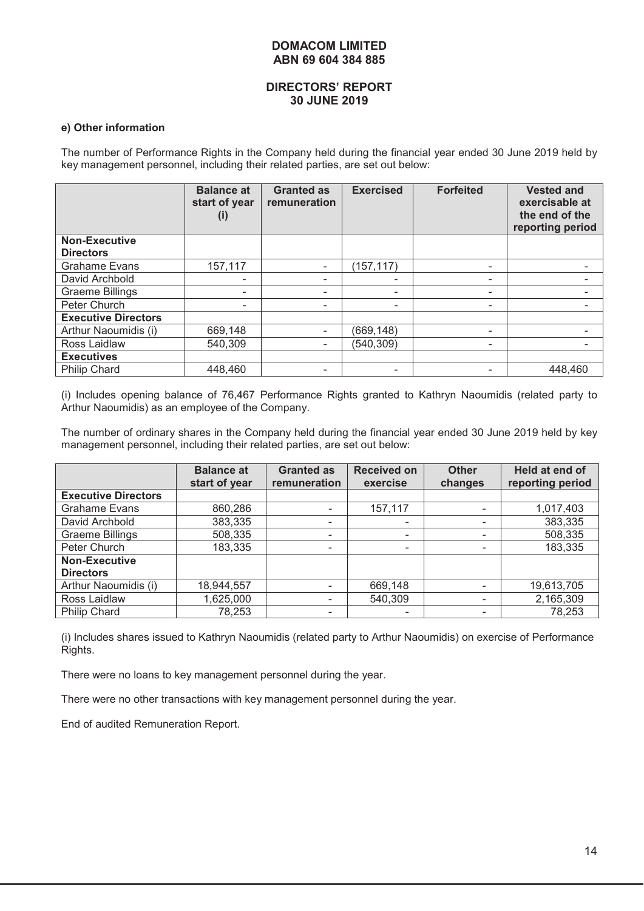# DOMACOM LIMITED
# ABN 69 604 384 885

## DIRECTORS' REPORT
## 30 JUNE 2019

**e) Other information**

The number of Performance Rights in the Company held during the financial year ended 30 June 2019 held by key management personnel, including their related parties, are set out below:

| | Balance at start of year (i) | Granted as remuneration | Exercised | Forfeited | Vested and exercisable at the end of the reporting period |
|---|---|---|---|---|---|
| **Non-Executive Directors** | | | | | |
| Grahame Evans | 157,117 | - | (157,117) | - | - |
| David Archbold | - | - | - | - | - |
| Graeme Billings | - | - | - | - | - |
| Peter Church | - | - | - | - | - |
| **Executive Directors** | | | | | |
| Arthur Naoumidis (i) | 669,148 | - | (669,148) | - | - |
| Ross Laidlaw | 540,309 | - | (540,309) | - | - |
| **Executives** | | | | | |
| Philip Chard | 448,460 | - | - | - | 448,460 |

(i) Includes opening balance of 76,467 Performance Rights granted to Kathryn Naoumidis (related party to Arthur Naoumidis) as an employee of the Company.

The number of ordinary shares in the Company held during the financial year ended 30 June 2019 held by key management personnel, including their related parties, are set out below:

| | Balance at start of year | Granted as remuneration | Received on exercise | Other changes | Held at end of reporting period |
|---|---|---|---|---|---|
| **Executive Directors** | | | | | |
| Grahame Evans | 860,286 | - | 157,117 | - | 1,017,403 |
| David Archbold | 383,335 | - | - | - | 383,335 |
| Graeme Billings | 508,335 | - | - | - | 508,335 |
| Peter Church | 183,335 | - | - | - | 183,335 |
| **Non-Executive Directors** | | | | | |
| Arthur Naoumidis (i) | 18,944,557 | - | 669,148 | - | 19,613,705 |
| Ross Laidlaw | 1,625,000 | - | 540,309 | - | 2,165,309 |
| Philip Chard | 78,253 | - | - | - | 78,253 |

(i) Includes shares issued to Kathryn Naoumidis (related party to Arthur Naoumidis) on exercise of Performance Rights.

There were no loans to key management personnel during the year.

There were no other transactions with key management personnel during the year.

End of audited Remuneration Report.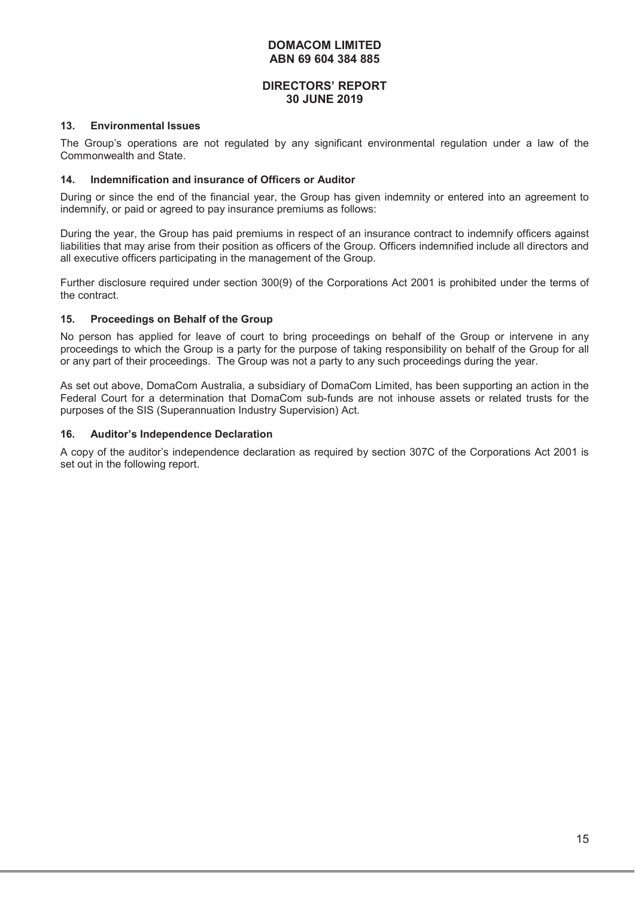## 13. Environmental Issues

The Group's operations are not regulated by any significant environmental regulation under a law of the Commonwealth and State.

## 14. Indemnification and insurance of Officers or Auditor

During or since the end of the financial year, the Group has given indemnity or entered into an agreement to indemnify, or paid or agreed to pay insurance premiums as follows:

During the year, the Group has paid premiums in respect of an insurance contract to indemnify officers against liabilities that may arise from their position as officers of the Group. Officers indemnified include all directors and all executive officers participating in the management of the Group.

Further disclosure required under section 300(9) of the Corporations Act 2001 is prohibited under the terms of the contract.

## 15. Proceedings on Behalf of the Group

No person has applied for leave of court to bring proceedings on behalf of the Group or intervene in any proceedings to which the Group is a party for the purpose of taking responsibility on behalf of the Group for all or any part of their proceedings. The Group was not a party to any such proceedings during the year.

As set out above, DomaCom Australia, a subsidiary of DomaCom Limited, has been supporting an action in the Federal Court for a determination that DomaCom sub-funds are not inhouse assets or related trusts for the purposes of the SIS (Superannuation Industry Supervision) Act.

## 16. Auditor's Independence Declaration

A copy of the auditor's independence declaration as required by section 307C of the Corporations Act 2001 is set out in the following report.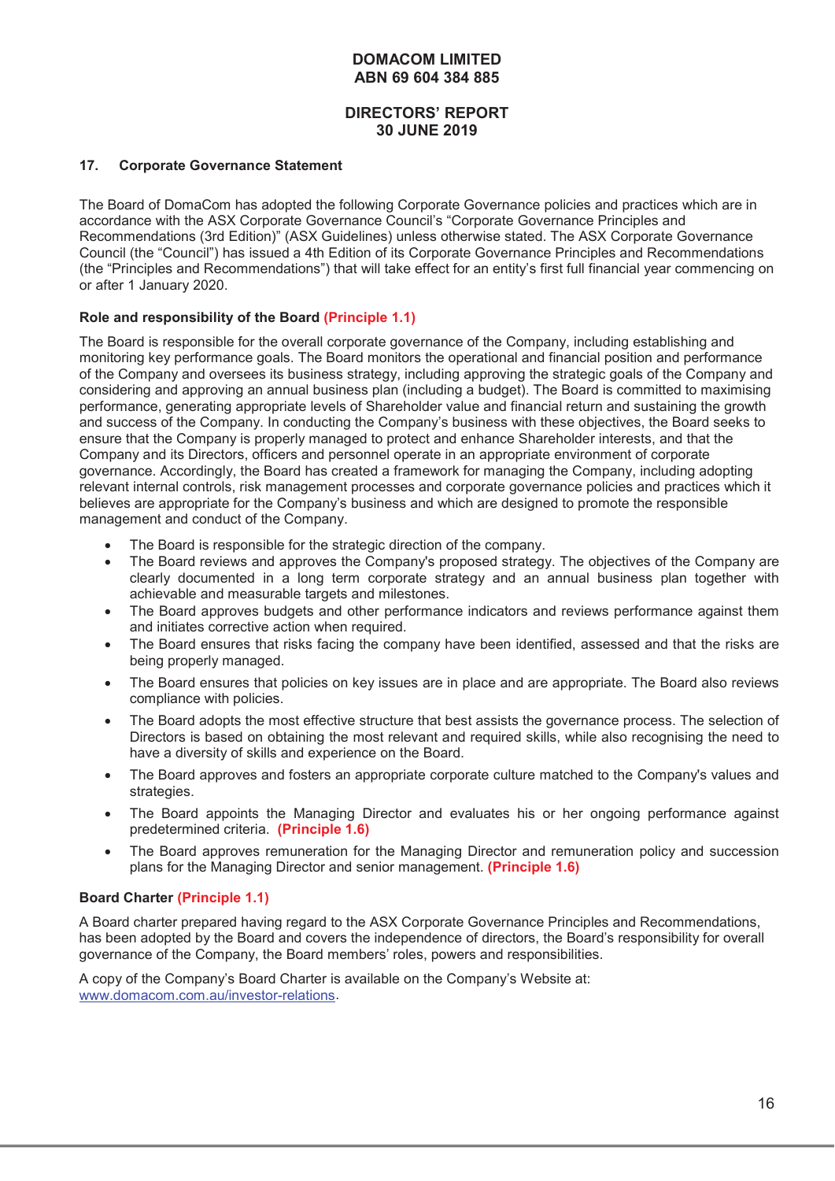## 17. Corporate Governance Statement

The Board of DomaCom has adopted the following Corporate Governance policies and practices which are in accordance with the ASX Corporate Governance Council's "Corporate Governance Principles and Recommendations (3rd Edition)" (ASX Guidelines) unless otherwise stated. The ASX Corporate Governance Council (the "Council") has issued a 4th Edition of its Corporate Governance Principles and Recommendations (the "Principles and Recommendations") that will take effect for an entity's first full financial year commencing on or after 1 January 2020.

### Role and responsibility of the Board (Principle 1.1)

The Board is responsible for the overall corporate governance of the Company, including establishing and monitoring key performance goals. The Board monitors the operational and financial position and performance of the Company and oversees its business strategy, including approving the strategic goals of the Company and considering and approving an annual business plan (including a budget). The Board is committed to maximising performance, generating appropriate levels of Shareholder value and financial return and sustaining the growth and success of the Company. In conducting the Company's business with these objectives, the Board seeks to ensure that the Company is properly managed to protect and enhance Shareholder interests, and that the Company and its Directors, officers and personnel operate in an appropriate environment of corporate governance. Accordingly, the Board has created a framework for managing the Company, including adopting relevant internal controls, risk management processes and corporate governance policies and practices which it believes are appropriate for the Company's business and which are designed to promote the responsible management and conduct of the Company.

- The Board is responsible for the strategic direction of the company.
- The Board reviews and approves the Company's proposed strategy. The objectives of the Company are clearly documented in a long term corporate strategy and an annual business plan together with achievable and measurable targets and milestones.
- The Board approves budgets and other performance indicators and reviews performance against them and initiates corrective action when required.
- The Board ensures that risks facing the company have been identified, assessed and that the risks are being properly managed.
- The Board ensures that policies on key issues are in place and are appropriate. The Board also reviews compliance with policies.
- The Board adopts the most effective structure that best assists the governance process. The selection of Directors is based on obtaining the most relevant and required skills, while also recognising the need to have a diversity of skills and experience on the Board.
- The Board approves and fosters an appropriate corporate culture matched to the Company's values and strategies.
- The Board appoints the Managing Director and evaluates his or her ongoing performance against predetermined criteria. **(Principle 1.6)**
- The Board approves remuneration for the Managing Director and remuneration policy and succession plans for the Managing Director and senior management. **(Principle 1.6)**

### Board Charter (Principle 1.1)

A Board charter prepared having regard to the ASX Corporate Governance Principles and Recommendations, has been adopted by the Board and covers the independence of directors, the Board's responsibility for overall governance of the Company, the Board members' roles, powers and responsibilities.

A copy of the Company's Board Charter is available on the Company's Website at: www.domacom.com.au/investor-relations.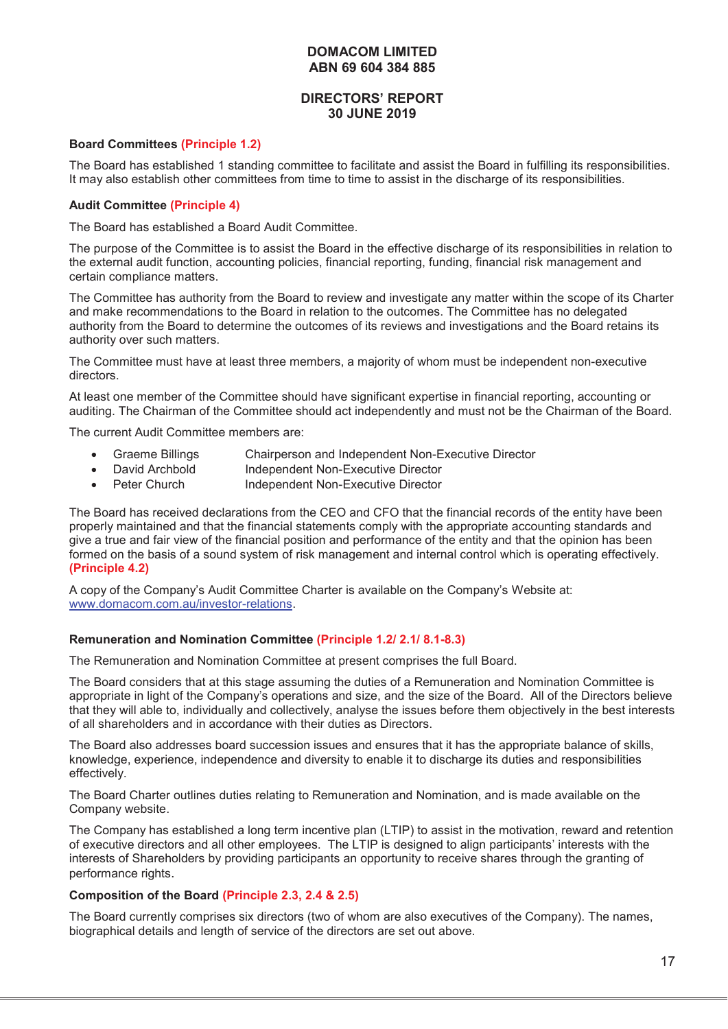**Board Committees (Principle 1.2)**

The Board has established 1 standing committee to facilitate and assist the Board in fulfilling its responsibilities. It may also establish other committees from time to time to assist in the discharge of its responsibilities.

**Audit Committee (Principle 4)**

The Board has established a Board Audit Committee.

The purpose of the Committee is to assist the Board in the effective discharge of its responsibilities in relation to the external audit function, accounting policies, financial reporting, funding, financial risk management and certain compliance matters.

The Committee has authority from the Board to review and investigate any matter within the scope of its Charter and make recommendations to the Board in relation to the outcomes. The Committee has no delegated authority from the Board to determine the outcomes of its reviews and investigations and the Board retains its authority over such matters.

The Committee must have at least three members, a majority of whom must be independent non-executive directors.

At least one member of the Committee should have significant expertise in financial reporting, accounting or auditing. The Chairman of the Committee should act independently and must not be the Chairman of the Board.

The current Audit Committee members are:

- Graeme Billings — Chairperson and Independent Non-Executive Director
- David Archbold — Independent Non-Executive Director
- Peter Church — Independent Non-Executive Director

The Board has received declarations from the CEO and CFO that the financial records of the entity have been properly maintained and that the financial statements comply with the appropriate accounting standards and give a true and fair view of the financial position and performance of the entity and that the opinion has been formed on the basis of a sound system of risk management and internal control which is operating effectively. **(Principle 4.2)**

A copy of the Company's Audit Committee Charter is available on the Company's Website at: www.domacom.com.au/investor-relations.

**Remuneration and Nomination Committee (Principle 1.2/ 2.1/ 8.1-8.3)**

The Remuneration and Nomination Committee at present comprises the full Board.

The Board considers that at this stage assuming the duties of a Remuneration and Nomination Committee is appropriate in light of the Company's operations and size, and the size of the Board. All of the Directors believe that they will able to, individually and collectively, analyse the issues before them objectively in the best interests of all shareholders and in accordance with their duties as Directors.

The Board also addresses board succession issues and ensures that it has the appropriate balance of skills, knowledge, experience, independence and diversity to enable it to discharge its duties and responsibilities effectively.

The Board Charter outlines duties relating to Remuneration and Nomination, and is made available on the Company website.

The Company has established a long term incentive plan (LTIP) to assist in the motivation, reward and retention of executive directors and all other employees. The LTIP is designed to align participants' interests with the interests of Shareholders by providing participants an opportunity to receive shares through the granting of performance rights.

**Composition of the Board (Principle 2.3, 2.4 & 2.5)**

The Board currently comprises six directors (two of whom are also executives of the Company). The names, biographical details and length of service of the directors are set out above.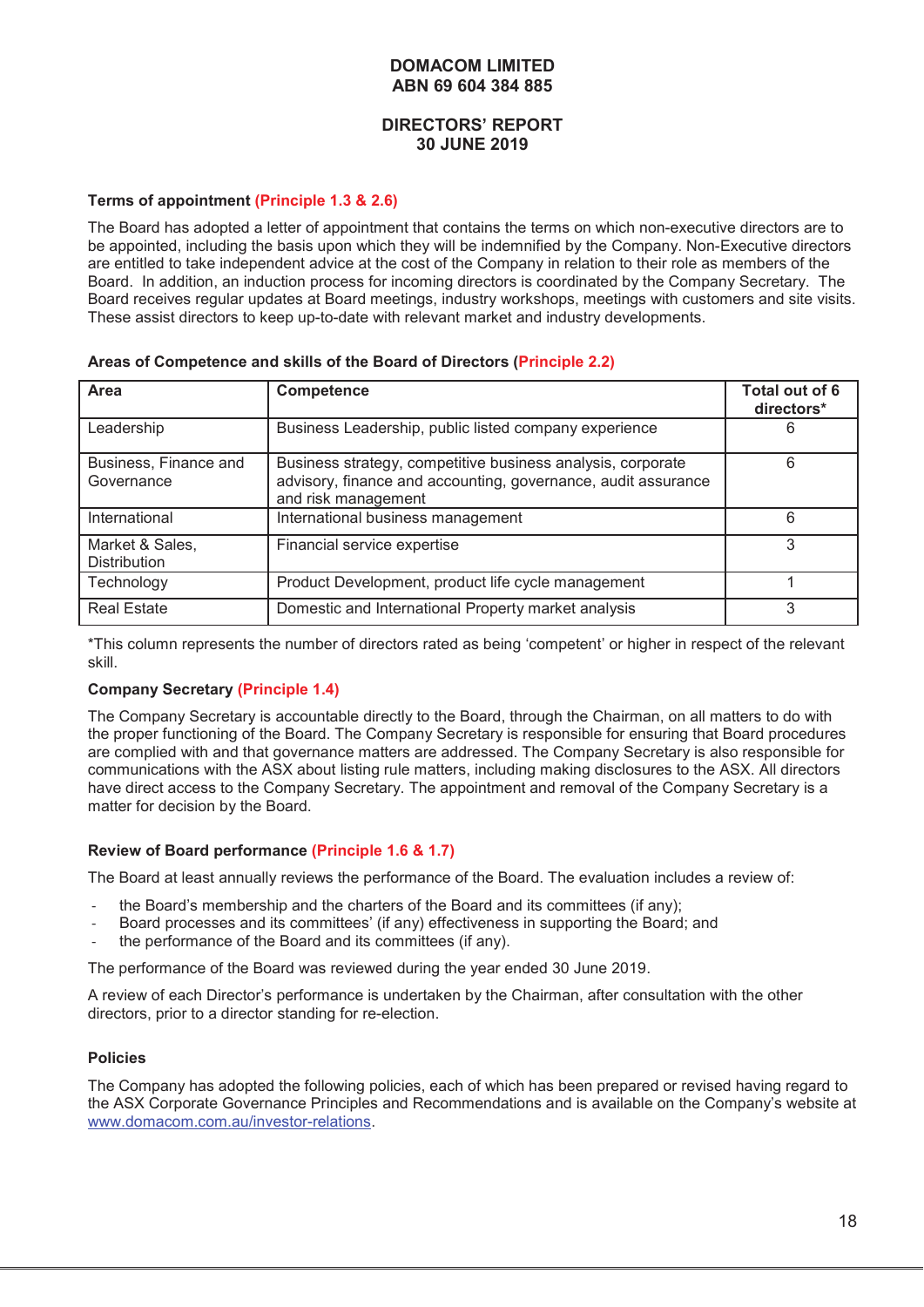**DOMACOM LIMITED**
**ABN 69 604 384 885**

**DIRECTORS' REPORT**
**30 JUNE 2019**

**Terms of appointment (Principle 1.3 & 2.6)**

The Board has adopted a letter of appointment that contains the terms on which non-executive directors are to be appointed, including the basis upon which they will be indemnified by the Company. Non-Executive directors are entitled to take independent advice at the cost of the Company in relation to their role as members of the Board. In addition, an induction process for incoming directors is coordinated by the Company Secretary. The Board receives regular updates at Board meetings, industry workshops, meetings with customers and site visits. These assist directors to keep up-to-date with relevant market and industry developments.

**Areas of Competence and skills of the Board of Directors (Principle 2.2)**

| Area | Competence | Total out of 6 directors* |
|---|---|---|
| Leadership | Business Leadership, public listed company experience | 6 |
| Business, Finance and Governance | Business strategy, competitive business analysis, corporate advisory, finance and accounting, governance, audit assurance and risk management | 6 |
| International | International business management | 6 |
| Market & Sales, Distribution | Financial service expertise | 3 |
| Technology | Product Development, product life cycle management | 1 |
| Real Estate | Domestic and International Property market analysis | 3 |

*This column represents the number of directors rated as being 'competent' or higher in respect of the relevant skill.

**Company Secretary (Principle 1.4)**

The Company Secretary is accountable directly to the Board, through the Chairman, on all matters to do with the proper functioning of the Board. The Company Secretary is responsible for ensuring that Board procedures are complied with and that governance matters are addressed. The Company Secretary is also responsible for communications with the ASX about listing rule matters, including making disclosures to the ASX. All directors have direct access to the Company Secretary. The appointment and removal of the Company Secretary is a matter for decision by the Board.

**Review of Board performance (Principle 1.6 & 1.7)**

The Board at least annually reviews the performance of the Board. The evaluation includes a review of:

- the Board's membership and the charters of the Board and its committees (if any);
- Board processes and its committees' (if any) effectiveness in supporting the Board; and
- the performance of the Board and its committees (if any).

The performance of the Board was reviewed during the year ended 30 June 2019.

A review of each Director's performance is undertaken by the Chairman, after consultation with the other directors, prior to a director standing for re-election.

**Policies**

The Company has adopted the following policies, each of which has been prepared or revised having regard to the ASX Corporate Governance Principles and Recommendations and is available on the Company's website at www.domacom.com.au/investor-relations.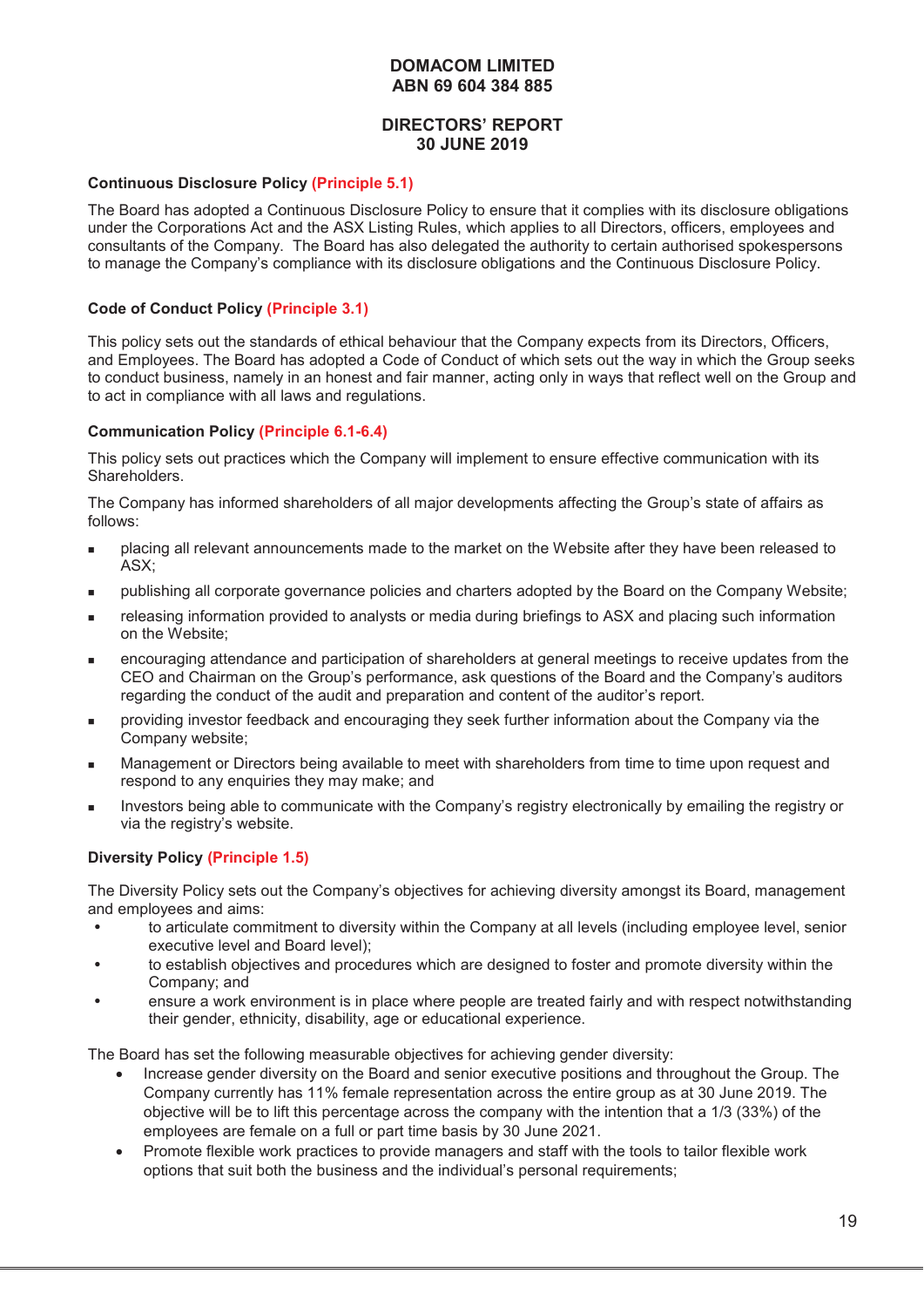**DOMACOM LIMITED**
**ABN 69 604 384 885**

**DIRECTORS' REPORT**
**30 JUNE 2019**

**Continuous Disclosure Policy (Principle 5.1)**

The Board has adopted a Continuous Disclosure Policy to ensure that it complies with its disclosure obligations under the Corporations Act and the ASX Listing Rules, which applies to all Directors, officers, employees and consultants of the Company. The Board has also delegated the authority to certain authorised spokespersons to manage the Company's compliance with its disclosure obligations and the Continuous Disclosure Policy.

**Code of Conduct Policy (Principle 3.1)**

This policy sets out the standards of ethical behaviour that the Company expects from its Directors, Officers, and Employees. The Board has adopted a Code of Conduct of which sets out the way in which the Group seeks to conduct business, namely in an honest and fair manner, acting only in ways that reflect well on the Group and to act in compliance with all laws and regulations.

**Communication Policy (Principle 6.1-6.4)**

This policy sets out practices which the Company will implement to ensure effective communication with its Shareholders.

The Company has informed shareholders of all major developments affecting the Group's state of affairs as follows:

- placing all relevant announcements made to the market on the Website after they have been released to ASX;
- publishing all corporate governance policies and charters adopted by the Board on the Company Website;
- releasing information provided to analysts or media during briefings to ASX and placing such information on the Website;
- encouraging attendance and participation of shareholders at general meetings to receive updates from the CEO and Chairman on the Group's performance, ask questions of the Board and the Company's auditors regarding the conduct of the audit and preparation and content of the auditor's report.
- providing investor feedback and encouraging they seek further information about the Company via the Company website;
- Management or Directors being available to meet with shareholders from time to time upon request and respond to any enquiries they may make; and
- Investors being able to communicate with the Company's registry electronically by emailing the registry or via the registry's website.

**Diversity Policy (Principle 1.5)**

The Diversity Policy sets out the Company's objectives for achieving diversity amongst its Board, management and employees and aims:

- to articulate commitment to diversity within the Company at all levels (including employee level, senior executive level and Board level);
- to establish objectives and procedures which are designed to foster and promote diversity within the Company; and
- ensure a work environment is in place where people are treated fairly and with respect notwithstanding their gender, ethnicity, disability, age or educational experience.

The Board has set the following measurable objectives for achieving gender diversity:

- Increase gender diversity on the Board and senior executive positions and throughout the Group. The Company currently has 11% female representation across the entire group as at 30 June 2019. The objective will be to lift this percentage across the company with the intention that a 1/3 (33%) of the employees are female on a full or part time basis by 30 June 2021.
- Promote flexible work practices to provide managers and staff with the tools to tailor flexible work options that suit both the business and the individual's personal requirements;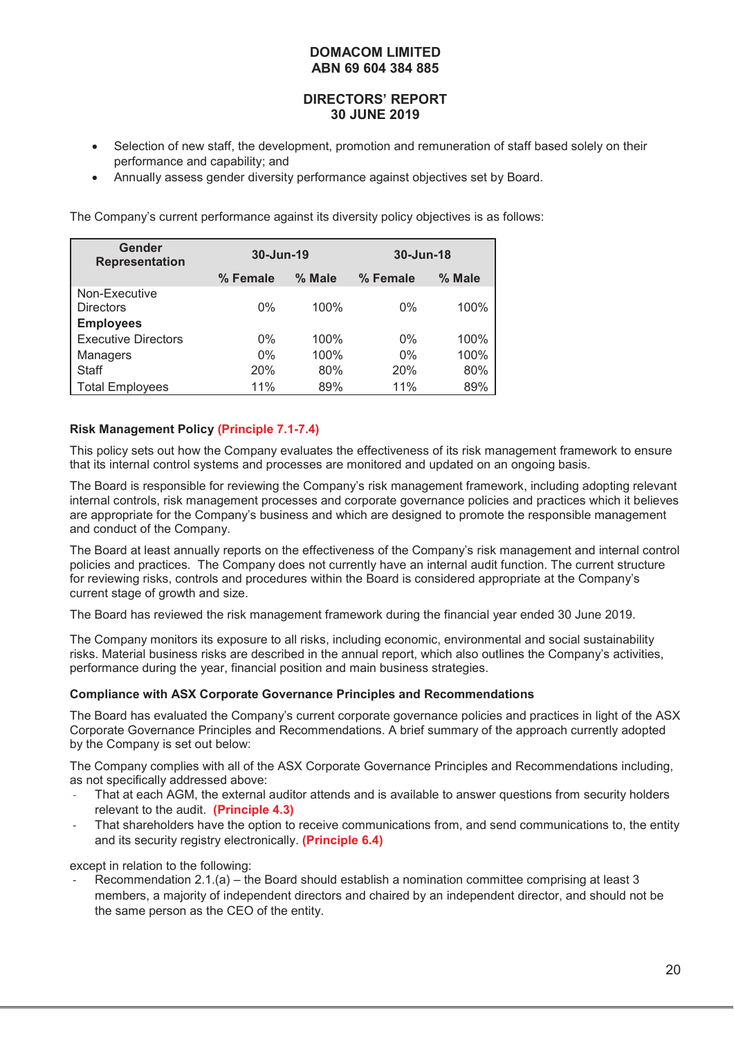- Selection of new staff, the development, promotion and remuneration of staff based solely on their performance and capability; and
- Annually assess gender diversity performance against objectives set by Board.

The Company's current performance against its diversity policy objectives is as follows:

| Gender Representation | 30-Jun-19 | | 30-Jun-18 | |
|---|---|---|---|---|
| | % Female | % Male | % Female | % Male |
| Non-Executive Directors | 0% | 100% | 0% | 100% |
| **Employees** | | | | |
| Executive Directors | 0% | 100% | 0% | 100% |
| Managers | 0% | 100% | 0% | 100% |
| Staff | 20% | 80% | 20% | 80% |
| Total Employees | 11% | 89% | 11% | 89% |

**Risk Management Policy (Principle 7.1-7.4)**

This policy sets out how the Company evaluates the effectiveness of its risk management framework to ensure that its internal control systems and processes are monitored and updated on an ongoing basis.

The Board is responsible for reviewing the Company's risk management framework, including adopting relevant internal controls, risk management processes and corporate governance policies and practices which it believes are appropriate for the Company's business and which are designed to promote the responsible management and conduct of the Company.

The Board at least annually reports on the effectiveness of the Company's risk management and internal control policies and practices. The Company does not currently have an internal audit function. The current structure for reviewing risks, controls and procedures within the Board is considered appropriate at the Company's current stage of growth and size.

The Board has reviewed the risk management framework during the financial year ended 30 June 2019.

The Company monitors its exposure to all risks, including economic, environmental and social sustainability risks. Material business risks are described in the annual report, which also outlines the Company's activities, performance during the year, financial position and main business strategies.

**Compliance with ASX Corporate Governance Principles and Recommendations**

The Board has evaluated the Company's current corporate governance policies and practices in light of the ASX Corporate Governance Principles and Recommendations. A brief summary of the approach currently adopted by the Company is set out below:

The Company complies with all of the ASX Corporate Governance Principles and Recommendations including, as not specifically addressed above:

- That at each AGM, the external auditor attends and is available to answer questions from security holders relevant to the audit. **(Principle 4.3)**
- That shareholders have the option to receive communications from, and send communications to, the entity and its security registry electronically. **(Principle 6.4)**

except in relation to the following:

- Recommendation 2.1.(a) – the Board should establish a nomination committee comprising at least 3 members, a majority of independent directors and chaired by an independent director, and should not be the same person as the CEO of the entity.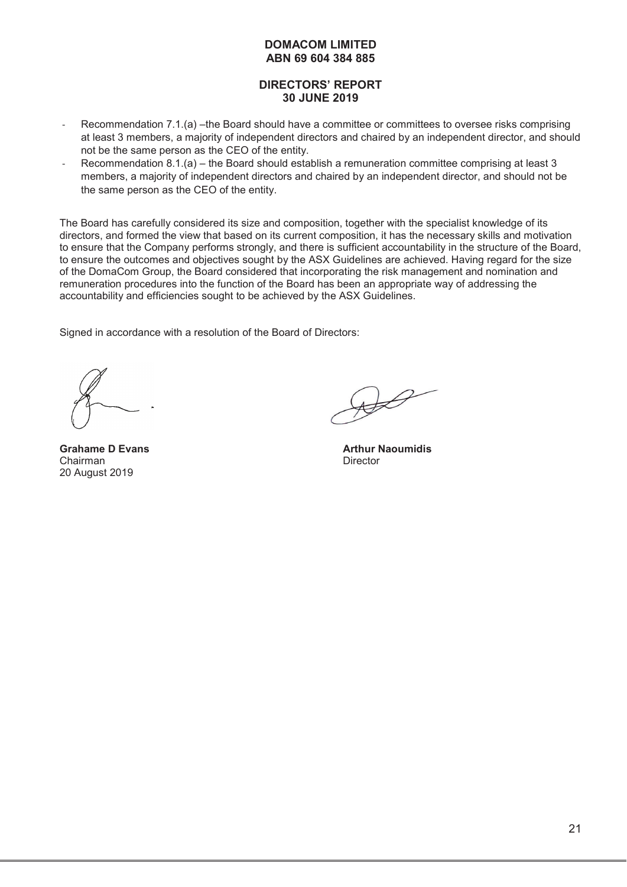**DOMACOM LIMITED**
**ABN 69 604 384 885**

**DIRECTORS' REPORT**
**30 JUNE 2019**

- Recommendation 7.1.(a) –the Board should have a committee or committees to oversee risks comprising at least 3 members, a majority of independent directors and chaired by an independent director, and should not be the same person as the CEO of the entity.
- Recommendation 8.1.(a) – the Board should establish a remuneration committee comprising at least 3 members, a majority of independent directors and chaired by an independent director, and should not be the same person as the CEO of the entity.

The Board has carefully considered its size and composition, together with the specialist knowledge of its directors, and formed the view that based on its current composition, it has the necessary skills and motivation to ensure that the Company performs strongly, and there is sufficient accountability in the structure of the Board, to ensure the outcomes and objectives sought by the ASX Guidelines are achieved. Having regard for the size of the DomaCom Group, the Board considered that incorporating the risk management and nomination and remuneration procedures into the function of the Board has been an appropriate way of addressing the accountability and efficiencies sought to be achieved by the ASX Guidelines.

Signed in accordance with a resolution of the Board of Directors:

**Grahame D Evans**
Chairman
20 August 2019

**Arthur Naoumidis**
Director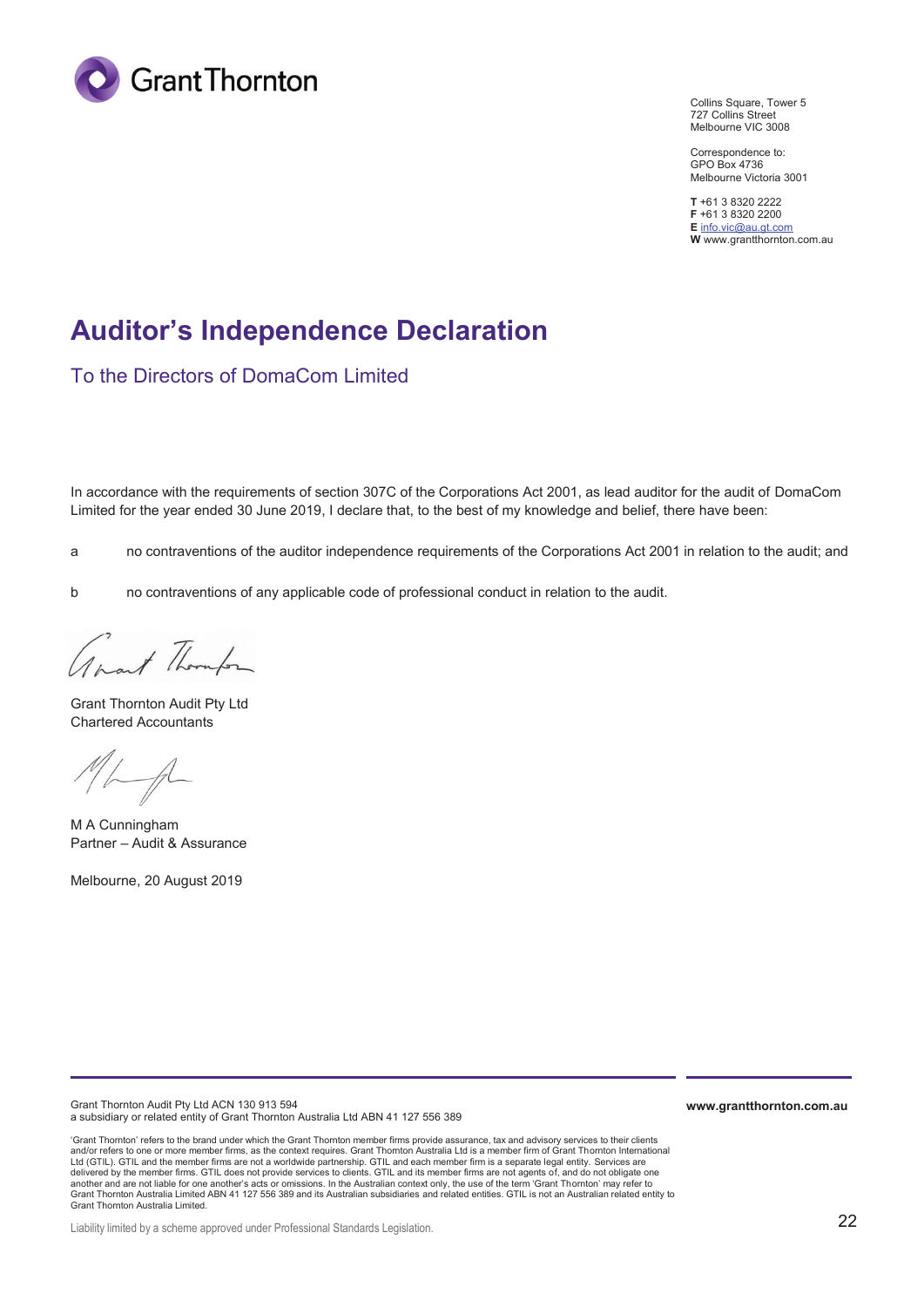Grant Thornton

Collins Square, Tower 5
727 Collins Street
Melbourne VIC 3008

Correspondence to:
GPO Box 4736
Melbourne Victoria 3001

**T** +61 3 8320 2222
**F** +61 3 8320 2200
**E** info.vic@au.gt.com
**W** www.grantthornton.com.au

# Auditor's Independence Declaration

## To the Directors of DomaCom Limited

In accordance with the requirements of section 307C of the Corporations Act 2001, as lead auditor for the audit of DomaCom Limited for the year ended 30 June 2019, I declare that, to the best of my knowledge and belief, there have been:

a no contraventions of the auditor independence requirements of the Corporations Act 2001 in relation to the audit; and

b no contraventions of any applicable code of professional conduct in relation to the audit.

Grant Thornton Audit Pty Ltd
Chartered Accountants

M A Cunningham
Partner – Audit & Assurance

Melbourne, 20 August 2019

Grant Thornton Audit Pty Ltd ACN 130 913 594
a subsidiary or related entity of Grant Thornton Australia Ltd ABN 41 127 556 389

**www.grantthornton.com.au**

'Grant Thornton' refers to the brand under which the Grant Thornton member firms provide assurance, tax and advisory services to their clients and/or refers to one or more member firms, as the context requires. Grant Thornton Australia Ltd is a member firm of Grant Thornton International Ltd (GTIL). GTIL and the member firms are not a worldwide partnership. GTIL and each member firm is a separate legal entity. Services are delivered by the member firms. GTIL does not provide services to clients. GTIL and its member firms are not agents of, and do not obligate one another and are not liable for one another's acts or omissions. In the Australian context only, the use of the term 'Grant Thornton' may refer to Grant Thornton Australia Limited ABN 41 127 556 389 and its Australian subsidiaries and related entities. GTIL is not an Australian related entity to Grant Thornton Australia Limited.

Liability limited by a scheme approved under Professional Standards Legislation.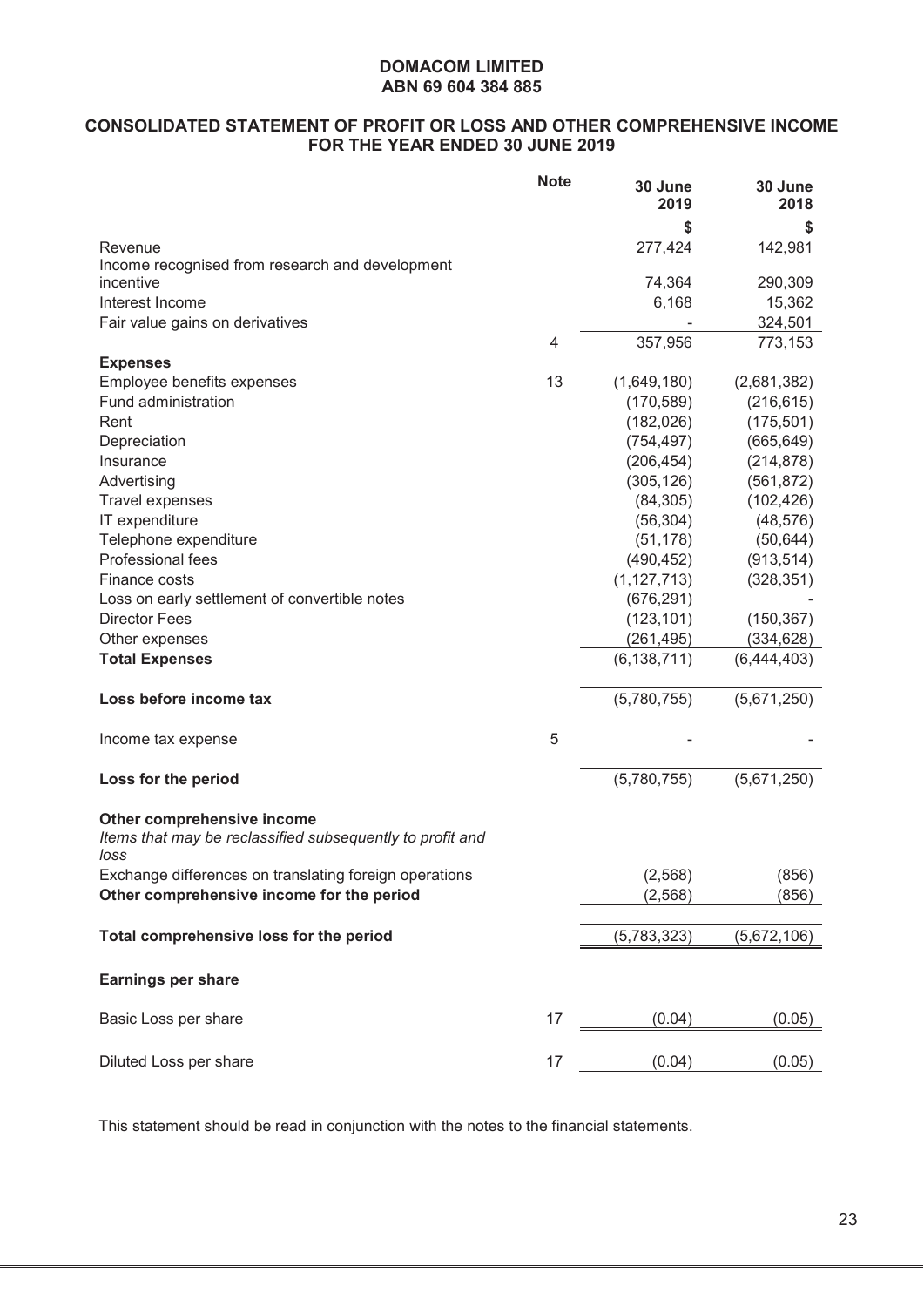**DOMACOM LIMITED**
**ABN 69 604 384 885**

## CONSOLIDATED STATEMENT OF PROFIT OR LOSS AND OTHER COMPREHENSIVE INCOME FOR THE YEAR ENDED 30 JUNE 2019

| | Note | 30 June 2019 | 30 June 2018 |
|---|---|---|---|
| | | $ | $ |
| Revenue | | 277,424 | 142,981 |
| Income recognised from research and development incentive | | 74,364 | 290,309 |
| Interest Income | | 6,168 | 15,362 |
| Fair value gains on derivatives | | - | 324,501 |
| | 4 | 357,956 | 773,153 |
| **Expenses** | | | |
| Employee benefits expenses | 13 | (1,649,180) | (2,681,382) |
| Fund administration | | (170,589) | (216,615) |
| Rent | | (182,026) | (175,501) |
| Depreciation | | (754,497) | (665,649) |
| Insurance | | (206,454) | (214,878) |
| Advertising | | (305,126) | (561,872) |
| Travel expenses | | (84,305) | (102,426) |
| IT expenditure | | (56,304) | (48,576) |
| Telephone expenditure | | (51,178) | (50,644) |
| Professional fees | | (490,452) | (913,514) |
| Finance costs | | (1,127,713) | (328,351) |
| Loss on early settlement of convertible notes | | (676,291) | - |
| Director Fees | | (123,101) | (150,367) |
| Other expenses | | (261,495) | (334,628) |
| **Total Expenses** | | (6,138,711) | (6,444,403) |
| | | | |
| **Loss before income tax** | | (5,780,755) | (5,671,250) |
| | | | |
| Income tax expense | 5 | - | - |
| | | | |
| **Loss for the period** | | (5,780,755) | (5,671,250) |
| | | | |
| **Other comprehensive income** | | | |
| *Items that may be reclassified subsequently to profit and loss* | | | |
| Exchange differences on translating foreign operations | | (2,568) | (856) |
| **Other comprehensive income for the period** | | (2,568) | (856) |
| | | | |
| **Total comprehensive loss for the period** | | (5,783,323) | (5,672,106) |
| | | | |
| **Earnings per share** | | | |
| | | | |
| Basic Loss per share | 17 | (0.04) | (0.05) |
| | | | |
| Diluted Loss per share | 17 | (0.04) | (0.05) |

This statement should be read in conjunction with the notes to the financial statements.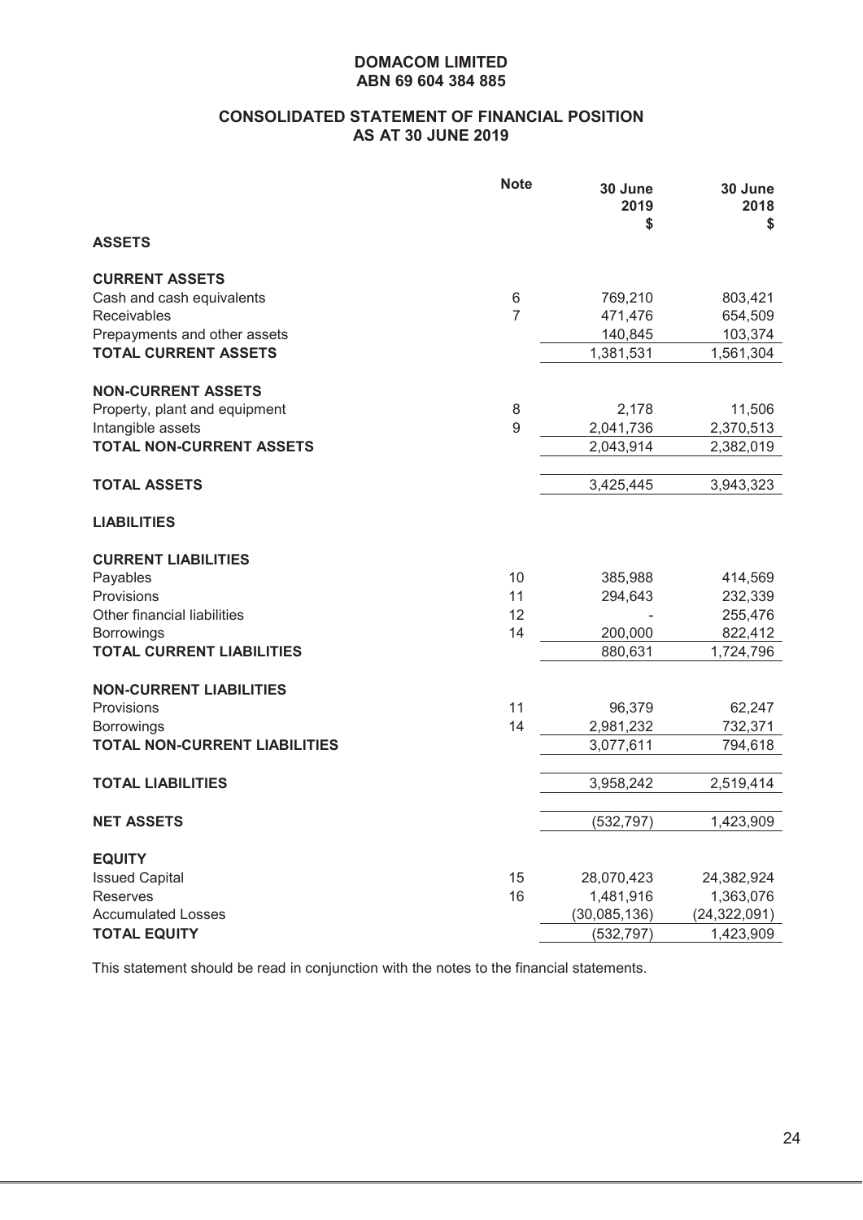**DOMACOM LIMITED**
**ABN 69 604 384 885**

# CONSOLIDATED STATEMENT OF FINANCIAL POSITION
## AS AT 30 JUNE 2019

| | Note | 30 June 2019 $ | 30 June 2018 $ |
|---|---|---|---|
| **ASSETS** | | | |
| **CURRENT ASSETS** | | | |
| Cash and cash equivalents | 6 | 769,210 | 803,421 |
| Receivables | 7 | 471,476 | 654,509 |
| Prepayments and other assets | | 140,845 | 103,374 |
| **TOTAL CURRENT ASSETS** | | 1,381,531 | 1,561,304 |
| **NON-CURRENT ASSETS** | | | |
| Property, plant and equipment | 8 | 2,178 | 11,506 |
| Intangible assets | 9 | 2,041,736 | 2,370,513 |
| **TOTAL NON-CURRENT ASSETS** | | 2,043,914 | 2,382,019 |
| **TOTAL ASSETS** | | 3,425,445 | 3,943,323 |
| **LIABILITIES** | | | |
| **CURRENT LIABILITIES** | | | |
| Payables | 10 | 385,988 | 414,569 |
| Provisions | 11 | 294,643 | 232,339 |
| Other financial liabilities | 12 | - | 255,476 |
| Borrowings | 14 | 200,000 | 822,412 |
| **TOTAL CURRENT LIABILITIES** | | 880,631 | 1,724,796 |
| **NON-CURRENT LIABILITIES** | | | |
| Provisions | 11 | 96,379 | 62,247 |
| Borrowings | 14 | 2,981,232 | 732,371 |
| **TOTAL NON-CURRENT LIABILITIES** | | 3,077,611 | 794,618 |
| **TOTAL LIABILITIES** | | 3,958,242 | 2,519,414 |
| **NET ASSETS** | | (532,797) | 1,423,909 |
| **EQUITY** | | | |
| Issued Capital | 15 | 28,070,423 | 24,382,924 |
| Reserves | 16 | 1,481,916 | 1,363,076 |
| Accumulated Losses | | (30,085,136) | (24,322,091) |
| **TOTAL EQUITY** | | (532,797) | 1,423,909 |

This statement should be read in conjunction with the notes to the financial statements.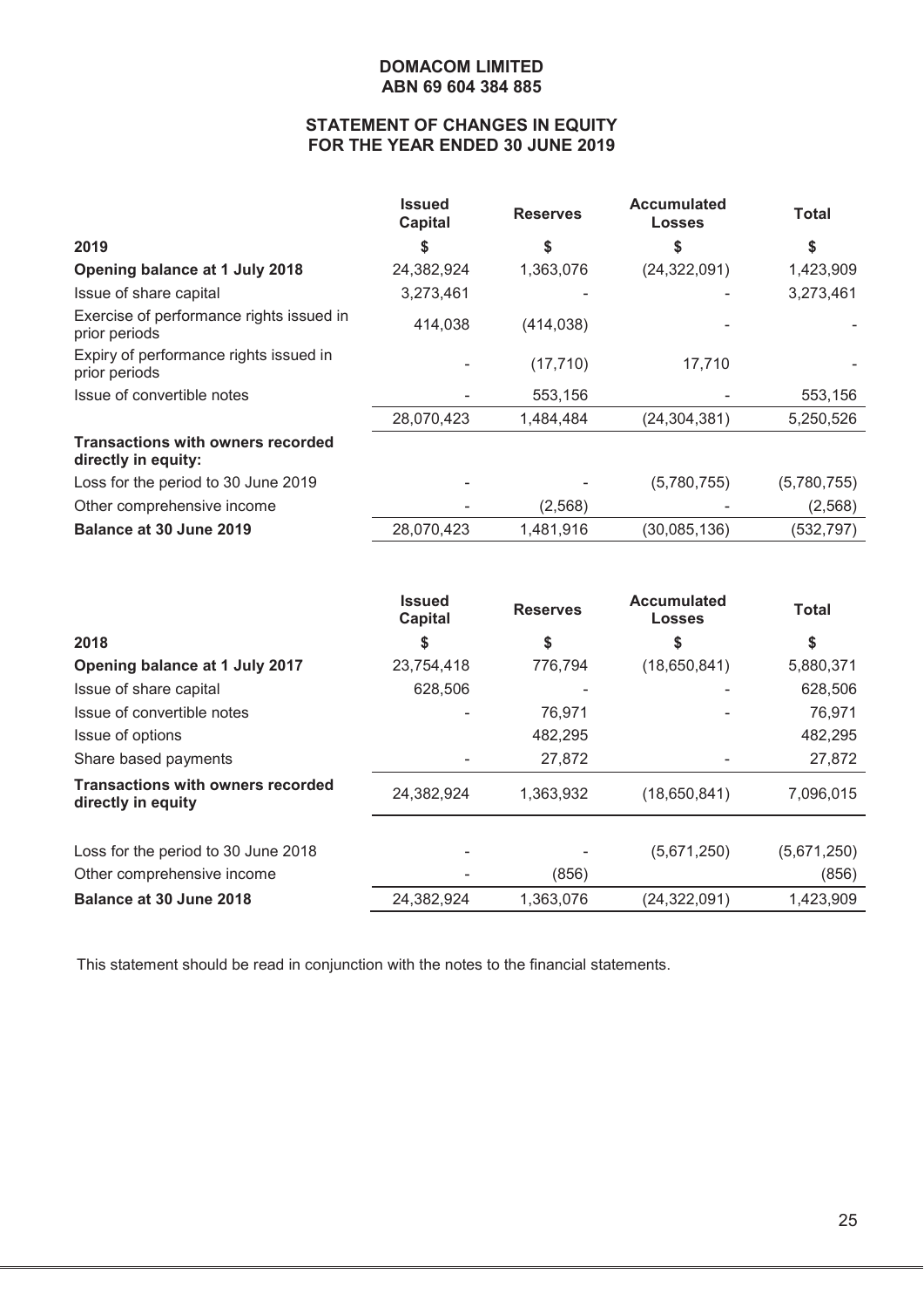**DOMACOM LIMITED**
**ABN 69 604 384 885**

## STATEMENT OF CHANGES IN EQUITY FOR THE YEAR ENDED 30 JUNE 2019

| | Issued Capital | Reserves | Accumulated Losses | Total |
|---|---|---|---|---|
| **2019** | **$** | **$** | **$** | **$** |
| **Opening balance at 1 July 2018** | 24,382,924 | 1,363,076 | (24,322,091) | 1,423,909 |
| Issue of share capital | 3,273,461 | - | - | 3,273,461 |
| Exercise of performance rights issued in prior periods | 414,038 | (414,038) | - | - |
| Expiry of performance rights issued in prior periods | - | (17,710) | 17,710 | - |
| Issue of convertible notes | - | 553,156 | - | 553,156 |
| | 28,070,423 | 1,484,484 | (24,304,381) | 5,250,526 |
| **Transactions with owners recorded directly in equity:** | | | | |
| Loss for the period to 30 June 2019 | - | - | (5,780,755) | (5,780,755) |
| Other comprehensive income | - | (2,568) | - | (2,568) |
| **Balance at 30 June 2019** | 28,070,423 | 1,481,916 | (30,085,136) | (532,797) |

| | Issued Capital | Reserves | Accumulated Losses | Total |
|---|---|---|---|---|
| **2018** | **$** | **$** | **$** | **$** |
| **Opening balance at 1 July 2017** | 23,754,418 | 776,794 | (18,650,841) | 5,880,371 |
| Issue of share capital | 628,506 | - | - | 628,506 |
| Issue of convertible notes | - | 76,971 | - | 76,971 |
| Issue of options | | 482,295 | | 482,295 |
| Share based payments | - | 27,872 | - | 27,872 |
| **Transactions with owners recorded directly in equity** | 24,382,924 | 1,363,932 | (18,650,841) | 7,096,015 |
| Loss for the period to 30 June 2018 | - | - | (5,671,250) | (5,671,250) |
| Other comprehensive income | - | (856) | | (856) |
| **Balance at 30 June 2018** | 24,382,924 | 1,363,076 | (24,322,091) | 1,423,909 |

This statement should be read in conjunction with the notes to the financial statements.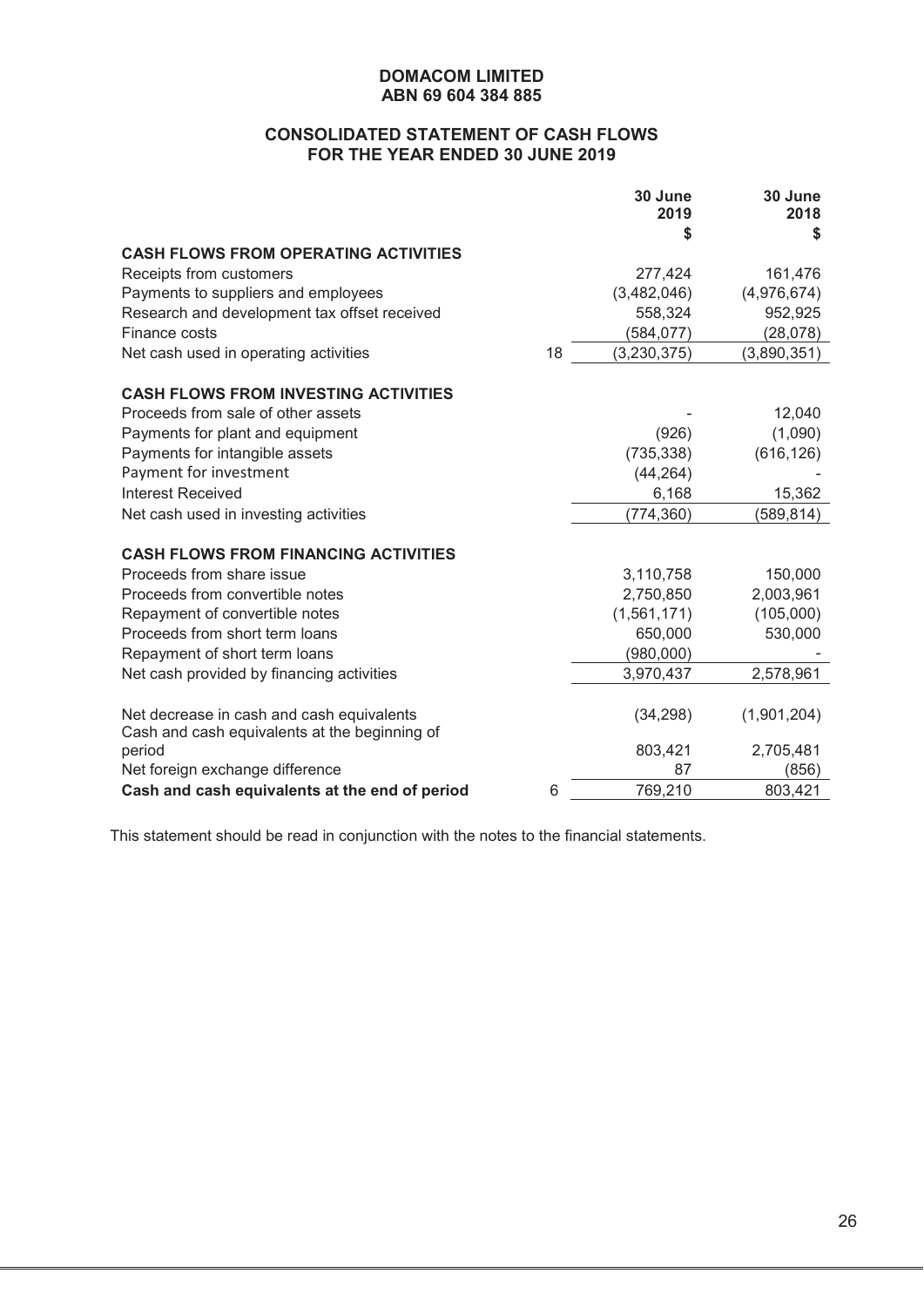**DOMACOM LIMITED**
**ABN 69 604 384 885**

## CONSOLIDATED STATEMENT OF CASH FLOWS FOR THE YEAR ENDED 30 JUNE 2019

| | | 30 June 2019 $ | 30 June 2018 $ |
|---|---|---|---|
| **CASH FLOWS FROM OPERATING ACTIVITIES** | | | |
| Receipts from customers | | 277,424 | 161,476 |
| Payments to suppliers and employees | | (3,482,046) | (4,976,674) |
| Research and development tax offset received | | 558,324 | 952,925 |
| Finance costs | | (584,077) | (28,078) |
| Net cash used in operating activities | 18 | (3,230,375) | (3,890,351) |
| | | | |
| **CASH FLOWS FROM INVESTING ACTIVITIES** | | | |
| Proceeds from sale of other assets | | - | 12,040 |
| Payments for plant and equipment | | (926) | (1,090) |
| Payments for intangible assets | | (735,338) | (616,126) |
| Payment for investment | | (44,264) | - |
| Interest Received | | 6,168 | 15,362 |
| Net cash used in investing activities | | (774,360) | (589,814) |
| | | | |
| **CASH FLOWS FROM FINANCING ACTIVITIES** | | | |
| Proceeds from share issue | | 3,110,758 | 150,000 |
| Proceeds from convertible notes | | 2,750,850 | 2,003,961 |
| Repayment of convertible notes | | (1,561,171) | (105,000) |
| Proceeds from short term loans | | 650,000 | 530,000 |
| Repayment of short term loans | | (980,000) | - |
| Net cash provided by financing activities | | 3,970,437 | 2,578,961 |
| | | | |
| Net decrease in cash and cash equivalents | | (34,298) | (1,901,204) |
| Cash and cash equivalents at the beginning of period | | 803,421 | 2,705,481 |
| Net foreign exchange difference | | 87 | (856) |
| **Cash and cash equivalents at the end of period** | 6 | 769,210 | 803,421 |

This statement should be read in conjunction with the notes to the financial statements.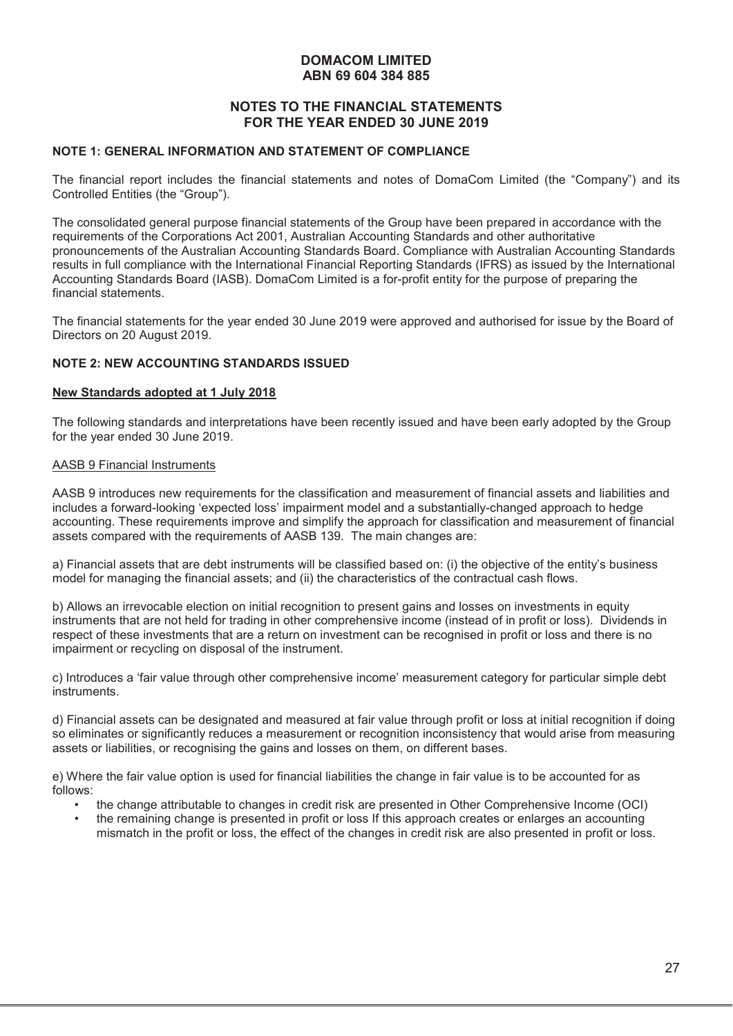**DOMACOM LIMITED**
**ABN 69 604 384 885**

**NOTES TO THE FINANCIAL STATEMENTS**
**FOR THE YEAR ENDED 30 JUNE 2019**

**NOTE 1: GENERAL INFORMATION AND STATEMENT OF COMPLIANCE**

The financial report includes the financial statements and notes of DomaCom Limited (the "Company") and its Controlled Entities (the "Group").

The consolidated general purpose financial statements of the Group have been prepared in accordance with the requirements of the Corporations Act 2001, Australian Accounting Standards and other authoritative pronouncements of the Australian Accounting Standards Board. Compliance with Australian Accounting Standards results in full compliance with the International Financial Reporting Standards (IFRS) as issued by the International Accounting Standards Board (IASB). DomaCom Limited is a for-profit entity for the purpose of preparing the financial statements.

The financial statements for the year ended 30 June 2019 were approved and authorised for issue by the Board of Directors on 20 August 2019.

**NOTE 2: NEW ACCOUNTING STANDARDS ISSUED**

**New Standards adopted at 1 July 2018**

The following standards and interpretations have been recently issued and have been early adopted by the Group for the year ended 30 June 2019.

AASB 9 Financial Instruments

AASB 9 introduces new requirements for the classification and measurement of financial assets and liabilities and includes a forward-looking 'expected loss' impairment model and a substantially-changed approach to hedge accounting. These requirements improve and simplify the approach for classification and measurement of financial assets compared with the requirements of AASB 139. The main changes are:

a) Financial assets that are debt instruments will be classified based on: (i) the objective of the entity's business model for managing the financial assets; and (ii) the characteristics of the contractual cash flows.

b) Allows an irrevocable election on initial recognition to present gains and losses on investments in equity instruments that are not held for trading in other comprehensive income (instead of in profit or loss). Dividends in respect of these investments that are a return on investment can be recognised in profit or loss and there is no impairment or recycling on disposal of the instrument.

c) Introduces a 'fair value through other comprehensive income' measurement category for particular simple debt instruments.

d) Financial assets can be designated and measured at fair value through profit or loss at initial recognition if doing so eliminates or significantly reduces a measurement or recognition inconsistency that would arise from measuring assets or liabilities, or recognising the gains and losses on them, on different bases.

e) Where the fair value option is used for financial liabilities the change in fair value is to be accounted for as follows:

- the change attributable to changes in credit risk are presented in Other Comprehensive Income (OCI)
- the remaining change is presented in profit or loss If this approach creates or enlarges an accounting mismatch in the profit or loss, the effect of the changes in credit risk are also presented in profit or loss.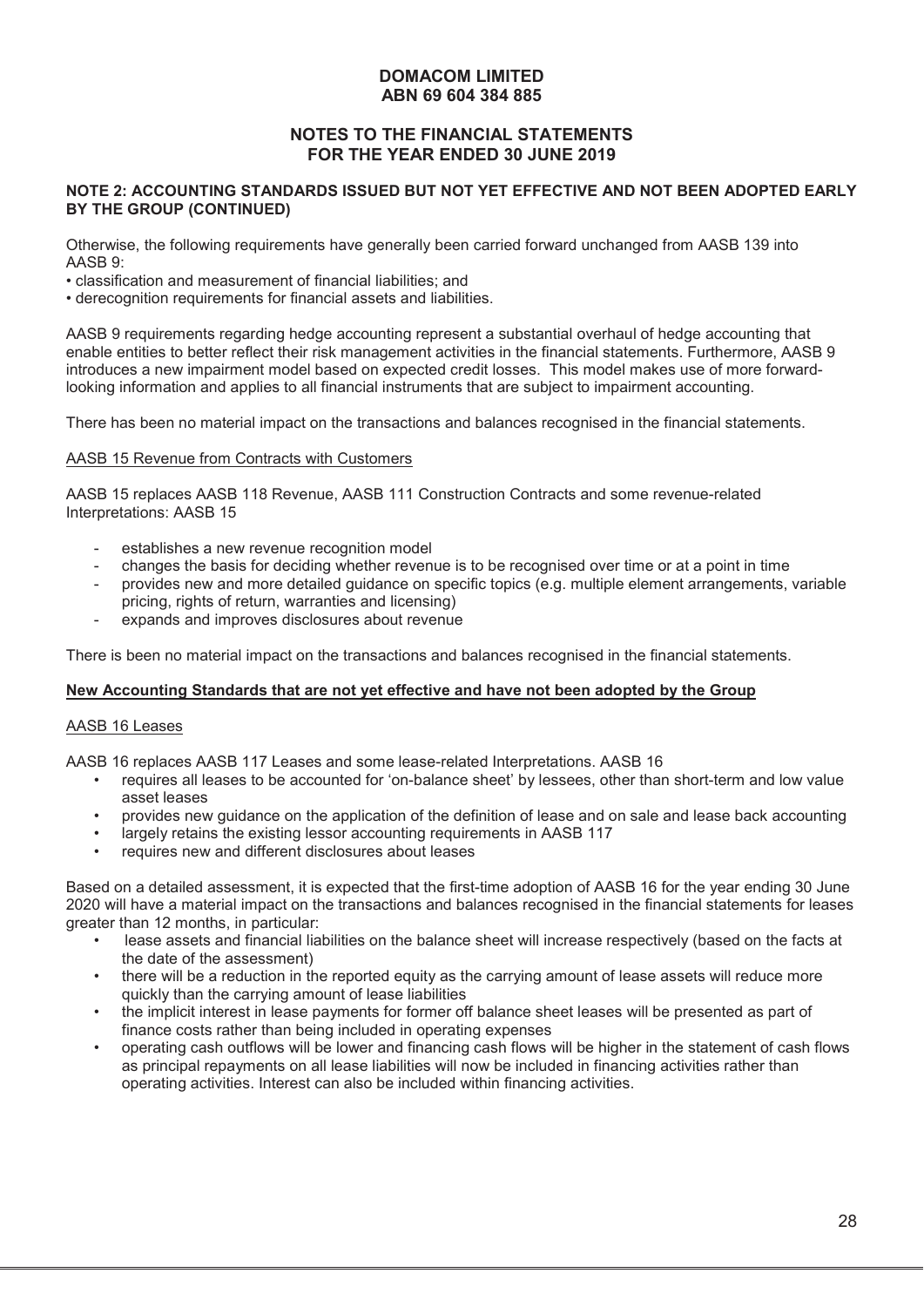**DOMACOM LIMITED**
**ABN 69 604 384 885**

**NOTES TO THE FINANCIAL STATEMENTS**
**FOR THE YEAR ENDED 30 JUNE 2019**

**NOTE 2: ACCOUNTING STANDARDS ISSUED BUT NOT YET EFFECTIVE AND NOT BEEN ADOPTED EARLY BY THE GROUP (CONTINUED)**

Otherwise, the following requirements have generally been carried forward unchanged from AASB 139 into AASB 9:

- classification and measurement of financial liabilities; and
- derecognition requirements for financial assets and liabilities.

AASB 9 requirements regarding hedge accounting represent a substantial overhaul of hedge accounting that enable entities to better reflect their risk management activities in the financial statements. Furthermore, AASB 9 introduces a new impairment model based on expected credit losses. This model makes use of more forward-looking information and applies to all financial instruments that are subject to impairment accounting.

There has been no material impact on the transactions and balances recognised in the financial statements.

AASB 15 Revenue from Contracts with Customers

AASB 15 replaces AASB 118 Revenue, AASB 111 Construction Contracts and some revenue-related Interpretations: AASB 15

- establishes a new revenue recognition model
- changes the basis for deciding whether revenue is to be recognised over time or at a point in time
- provides new and more detailed guidance on specific topics (e.g. multiple element arrangements, variable pricing, rights of return, warranties and licensing)
- expands and improves disclosures about revenue

There is been no material impact on the transactions and balances recognised in the financial statements.

**New Accounting Standards that are not yet effective and have not been adopted by the Group**

AASB 16 Leases

AASB 16 replaces AASB 117 Leases and some lease-related Interpretations. AASB 16

- requires all leases to be accounted for 'on-balance sheet' by lessees, other than short-term and low value asset leases
- provides new guidance on the application of the definition of lease and on sale and lease back accounting
- largely retains the existing lessor accounting requirements in AASB 117
- requires new and different disclosures about leases

Based on a detailed assessment, it is expected that the first-time adoption of AASB 16 for the year ending 30 June 2020 will have a material impact on the transactions and balances recognised in the financial statements for leases greater than 12 months, in particular:

- lease assets and financial liabilities on the balance sheet will increase respectively (based on the facts at the date of the assessment)
- there will be a reduction in the reported equity as the carrying amount of lease assets will reduce more quickly than the carrying amount of lease liabilities
- the implicit interest in lease payments for former off balance sheet leases will be presented as part of finance costs rather than being included in operating expenses
- operating cash outflows will be lower and financing cash flows will be higher in the statement of cash flows as principal repayments on all lease liabilities will now be included in financing activities rather than operating activities. Interest can also be included within financing activities.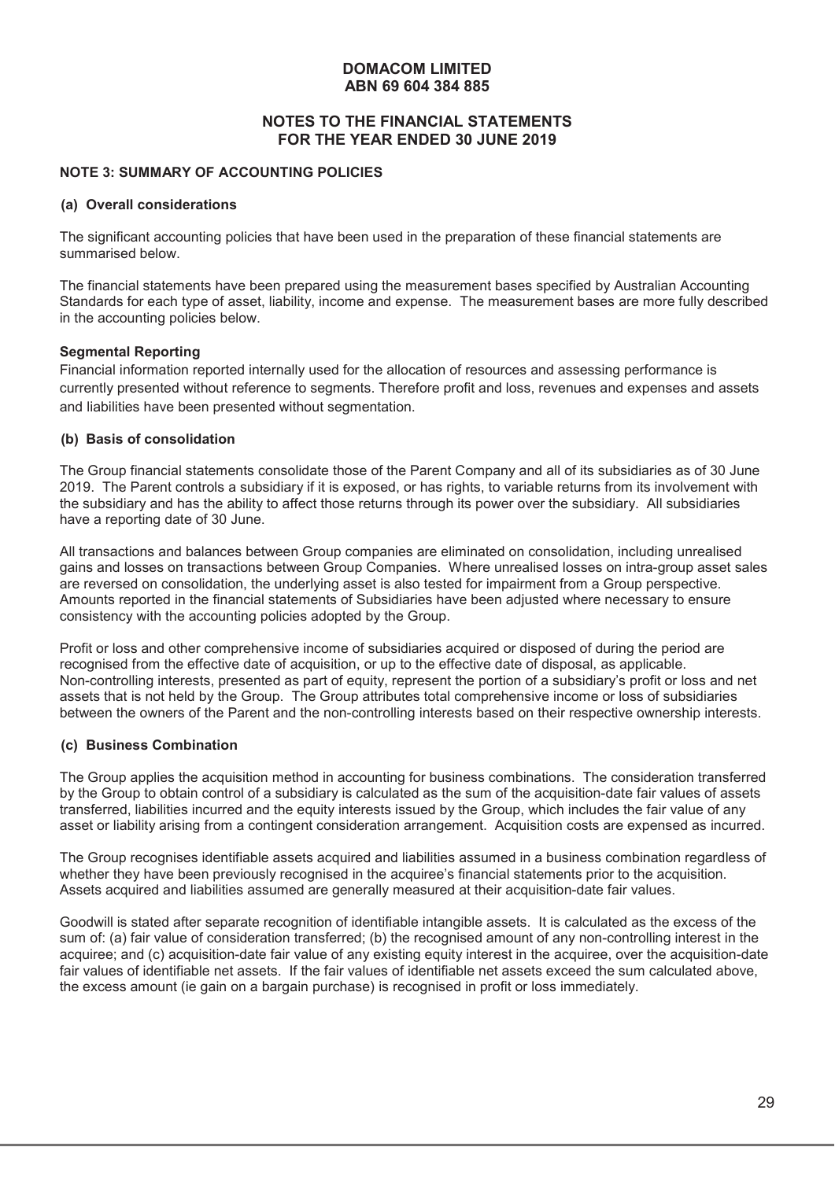**DOMACOM LIMITED**
**ABN 69 604 384 885**

**NOTES TO THE FINANCIAL STATEMENTS**
**FOR THE YEAR ENDED 30 JUNE 2019**

## NOTE 3: SUMMARY OF ACCOUNTING POLICIES

### (a) Overall considerations

The significant accounting policies that have been used in the preparation of these financial statements are summarised below.

The financial statements have been prepared using the measurement bases specified by Australian Accounting Standards for each type of asset, liability, income and expense. The measurement bases are more fully described in the accounting policies below.

**Segmental Reporting**

Financial information reported internally used for the allocation of resources and assessing performance is currently presented without reference to segments. Therefore profit and loss, revenues and expenses and assets and liabilities have been presented without segmentation.

### (b) Basis of consolidation

The Group financial statements consolidate those of the Parent Company and all of its subsidiaries as of 30 June 2019. The Parent controls a subsidiary if it is exposed, or has rights, to variable returns from its involvement with the subsidiary and has the ability to affect those returns through its power over the subsidiary. All subsidiaries have a reporting date of 30 June.

All transactions and balances between Group companies are eliminated on consolidation, including unrealised gains and losses on transactions between Group Companies. Where unrealised losses on intra-group asset sales are reversed on consolidation, the underlying asset is also tested for impairment from a Group perspective. Amounts reported in the financial statements of Subsidiaries have been adjusted where necessary to ensure consistency with the accounting policies adopted by the Group.

Profit or loss and other comprehensive income of subsidiaries acquired or disposed of during the period are recognised from the effective date of acquisition, or up to the effective date of disposal, as applicable. Non-controlling interests, presented as part of equity, represent the portion of a subsidiary's profit or loss and net assets that is not held by the Group. The Group attributes total comprehensive income or loss of subsidiaries between the owners of the Parent and the non-controlling interests based on their respective ownership interests.

### (c) Business Combination

The Group applies the acquisition method in accounting for business combinations. The consideration transferred by the Group to obtain control of a subsidiary is calculated as the sum of the acquisition-date fair values of assets transferred, liabilities incurred and the equity interests issued by the Group, which includes the fair value of any asset or liability arising from a contingent consideration arrangement. Acquisition costs are expensed as incurred.

The Group recognises identifiable assets acquired and liabilities assumed in a business combination regardless of whether they have been previously recognised in the acquiree's financial statements prior to the acquisition. Assets acquired and liabilities assumed are generally measured at their acquisition-date fair values.

Goodwill is stated after separate recognition of identifiable intangible assets. It is calculated as the excess of the sum of: (a) fair value of consideration transferred; (b) the recognised amount of any non-controlling interest in the acquiree; and (c) acquisition-date fair value of any existing equity interest in the acquiree, over the acquisition-date fair values of identifiable net assets. If the fair values of identifiable net assets exceed the sum calculated above, the excess amount (ie gain on a bargain purchase) is recognised in profit or loss immediately.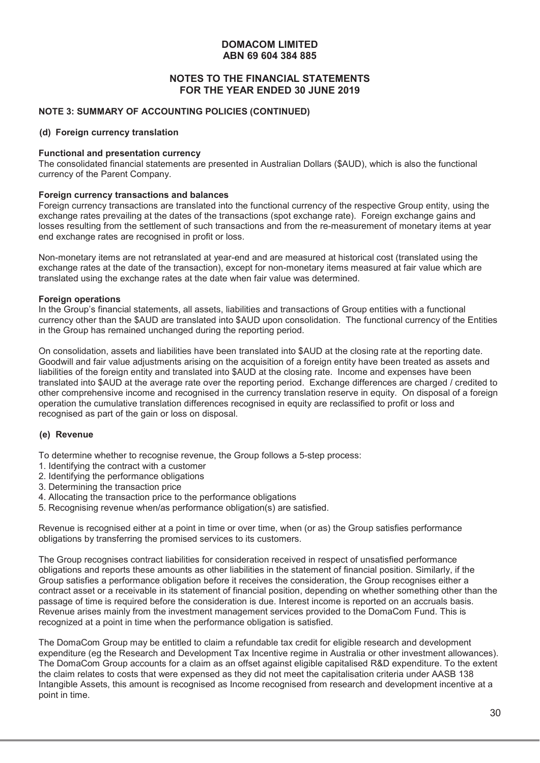# DOMACOM LIMITED
## ABN 69 604 384 885

## NOTES TO THE FINANCIAL STATEMENTS
## FOR THE YEAR ENDED 30 JUNE 2019

### NOTE 3: SUMMARY OF ACCOUNTING POLICIES (CONTINUED)

#### (d) Foreign currency translation

**Functional and presentation currency**

The consolidated financial statements are presented in Australian Dollars ($AUD), which is also the functional currency of the Parent Company.

**Foreign currency transactions and balances**

Foreign currency transactions are translated into the functional currency of the respective Group entity, using the exchange rates prevailing at the dates of the transactions (spot exchange rate). Foreign exchange gains and losses resulting from the settlement of such transactions and from the re-measurement of monetary items at year end exchange rates are recognised in profit or loss.

Non-monetary items are not retranslated at year-end and are measured at historical cost (translated using the exchange rates at the date of the transaction), except for non-monetary items measured at fair value which are translated using the exchange rates at the date when fair value was determined.

**Foreign operations**

In the Group's financial statements, all assets, liabilities and transactions of Group entities with a functional currency other than the $AUD are translated into $AUD upon consolidation. The functional currency of the Entities in the Group has remained unchanged during the reporting period.

On consolidation, assets and liabilities have been translated into $AUD at the closing rate at the reporting date. Goodwill and fair value adjustments arising on the acquisition of a foreign entity have been treated as assets and liabilities of the foreign entity and translated into $AUD at the closing rate. Income and expenses have been translated into $AUD at the average rate over the reporting period. Exchange differences are charged / credited to other comprehensive income and recognised in the currency translation reserve in equity. On disposal of a foreign operation the cumulative translation differences recognised in equity are reclassified to profit or loss and recognised as part of the gain or loss on disposal.

#### (e) Revenue

To determine whether to recognise revenue, the Group follows a 5-step process:

1. Identifying the contract with a customer
2. Identifying the performance obligations
3. Determining the transaction price
4. Allocating the transaction price to the performance obligations
5. Recognising revenue when/as performance obligation(s) are satisfied.

Revenue is recognised either at a point in time or over time, when (or as) the Group satisfies performance obligations by transferring the promised services to its customers.

The Group recognises contract liabilities for consideration received in respect of unsatisfied performance obligations and reports these amounts as other liabilities in the statement of financial position. Similarly, if the Group satisfies a performance obligation before it receives the consideration, the Group recognises either a contract asset or a receivable in its statement of financial position, depending on whether something other than the passage of time is required before the consideration is due. Interest income is reported on an accruals basis. Revenue arises mainly from the investment management services provided to the DomaCom Fund. This is recognized at a point in time when the performance obligation is satisfied.

The DomaCom Group may be entitled to claim a refundable tax credit for eligible research and development expenditure (eg the Research and Development Tax Incentive regime in Australia or other investment allowances). The DomaCom Group accounts for a claim as an offset against eligible capitalised R&D expenditure. To the extent the claim relates to costs that were expensed as they did not meet the capitalisation criteria under AASB 138 Intangible Assets, this amount is recognised as Income recognised from research and development incentive at a point in time.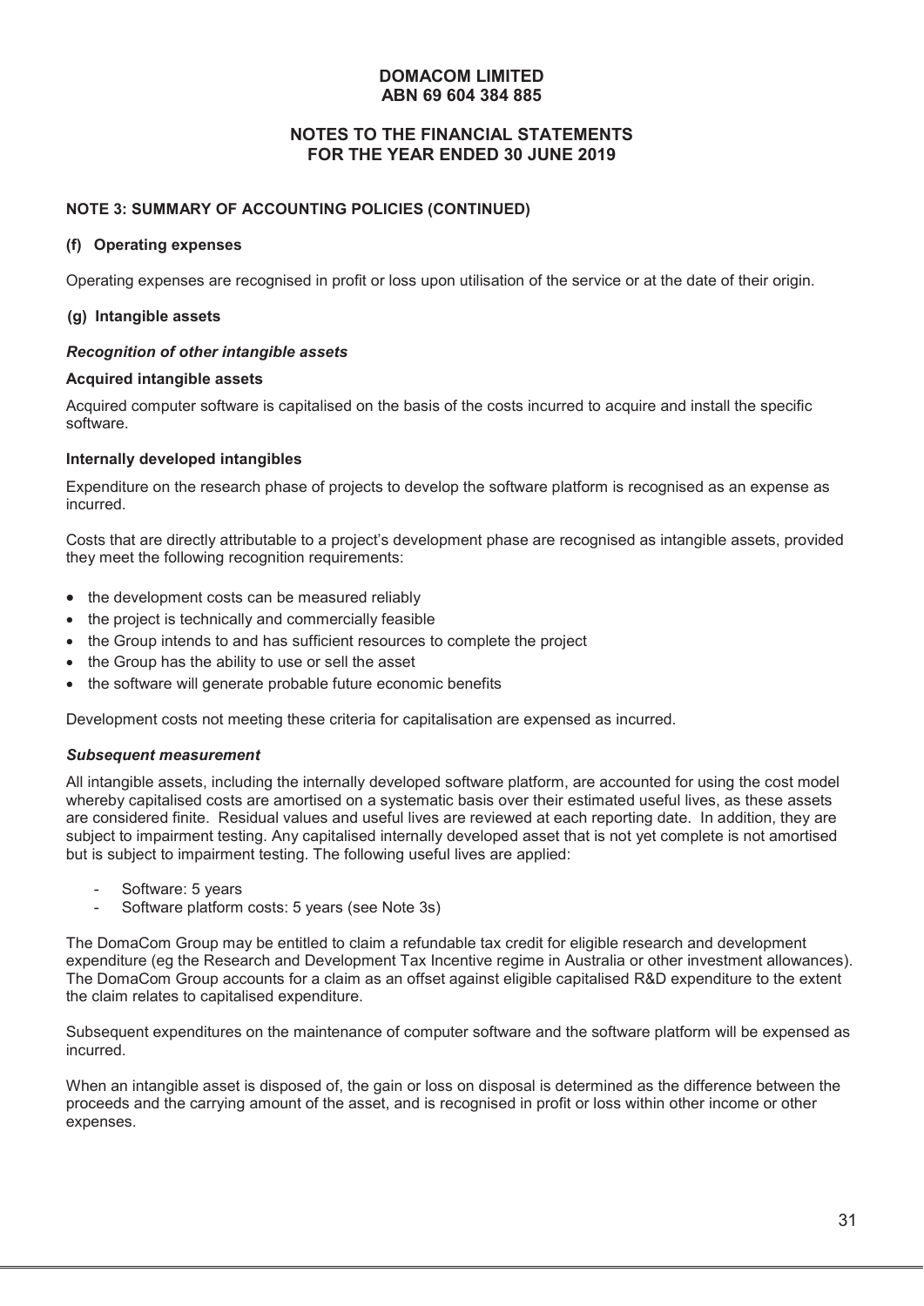# DOMACOM LIMITED
## ABN 69 604 384 885

## NOTES TO THE FINANCIAL STATEMENTS FOR THE YEAR ENDED 30 JUNE 2019

### NOTE 3: SUMMARY OF ACCOUNTING POLICIES (CONTINUED)

#### (f) Operating expenses

Operating expenses are recognised in profit or loss upon utilisation of the service or at the date of their origin.

#### (g) Intangible assets

***Recognition of other intangible assets***

**Acquired intangible assets**

Acquired computer software is capitalised on the basis of the costs incurred to acquire and install the specific software.

**Internally developed intangibles**

Expenditure on the research phase of projects to develop the software platform is recognised as an expense as incurred.

Costs that are directly attributable to a project's development phase are recognised as intangible assets, provided they meet the following recognition requirements:

- the development costs can be measured reliably
- the project is technically and commercially feasible
- the Group intends to and has sufficient resources to complete the project
- the Group has the ability to use or sell the asset
- the software will generate probable future economic benefits

Development costs not meeting these criteria for capitalisation are expensed as incurred.

***Subsequent measurement***

All intangible assets, including the internally developed software platform, are accounted for using the cost model whereby capitalised costs are amortised on a systematic basis over their estimated useful lives, as these assets are considered finite. Residual values and useful lives are reviewed at each reporting date. In addition, they are subject to impairment testing. Any capitalised internally developed asset that is not yet complete is not amortised but is subject to impairment testing. The following useful lives are applied:

- Software: 5 years
- Software platform costs: 5 years (see Note 3s)

The DomaCom Group may be entitled to claim a refundable tax credit for eligible research and development expenditure (eg the Research and Development Tax Incentive regime in Australia or other investment allowances). The DomaCom Group accounts for a claim as an offset against eligible capitalised R&D expenditure to the extent the claim relates to capitalised expenditure.

Subsequent expenditures on the maintenance of computer software and the software platform will be expensed as incurred.

When an intangible asset is disposed of, the gain or loss on disposal is determined as the difference between the proceeds and the carrying amount of the asset, and is recognised in profit or loss within other income or other expenses.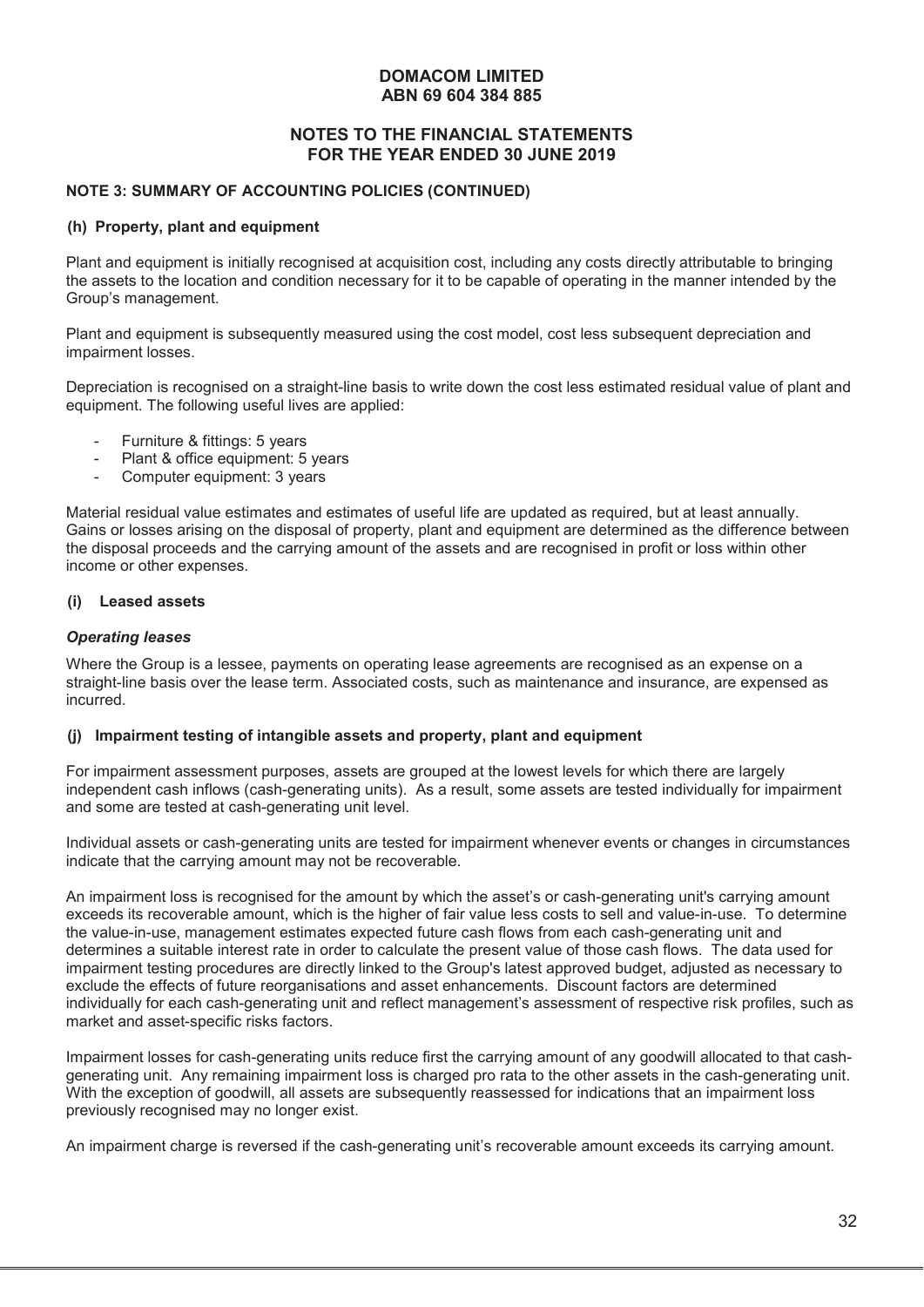# DOMACOM LIMITED
# ABN 69 604 384 885

## NOTES TO THE FINANCIAL STATEMENTS FOR THE YEAR ENDED 30 JUNE 2019

### NOTE 3: SUMMARY OF ACCOUNTING POLICIES (CONTINUED)

#### (h) Property, plant and equipment

Plant and equipment is initially recognised at acquisition cost, including any costs directly attributable to bringing the assets to the location and condition necessary for it to be capable of operating in the manner intended by the Group's management.

Plant and equipment is subsequently measured using the cost model, cost less subsequent depreciation and impairment losses.

Depreciation is recognised on a straight-line basis to write down the cost less estimated residual value of plant and equipment. The following useful lives are applied:

- Furniture & fittings: 5 years
- Plant & office equipment: 5 years
- Computer equipment: 3 years

Material residual value estimates and estimates of useful life are updated as required, but at least annually. Gains or losses arising on the disposal of property, plant and equipment are determined as the difference between the disposal proceeds and the carrying amount of the assets and are recognised in profit or loss within other income or other expenses.

#### (i) Leased assets

***Operating leases***

Where the Group is a lessee, payments on operating lease agreements are recognised as an expense on a straight-line basis over the lease term. Associated costs, such as maintenance and insurance, are expensed as incurred.

#### (j) Impairment testing of intangible assets and property, plant and equipment

For impairment assessment purposes, assets are grouped at the lowest levels for which there are largely independent cash inflows (cash-generating units). As a result, some assets are tested individually for impairment and some are tested at cash-generating unit level.

Individual assets or cash-generating units are tested for impairment whenever events or changes in circumstances indicate that the carrying amount may not be recoverable.

An impairment loss is recognised for the amount by which the asset's or cash-generating unit's carrying amount exceeds its recoverable amount, which is the higher of fair value less costs to sell and value-in-use. To determine the value-in-use, management estimates expected future cash flows from each cash-generating unit and determines a suitable interest rate in order to calculate the present value of those cash flows. The data used for impairment testing procedures are directly linked to the Group's latest approved budget, adjusted as necessary to exclude the effects of future reorganisations and asset enhancements. Discount factors are determined individually for each cash-generating unit and reflect management's assessment of respective risk profiles, such as market and asset-specific risks factors.

Impairment losses for cash-generating units reduce first the carrying amount of any goodwill allocated to that cash-generating unit. Any remaining impairment loss is charged pro rata to the other assets in the cash-generating unit. With the exception of goodwill, all assets are subsequently reassessed for indications that an impairment loss previously recognised may no longer exist.

An impairment charge is reversed if the cash-generating unit's recoverable amount exceeds its carrying amount.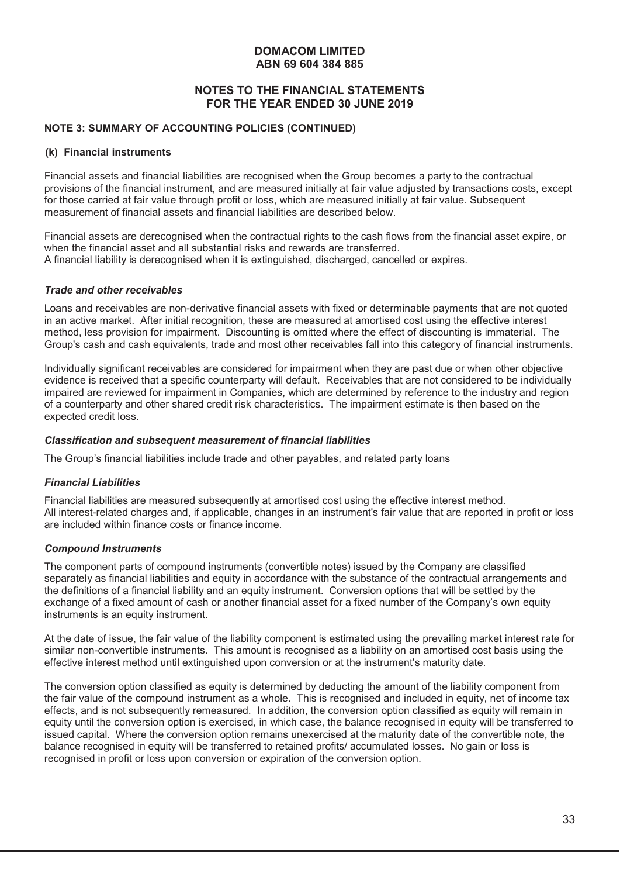# DOMACOM LIMITED
# ABN 69 604 384 885

## NOTES TO THE FINANCIAL STATEMENTS FOR THE YEAR ENDED 30 JUNE 2019

### NOTE 3: SUMMARY OF ACCOUNTING POLICIES (CONTINUED)

#### (k) Financial instruments

Financial assets and financial liabilities are recognised when the Group becomes a party to the contractual provisions of the financial instrument, and are measured initially at fair value adjusted by transactions costs, except for those carried at fair value through profit or loss, which are measured initially at fair value. Subsequent measurement of financial assets and financial liabilities are described below.

Financial assets are derecognised when the contractual rights to the cash flows from the financial asset expire, or when the financial asset and all substantial risks and rewards are transferred.
A financial liability is derecognised when it is extinguished, discharged, cancelled or expires.

***Trade and other receivables***

Loans and receivables are non-derivative financial assets with fixed or determinable payments that are not quoted in an active market. After initial recognition, these are measured at amortised cost using the effective interest method, less provision for impairment. Discounting is omitted where the effect of discounting is immaterial. The Group's cash and cash equivalents, trade and most other receivables fall into this category of financial instruments.

Individually significant receivables are considered for impairment when they are past due or when other objective evidence is received that a specific counterparty will default. Receivables that are not considered to be individually impaired are reviewed for impairment in Companies, which are determined by reference to the industry and region of a counterparty and other shared credit risk characteristics. The impairment estimate is then based on the expected credit loss.

***Classification and subsequent measurement of financial liabilities***

The Group's financial liabilities include trade and other payables, and related party loans

***Financial Liabilities***

Financial liabilities are measured subsequently at amortised cost using the effective interest method.
All interest-related charges and, if applicable, changes in an instrument's fair value that are reported in profit or loss are included within finance costs or finance income.

***Compound Instruments***

The component parts of compound instruments (convertible notes) issued by the Company are classified separately as financial liabilities and equity in accordance with the substance of the contractual arrangements and the definitions of a financial liability and an equity instrument. Conversion options that will be settled by the exchange of a fixed amount of cash or another financial asset for a fixed number of the Company's own equity instruments is an equity instrument.

At the date of issue, the fair value of the liability component is estimated using the prevailing market interest rate for similar non-convertible instruments. This amount is recognised as a liability on an amortised cost basis using the effective interest method until extinguished upon conversion or at the instrument's maturity date.

The conversion option classified as equity is determined by deducting the amount of the liability component from the fair value of the compound instrument as a whole. This is recognised and included in equity, net of income tax effects, and is not subsequently remeasured. In addition, the conversion option classified as equity will remain in equity until the conversion option is exercised, in which case, the balance recognised in equity will be transferred to issued capital. Where the conversion option remains unexercised at the maturity date of the convertible note, the balance recognised in equity will be transferred to retained profits/ accumulated losses. No gain or loss is recognised in profit or loss upon conversion or expiration of the conversion option.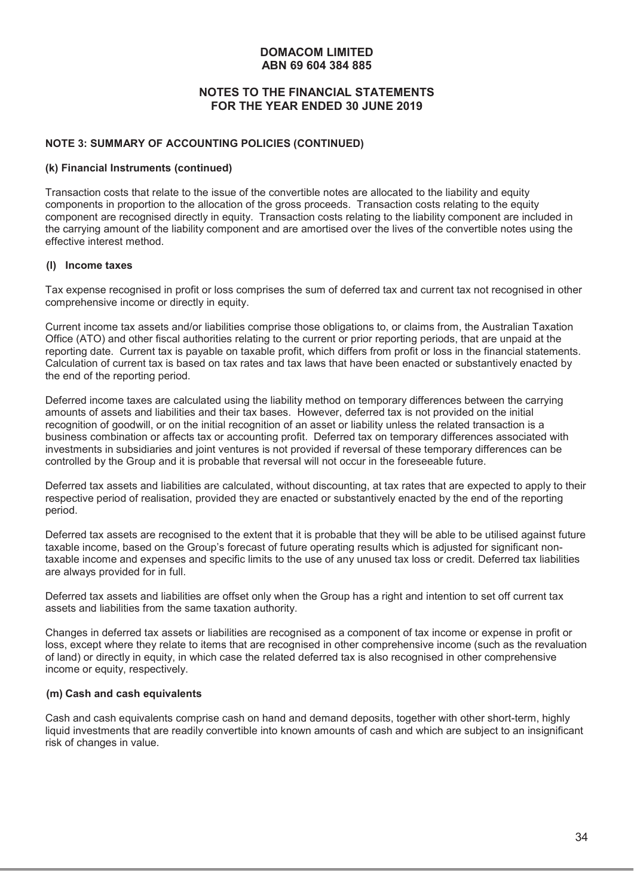**DOMACOM LIMITED**
**ABN 69 604 384 885**

**NOTES TO THE FINANCIAL STATEMENTS**
**FOR THE YEAR ENDED 30 JUNE 2019**

**NOTE 3: SUMMARY OF ACCOUNTING POLICIES (CONTINUED)**

**(k) Financial Instruments (continued)**

Transaction costs that relate to the issue of the convertible notes are allocated to the liability and equity components in proportion to the allocation of the gross proceeds. Transaction costs relating to the equity component are recognised directly in equity. Transaction costs relating to the liability component are included in the carrying amount of the liability component and are amortised over the lives of the convertible notes using the effective interest method.

**(l) Income taxes**

Tax expense recognised in profit or loss comprises the sum of deferred tax and current tax not recognised in other comprehensive income or directly in equity.

Current income tax assets and/or liabilities comprise those obligations to, or claims from, the Australian Taxation Office (ATO) and other fiscal authorities relating to the current or prior reporting periods, that are unpaid at the reporting date. Current tax is payable on taxable profit, which differs from profit or loss in the financial statements. Calculation of current tax is based on tax rates and tax laws that have been enacted or substantively enacted by the end of the reporting period.

Deferred income taxes are calculated using the liability method on temporary differences between the carrying amounts of assets and liabilities and their tax bases. However, deferred tax is not provided on the initial recognition of goodwill, or on the initial recognition of an asset or liability unless the related transaction is a business combination or affects tax or accounting profit. Deferred tax on temporary differences associated with investments in subsidiaries and joint ventures is not provided if reversal of these temporary differences can be controlled by the Group and it is probable that reversal will not occur in the foreseeable future.

Deferred tax assets and liabilities are calculated, without discounting, at tax rates that are expected to apply to their respective period of realisation, provided they are enacted or substantively enacted by the end of the reporting period.

Deferred tax assets are recognised to the extent that it is probable that they will be able to be utilised against future taxable income, based on the Group's forecast of future operating results which is adjusted for significant non-taxable income and expenses and specific limits to the use of any unused tax loss or credit. Deferred tax liabilities are always provided for in full.

Deferred tax assets and liabilities are offset only when the Group has a right and intention to set off current tax assets and liabilities from the same taxation authority.

Changes in deferred tax assets or liabilities are recognised as a component of tax income or expense in profit or loss, except where they relate to items that are recognised in other comprehensive income (such as the revaluation of land) or directly in equity, in which case the related deferred tax is also recognised in other comprehensive income or equity, respectively.

**(m) Cash and cash equivalents**

Cash and cash equivalents comprise cash on hand and demand deposits, together with other short-term, highly liquid investments that are readily convertible into known amounts of cash and which are subject to an insignificant risk of changes in value.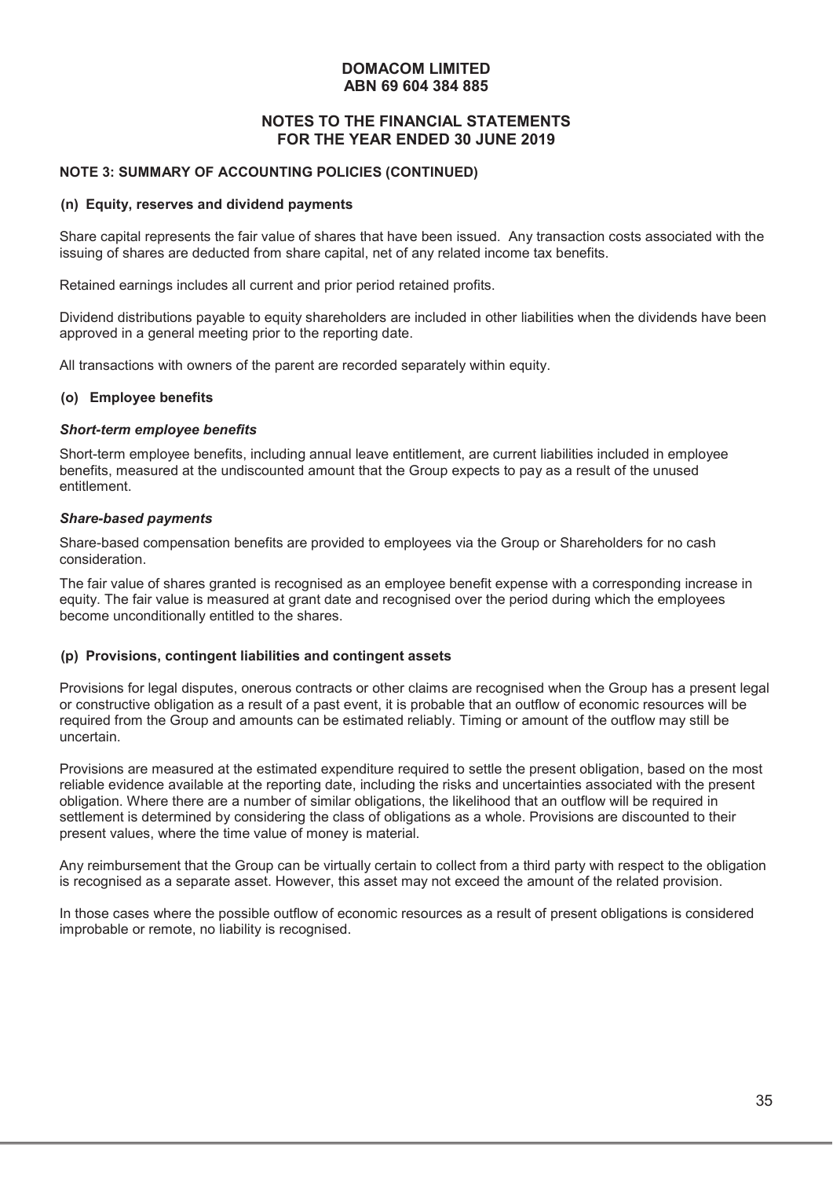**DOMACOM LIMITED**
**ABN 69 604 384 885**

**NOTES TO THE FINANCIAL STATEMENTS**
**FOR THE YEAR ENDED 30 JUNE 2019**

**NOTE 3: SUMMARY OF ACCOUNTING POLICIES (CONTINUED)**

**(n) Equity, reserves and dividend payments**

Share capital represents the fair value of shares that have been issued. Any transaction costs associated with the issuing of shares are deducted from share capital, net of any related income tax benefits.

Retained earnings includes all current and prior period retained profits.

Dividend distributions payable to equity shareholders are included in other liabilities when the dividends have been approved in a general meeting prior to the reporting date.

All transactions with owners of the parent are recorded separately within equity.

**(o) Employee benefits**

***Short-term employee benefits***

Short-term employee benefits, including annual leave entitlement, are current liabilities included in employee benefits, measured at the undiscounted amount that the Group expects to pay as a result of the unused entitlement.

***Share-based payments***

Share-based compensation benefits are provided to employees via the Group or Shareholders for no cash consideration.

The fair value of shares granted is recognised as an employee benefit expense with a corresponding increase in equity. The fair value is measured at grant date and recognised over the period during which the employees become unconditionally entitled to the shares.

**(p) Provisions, contingent liabilities and contingent assets**

Provisions for legal disputes, onerous contracts or other claims are recognised when the Group has a present legal or constructive obligation as a result of a past event, it is probable that an outflow of economic resources will be required from the Group and amounts can be estimated reliably. Timing or amount of the outflow may still be uncertain.

Provisions are measured at the estimated expenditure required to settle the present obligation, based on the most reliable evidence available at the reporting date, including the risks and uncertainties associated with the present obligation. Where there are a number of similar obligations, the likelihood that an outflow will be required in settlement is determined by considering the class of obligations as a whole. Provisions are discounted to their present values, where the time value of money is material.

Any reimbursement that the Group can be virtually certain to collect from a third party with respect to the obligation is recognised as a separate asset. However, this asset may not exceed the amount of the related provision.

In those cases where the possible outflow of economic resources as a result of present obligations is considered improbable or remote, no liability is recognised.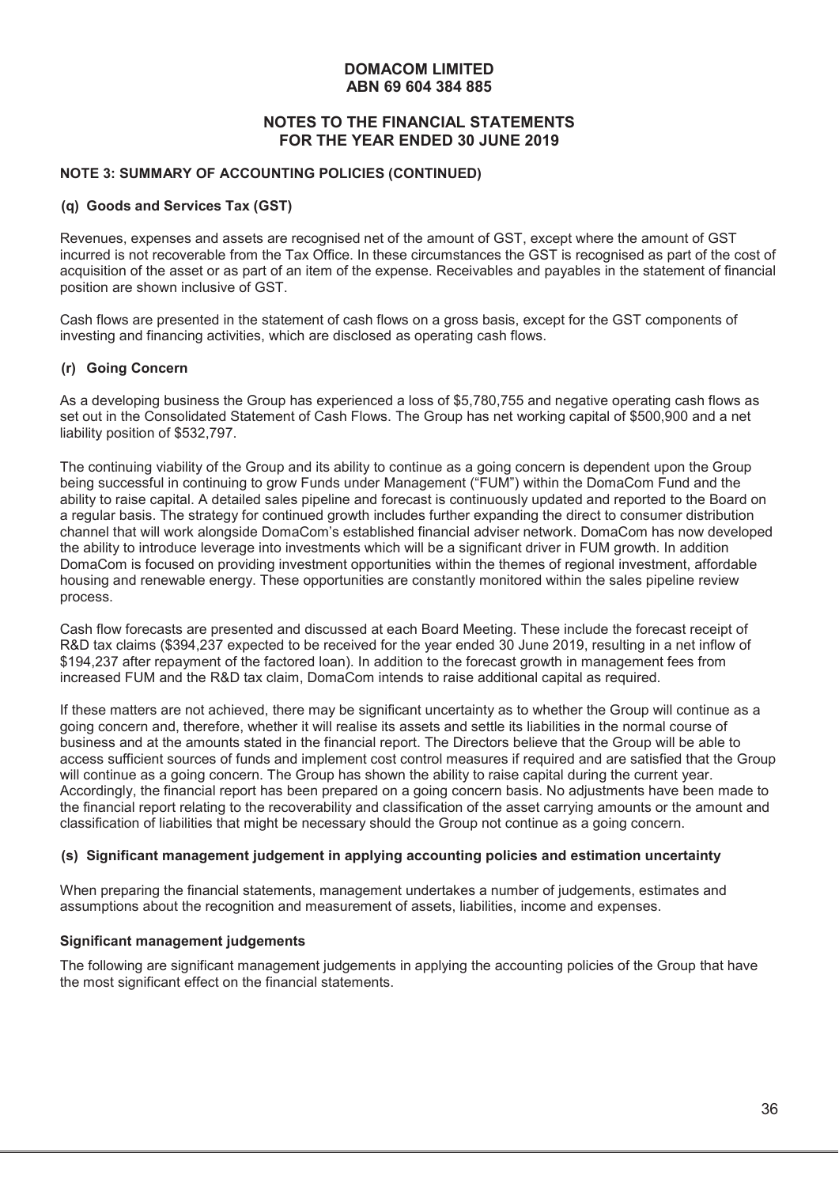# DOMACOM LIMITED
# ABN 69 604 384 885

## NOTES TO THE FINANCIAL STATEMENTS FOR THE YEAR ENDED 30 JUNE 2019

### NOTE 3: SUMMARY OF ACCOUNTING POLICIES (CONTINUED)

#### (q) Goods and Services Tax (GST)

Revenues, expenses and assets are recognised net of the amount of GST, except where the amount of GST incurred is not recoverable from the Tax Office. In these circumstances the GST is recognised as part of the cost of acquisition of the asset or as part of an item of the expense. Receivables and payables in the statement of financial position are shown inclusive of GST.

Cash flows are presented in the statement of cash flows on a gross basis, except for the GST components of investing and financing activities, which are disclosed as operating cash flows.

#### (r) Going Concern

As a developing business the Group has experienced a loss of $5,780,755 and negative operating cash flows as set out in the Consolidated Statement of Cash Flows. The Group has net working capital of $500,900 and a net liability position of $532,797.

The continuing viability of the Group and its ability to continue as a going concern is dependent upon the Group being successful in continuing to grow Funds under Management ("FUM") within the DomaCom Fund and the ability to raise capital. A detailed sales pipeline and forecast is continuously updated and reported to the Board on a regular basis. The strategy for continued growth includes further expanding the direct to consumer distribution channel that will work alongside DomaCom's established financial adviser network. DomaCom has now developed the ability to introduce leverage into investments which will be a significant driver in FUM growth. In addition DomaCom is focused on providing investment opportunities within the themes of regional investment, affordable housing and renewable energy. These opportunities are constantly monitored within the sales pipeline review process.

Cash flow forecasts are presented and discussed at each Board Meeting. These include the forecast receipt of R&D tax claims ($394,237 expected to be received for the year ended 30 June 2019, resulting in a net inflow of $194,237 after repayment of the factored loan). In addition to the forecast growth in management fees from increased FUM and the R&D tax claim, DomaCom intends to raise additional capital as required.

If these matters are not achieved, there may be significant uncertainty as to whether the Group will continue as a going concern and, therefore, whether it will realise its assets and settle its liabilities in the normal course of business and at the amounts stated in the financial report. The Directors believe that the Group will be able to access sufficient sources of funds and implement cost control measures if required and are satisfied that the Group will continue as a going concern. The Group has shown the ability to raise capital during the current year. Accordingly, the financial report has been prepared on a going concern basis. No adjustments have been made to the financial report relating to the recoverability and classification of the asset carrying amounts or the amount and classification of liabilities that might be necessary should the Group not continue as a going concern.

#### (s) Significant management judgement in applying accounting policies and estimation uncertainty

When preparing the financial statements, management undertakes a number of judgements, estimates and assumptions about the recognition and measurement of assets, liabilities, income and expenses.

**Significant management judgements**

The following are significant management judgements in applying the accounting policies of the Group that have the most significant effect on the financial statements.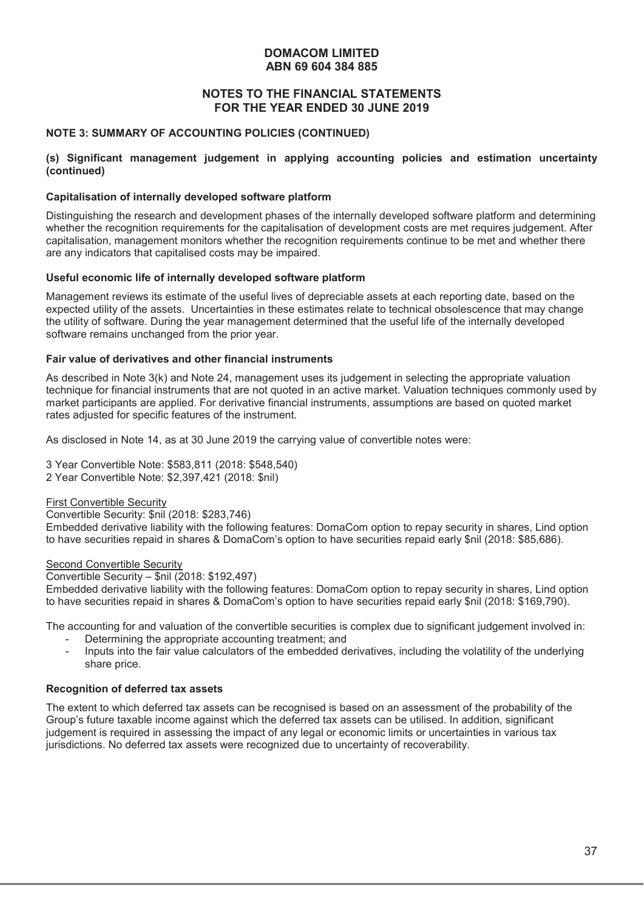**DOMACOM LIMITED**
**ABN 69 604 384 885**

**NOTES TO THE FINANCIAL STATEMENTS**
**FOR THE YEAR ENDED 30 JUNE 2019**

**NOTE 3: SUMMARY OF ACCOUNTING POLICIES (CONTINUED)**

**(s) Significant management judgement in applying accounting policies and estimation uncertainty (continued)**

**Capitalisation of internally developed software platform**

Distinguishing the research and development phases of the internally developed software platform and determining whether the recognition requirements for the capitalisation of development costs are met requires judgement. After capitalisation, management monitors whether the recognition requirements continue to be met and whether there are any indicators that capitalised costs may be impaired.

**Useful economic life of internally developed software platform**

Management reviews its estimate of the useful lives of depreciable assets at each reporting date, based on the expected utility of the assets. Uncertainties in these estimates relate to technical obsolescence that may change the utility of software. During the year management determined that the useful life of the internally developed software remains unchanged from the prior year.

**Fair value of derivatives and other financial instruments**

As described in Note 3(k) and Note 24, management uses its judgement in selecting the appropriate valuation technique for financial instruments that are not quoted in an active market. Valuation techniques commonly used by market participants are applied. For derivative financial instruments, assumptions are based on quoted market rates adjusted for specific features of the instrument.

As disclosed in Note 14, as at 30 June 2019 the carrying value of convertible notes were:

3 Year Convertible Note: $583,811 (2018: $548,540)
2 Year Convertible Note: $2,397,421 (2018: $nil)

<u>First Convertible Security</u>
Convertible Security: $nil (2018: $283,746)
Embedded derivative liability with the following features: DomaCom option to repay security in shares, Lind option to have securities repaid in shares & DomaCom's option to have securities repaid early $nil (2018: $85,686).

<u>Second Convertible Security</u>
Convertible Security – $nil (2018: $192,497)
Embedded derivative liability with the following features: DomaCom option to repay security in shares, Lind option to have securities repaid in shares & DomaCom's option to have securities repaid early $nil (2018: $169,790).

The accounting for and valuation of the convertible securities is complex due to significant judgement involved in:

- Determining the appropriate accounting treatment; and
- Inputs into the fair value calculators of the embedded derivatives, including the volatility of the underlying share price.

**Recognition of deferred tax assets**

The extent to which deferred tax assets can be recognised is based on an assessment of the probability of the Group's future taxable income against which the deferred tax assets can be utilised. In addition, significant judgement is required in assessing the impact of any legal or economic limits or uncertainties in various tax jurisdictions. No deferred tax assets were recognized due to uncertainty of recoverability.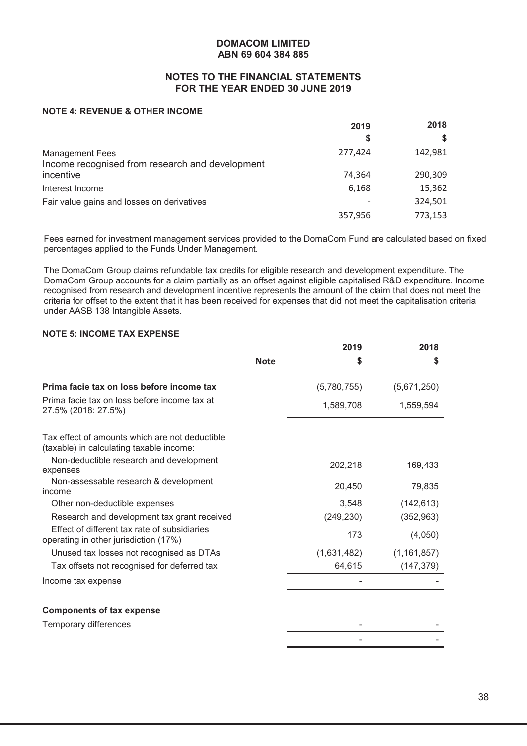**DOMACOM LIMITED**
**ABN 69 604 384 885**

**NOTES TO THE FINANCIAL STATEMENTS**
**FOR THE YEAR ENDED 30 JUNE 2019**

### NOTE 4: REVENUE & OTHER INCOME

| | 2019 | 2018 |
|---|---|---|
| | $ | $ |
| Management Fees | 277,424 | 142,981 |
| Income recognised from research and development incentive | 74,364 | 290,309 |
| Interest Income | 6,168 | 15,362 |
| Fair value gains and losses on derivatives | - | 324,501 |
| | 357,956 | 773,153 |

Fees earned for investment management services provided to the DomaCom Fund are calculated based on fixed percentages applied to the Funds Under Management.

The DomaCom Group claims refundable tax credits for eligible research and development expenditure. The DomaCom Group accounts for a claim partially as an offset against eligible capitalised R&D expenditure. Income recognised from research and development incentive represents the amount of the claim that does not meet the criteria for offset to the extent that it has been received for expenses that did not meet the capitalisation criteria under AASB 138 Intangible Assets.

### NOTE 5: INCOME TAX EXPENSE

| | Note | 2019 | 2018 |
|---|---|---|---|
| | | $ | $ |
| **Prima facie tax on loss before income tax** | | (5,780,755) | (5,671,250) |
| Prima facie tax on loss before income tax at 27.5% (2018: 27.5%) | | 1,589,708 | 1,559,594 |
| Tax effect of amounts which are not deductible (taxable) in calculating taxable income: | | | |
| Non-deductible research and development expenses | | 202,218 | 169,433 |
| Non-assessable research & development income | | 20,450 | 79,835 |
| Other non-deductible expenses | | 3,548 | (142,613) |
| Research and development tax grant received | | (249,230) | (352,963) |
| Effect of different tax rate of subsidiaries operating in other jurisdiction (17%) | | 173 | (4,050) |
| Unused tax losses not recognised as DTAs | | (1,631,482) | (1,161,857) |
| Tax offsets not recognised for deferred tax | | 64,615 | (147,379) |
| Income tax expense | | - | - |

**Components of tax expense**

| | 2019 | 2018 |
|---|---|---|
| Temporary differences | - | - |
| | - | - |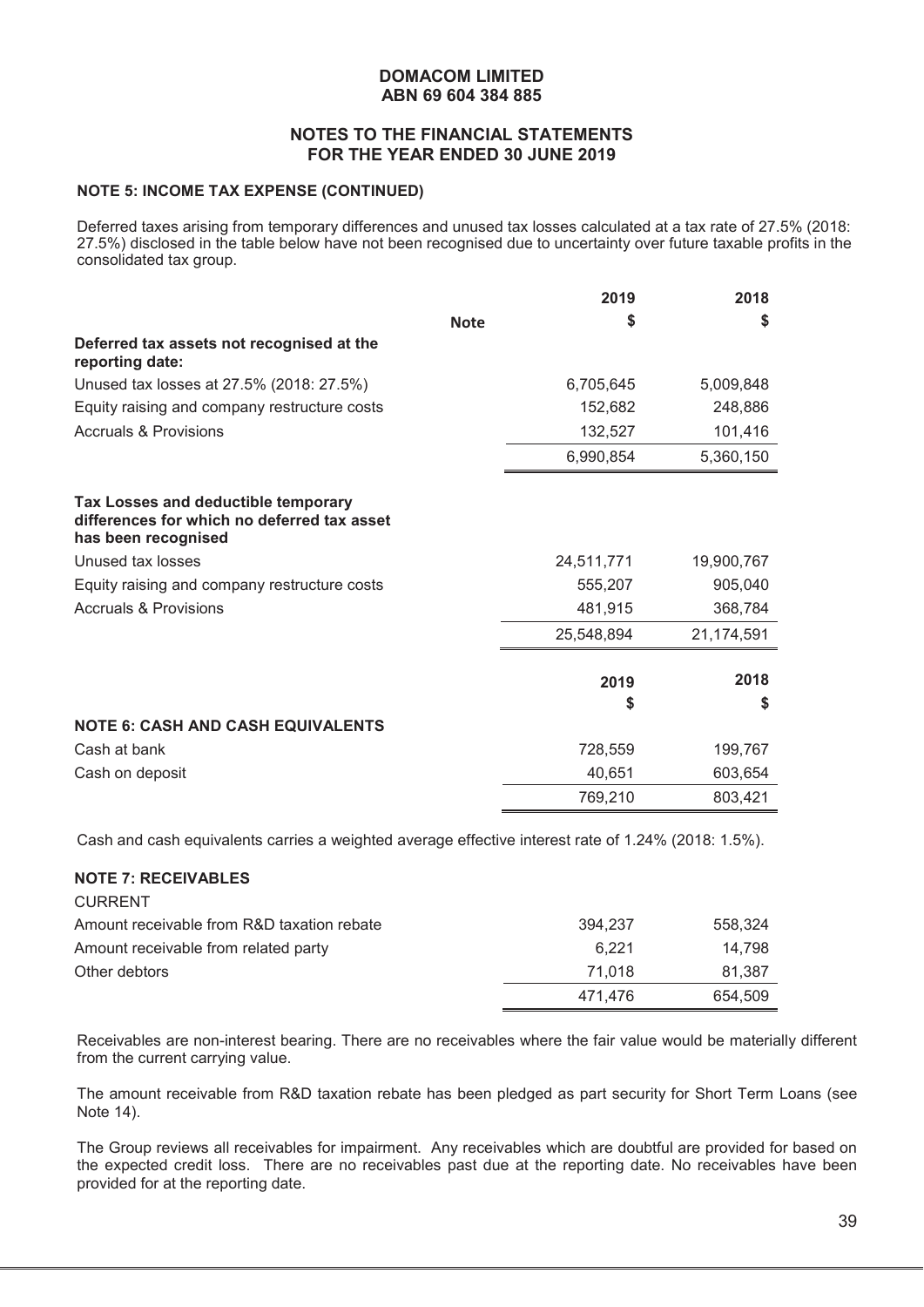**DOMACOM LIMITED**
**ABN 69 604 384 885**

## NOTES TO THE FINANCIAL STATEMENTS FOR THE YEAR ENDED 30 JUNE 2019

### NOTE 5: INCOME TAX EXPENSE (CONTINUED)

Deferred taxes arising from temporary differences and unused tax losses calculated at a tax rate of 27.5% (2018: 27.5%) disclosed in the table below have not been recognised due to uncertainty over future taxable profits in the consolidated tax group.

| | Note | 2019<br>$ | 2018<br>$ |
|---|---|---|---|
| **Deferred tax assets not recognised at the reporting date:** | | | |
| Unused tax losses at 27.5% (2018: 27.5%) | | 6,705,645 | 5,009,848 |
| Equity raising and company restructure costs | | 152,682 | 248,886 |
| Accruals & Provisions | | 132,527 | 101,416 |
| | | 6,990,854 | 5,360,150 |
| **Tax Losses and deductible temporary differences for which no deferred tax asset has been recognised** | | | |
| Unused tax losses | | 24,511,771 | 19,900,767 |
| Equity raising and company restructure costs | | 555,207 | 905,040 |
| Accruals & Provisions | | 481,915 | 368,784 |
| | | 25,548,894 | 21,174,591 |

### NOTE 6: CASH AND CASH EQUIVALENTS

| | 2019<br>$ | 2018<br>$ |
|---|---|---|
| Cash at bank | 728,559 | 199,767 |
| Cash on deposit | 40,651 | 603,654 |
| | 769,210 | 803,421 |

Cash and cash equivalents carries a weighted average effective interest rate of 1.24% (2018: 1.5%).

### NOTE 7: RECEIVABLES

| CURRENT | 2019<br>$ | 2018<br>$ |
|---|---|---|
| Amount receivable from R&D taxation rebate | 394,237 | 558,324 |
| Amount receivable from related party | 6,221 | 14,798 |
| Other debtors | 71,018 | 81,387 |
| | 471,476 | 654,509 |

Receivables are non-interest bearing. There are no receivables where the fair value would be materially different from the current carrying value.

The amount receivable from R&D taxation rebate has been pledged as part security for Short Term Loans (see Note 14).

The Group reviews all receivables for impairment. Any receivables which are doubtful are provided for based on the expected credit loss. There are no receivables past due at the reporting date. No receivables have been provided for at the reporting date.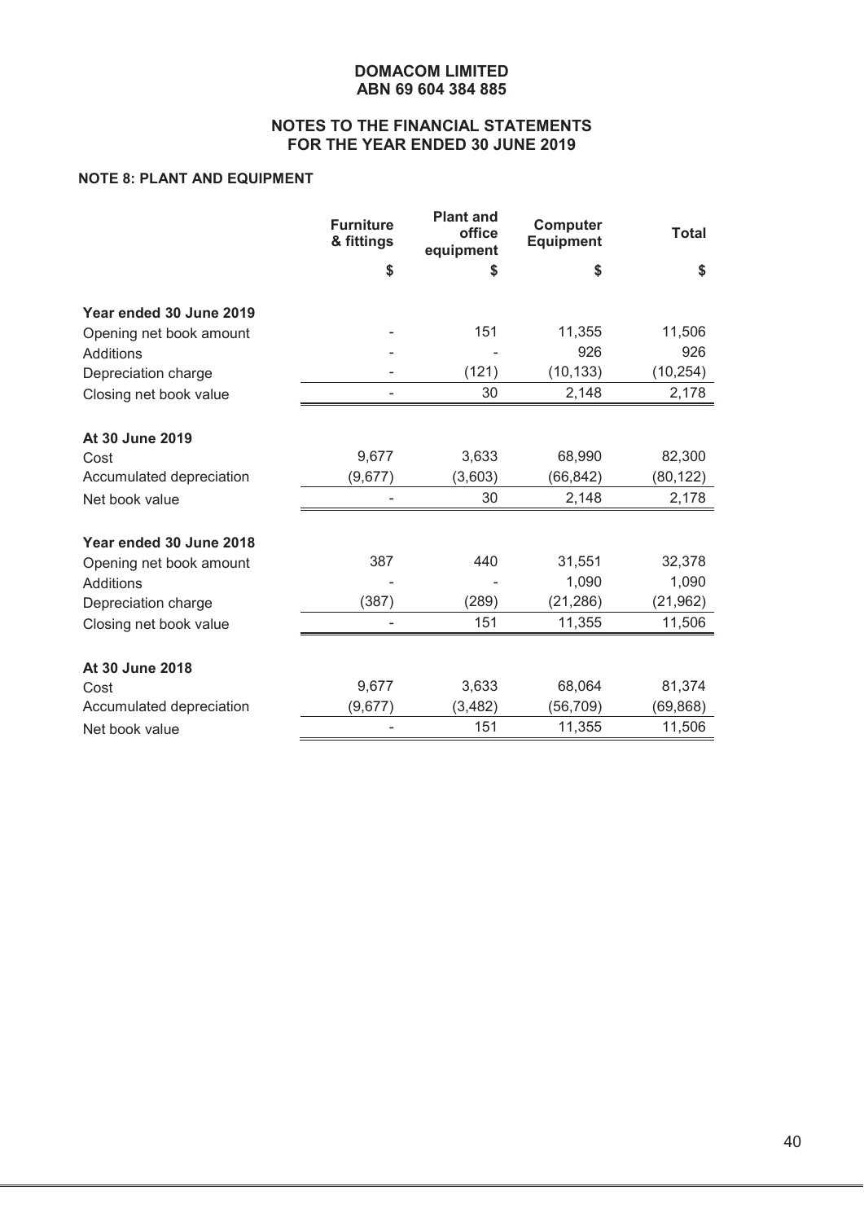**DOMACOM LIMITED**
**ABN 69 604 384 885**

**NOTES TO THE FINANCIAL STATEMENTS**
**FOR THE YEAR ENDED 30 JUNE 2019**

**NOTE 8: PLANT AND EQUIPMENT**

| | Furniture & fittings | Plant and office equipment | Computer Equipment | Total |
|---|---|---|---|---|
| | $ | $ | $ | $ |
| **Year ended 30 June 2019** | | | | |
| Opening net book amount | - | 151 | 11,355 | 11,506 |
| Additions | - | - | 926 | 926 |
| Depreciation charge | - | (121) | (10,133) | (10,254) |
| Closing net book value | - | 30 | 2,148 | 2,178 |
| **At 30 June 2019** | | | | |
| Cost | 9,677 | 3,633 | 68,990 | 82,300 |
| Accumulated depreciation | (9,677) | (3,603) | (66,842) | (80,122) |
| Net book value | - | 30 | 2,148 | 2,178 |
| **Year ended 30 June 2018** | | | | |
| Opening net book amount | 387 | 440 | 31,551 | 32,378 |
| Additions | - | - | 1,090 | 1,090 |
| Depreciation charge | (387) | (289) | (21,286) | (21,962) |
| Closing net book value | - | 151 | 11,355 | 11,506 |
| **At 30 June 2018** | | | | |
| Cost | 9,677 | 3,633 | 68,064 | 81,374 |
| Accumulated depreciation | (9,677) | (3,482) | (56,709) | (69,868) |
| Net book value | - | 151 | 11,355 | 11,506 |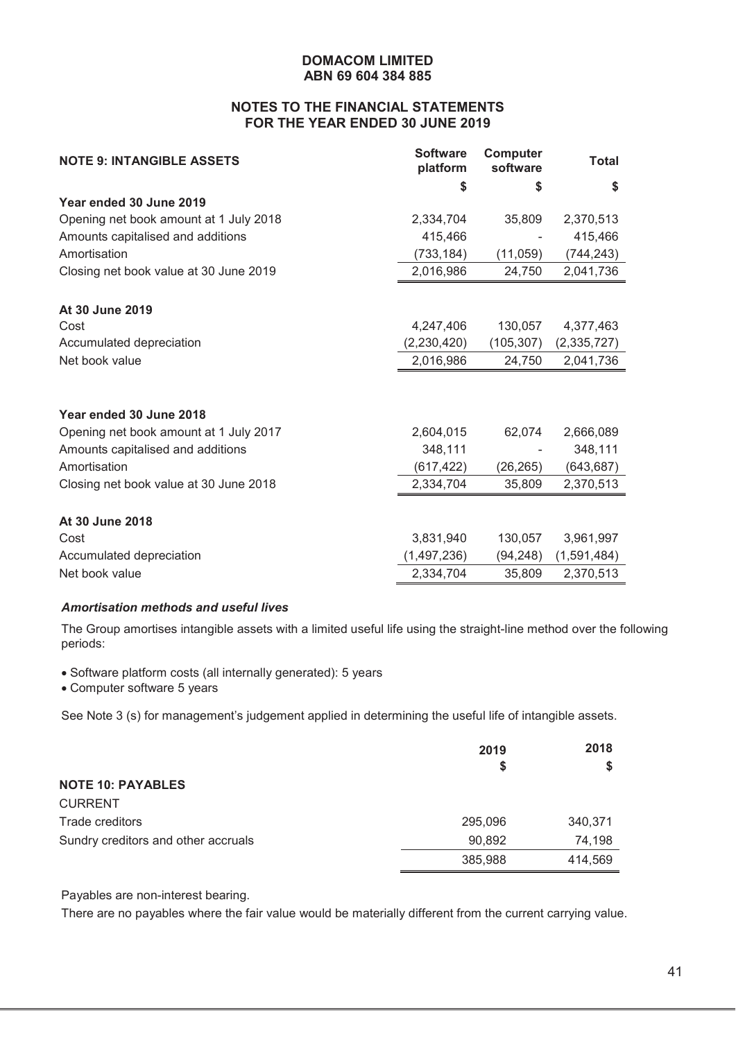**DOMACOM LIMITED**
**ABN 69 604 384 885**

**NOTES TO THE FINANCIAL STATEMENTS**
**FOR THE YEAR ENDED 30 JUNE 2019**

| **NOTE 9: INTANGIBLE ASSETS** | **Software platform** | **Computer software** | **Total** |
|---|---|---|---|
| | **$** | **$** | **$** |
| **Year ended 30 June 2019** | | | |
| Opening net book amount at 1 July 2018 | 2,334,704 | 35,809 | 2,370,513 |
| Amounts capitalised and additions | 415,466 | - | 415,466 |
| Amortisation | (733,184) | (11,059) | (744,243) |
| Closing net book value at 30 June 2019 | 2,016,986 | 24,750 | 2,041,736 |
| | | | |
| **At 30 June 2019** | | | |
| Cost | 4,247,406 | 130,057 | 4,377,463 |
| Accumulated depreciation | (2,230,420) | (105,307) | (2,335,727) |
| Net book value | 2,016,986 | 24,750 | 2,041,736 |
| | | | |
| **Year ended 30 June 2018** | | | |
| Opening net book amount at 1 July 2017 | 2,604,015 | 62,074 | 2,666,089 |
| Amounts capitalised and additions | 348,111 | - | 348,111 |
| Amortisation | (617,422) | (26,265) | (643,687) |
| Closing net book value at 30 June 2018 | 2,334,704 | 35,809 | 2,370,513 |
| | | | |
| **At 30 June 2018** | | | |
| Cost | 3,831,940 | 130,057 | 3,961,997 |
| Accumulated depreciation | (1,497,236) | (94,248) | (1,591,484) |
| Net book value | 2,334,704 | 35,809 | 2,370,513 |

***Amortisation methods and useful lives***

The Group amortises intangible assets with a limited useful life using the straight-line method over the following periods:

- Software platform costs (all internally generated): 5 years
- Computer software 5 years

See Note 3 (s) for management's judgement applied in determining the useful life of intangible assets.

| | **2019** | **2018** |
|---|---|---|
| | **$** | **$** |
| **NOTE 10: PAYABLES** | | |
| CURRENT | | |
| Trade creditors | 295,096 | 340,371 |
| Sundry creditors and other accruals | 90,892 | 74,198 |
| | 385,988 | 414,569 |

Payables are non-interest bearing.

There are no payables where the fair value would be materially different from the current carrying value.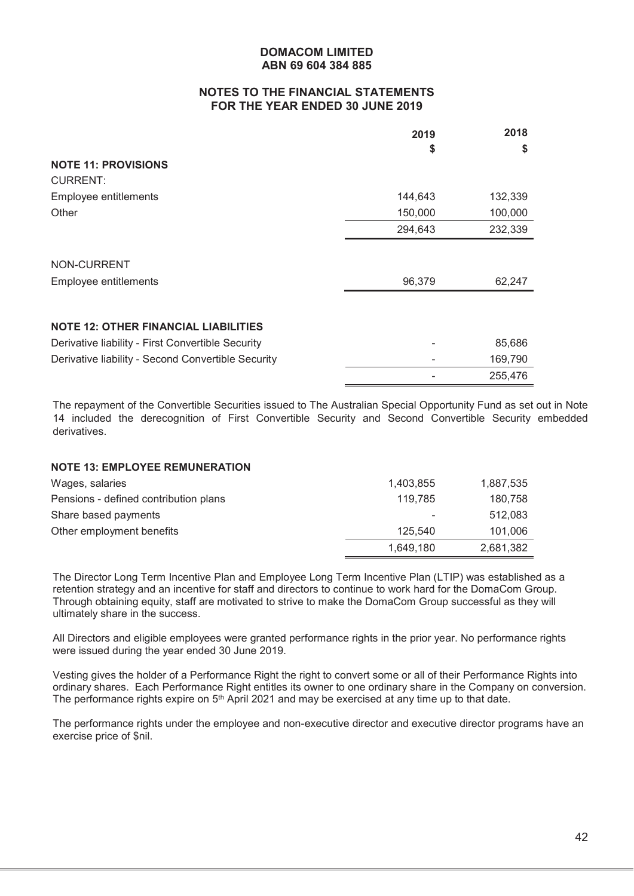**DOMACOM LIMITED**
**ABN 69 604 384 885**

**NOTES TO THE FINANCIAL STATEMENTS**
**FOR THE YEAR ENDED 30 JUNE 2019**

| | 2019 | 2018 |
|---|---|---|
| | $ | $ |
| **NOTE 11: PROVISIONS** | | |
| CURRENT: | | |
| Employee entitlements | 144,643 | 132,339 |
| Other | 150,000 | 100,000 |
| | 294,643 | 232,339 |
| NON-CURRENT | | |
| Employee entitlements | 96,379 | 62,247 |

**NOTE 12: OTHER FINANCIAL LIABILITIES**

| | 2019 | 2018 |
|---|---|---|
| Derivative liability - First Convertible Security | - | 85,686 |
| Derivative liability - Second Convertible Security | - | 169,790 |
| | - | 255,476 |

The repayment of the Convertible Securities issued to The Australian Special Opportunity Fund as set out in Note 14 included the derecognition of First Convertible Security and Second Convertible Security embedded derivatives.

**NOTE 13: EMPLOYEE REMUNERATION**

| | 2019 | 2018 |
|---|---|---|
| Wages, salaries | 1,403,855 | 1,887,535 |
| Pensions - defined contribution plans | 119,785 | 180,758 |
| Share based payments | - | 512,083 |
| Other employment benefits | 125,540 | 101,006 |
| | 1,649,180 | 2,681,382 |

The Director Long Term Incentive Plan and Employee Long Term Incentive Plan (LTIP) was established as a retention strategy and an incentive for staff and directors to continue to work hard for the DomaCom Group. Through obtaining equity, staff are motivated to strive to make the DomaCom Group successful as they will ultimately share in the success.

All Directors and eligible employees were granted performance rights in the prior year. No performance rights were issued during the year ended 30 June 2019.

Vesting gives the holder of a Performance Right the right to convert some or all of their Performance Rights into ordinary shares. Each Performance Right entitles its owner to one ordinary share in the Company on conversion. The performance rights expire on 5th April 2021 and may be exercised at any time up to that date.

The performance rights under the employee and non-executive director and executive director programs have an exercise price of $nil.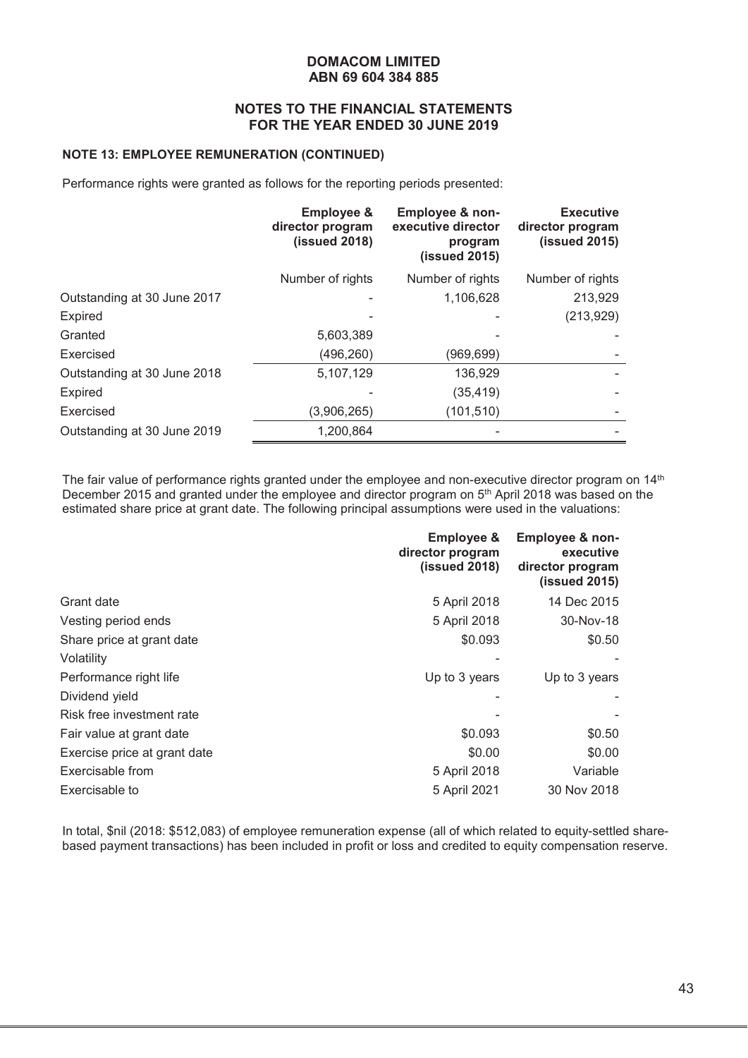# DOMACOM LIMITED
## ABN 69 604 384 885

## NOTES TO THE FINANCIAL STATEMENTS FOR THE YEAR ENDED 30 JUNE 2019

### NOTE 13: EMPLOYEE REMUNERATION (CONTINUED)

Performance rights were granted as follows for the reporting periods presented:

| | Employee & director program (issued 2018) | Employee & non-executive director program (issued 2015) | Executive director program (issued 2015) |
|---|---|---|---|
| | Number of rights | Number of rights | Number of rights |
| Outstanding at 30 June 2017 | - | 1,106,628 | 213,929 |
| Expired | - | - | (213,929) |
| Granted | 5,603,389 | - | - |
| Exercised | (496,260) | (969,699) | - |
| Outstanding at 30 June 2018 | 5,107,129 | 136,929 | - |
| Expired | - | (35,419) | - |
| Exercised | (3,906,265) | (101,510) | - |
| Outstanding at 30 June 2019 | 1,200,864 | - | - |

The fair value of performance rights granted under the employee and non-executive director program on 14th December 2015 and granted under the employee and director program on 5th April 2018 was based on the estimated share price at grant date. The following principal assumptions were used in the valuations:

| | Employee & director program (issued 2018) | Employee & non-executive director program (issued 2015) |
|---|---|---|
| Grant date | 5 April 2018 | 14 Dec 2015 |
| Vesting period ends | 5 April 2018 | 30-Nov-18 |
| Share price at grant date | \$0.093 | \$0.50 |
| Volatility | - | - |
| Performance right life | Up to 3 years | Up to 3 years |
| Dividend yield | - | - |
| Risk free investment rate | - | - |
| Fair value at grant date | \$0.093 | \$0.50 |
| Exercise price at grant date | \$0.00 | \$0.00 |
| Exercisable from | 5 April 2018 | Variable |
| Exercisable to | 5 April 2021 | 30 Nov 2018 |

In total, \$nil (2018: \$512,083) of employee remuneration expense (all of which related to equity-settled share-based payment transactions) has been included in profit or loss and credited to equity compensation reserve.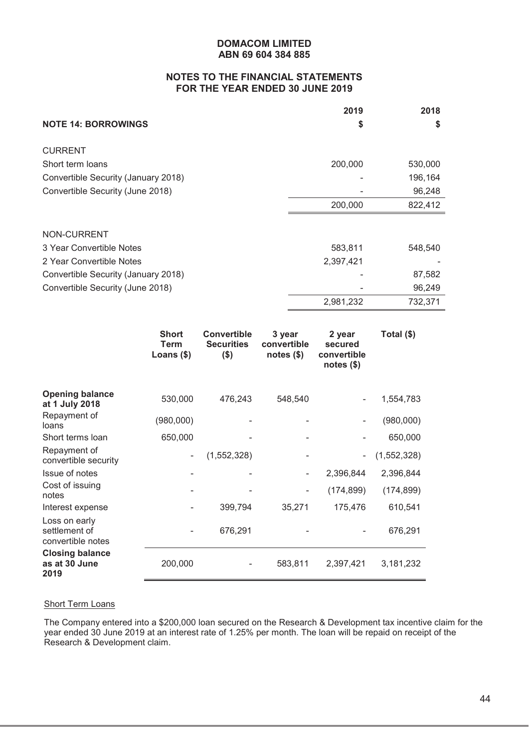**DOMACOM LIMITED**
**ABN 69 604 384 885**

**NOTES TO THE FINANCIAL STATEMENTS**
**FOR THE YEAR ENDED 30 JUNE 2019**

| **NOTE 14: BORROWINGS** | **2019** **$** | **2018** **$** |
|---|---|---|
| CURRENT | | |
| Short term loans | 200,000 | 530,000 |
| Convertible Security (January 2018) | - | 196,164 |
| Convertible Security (June 2018) | - | 96,248 |
| | 200,000 | 822,412 |
| | | |
| NON-CURRENT | | |
| 3 Year Convertible Notes | 583,811 | 548,540 |
| 2 Year Convertible Notes | 2,397,421 | - |
| Convertible Security (January 2018) | - | 87,582 |
| Convertible Security (June 2018) | - | 96,249 |
| | 2,981,232 | 732,371 |

| | **Short Term Loans ($)** | **Convertible Securities ($)** | **3 year convertible notes ($)** | **2 year secured convertible notes ($)** | **Total ($)** |
|---|---|---|---|---|---|
| **Opening balance at 1 July 2018** | 530,000 | 476,243 | 548,540 | - | 1,554,783 |
| Repayment of loans | (980,000) | - | - | - | (980,000) |
| Short terms loan | 650,000 | - | - | - | 650,000 |
| Repayment of convertible security | - | (1,552,328) | - | - | (1,552,328) |
| Issue of notes | - | - | - | 2,396,844 | 2,396,844 |
| Cost of issuing notes | - | - | - | (174,899) | (174,899) |
| Interest expense | - | 399,794 | 35,271 | 175,476 | 610,541 |
| Loss on early settlement of convertible notes | - | 676,291 | - | - | 676,291 |
| **Closing balance as at 30 June 2019** | 200,000 | - | 583,811 | 2,397,421 | 3,181,232 |

Short Term Loans

The Company entered into a $200,000 loan secured on the Research & Development tax incentive claim for the year ended 30 June 2019 at an interest rate of 1.25% per month. The loan will be repaid on receipt of the Research & Development claim.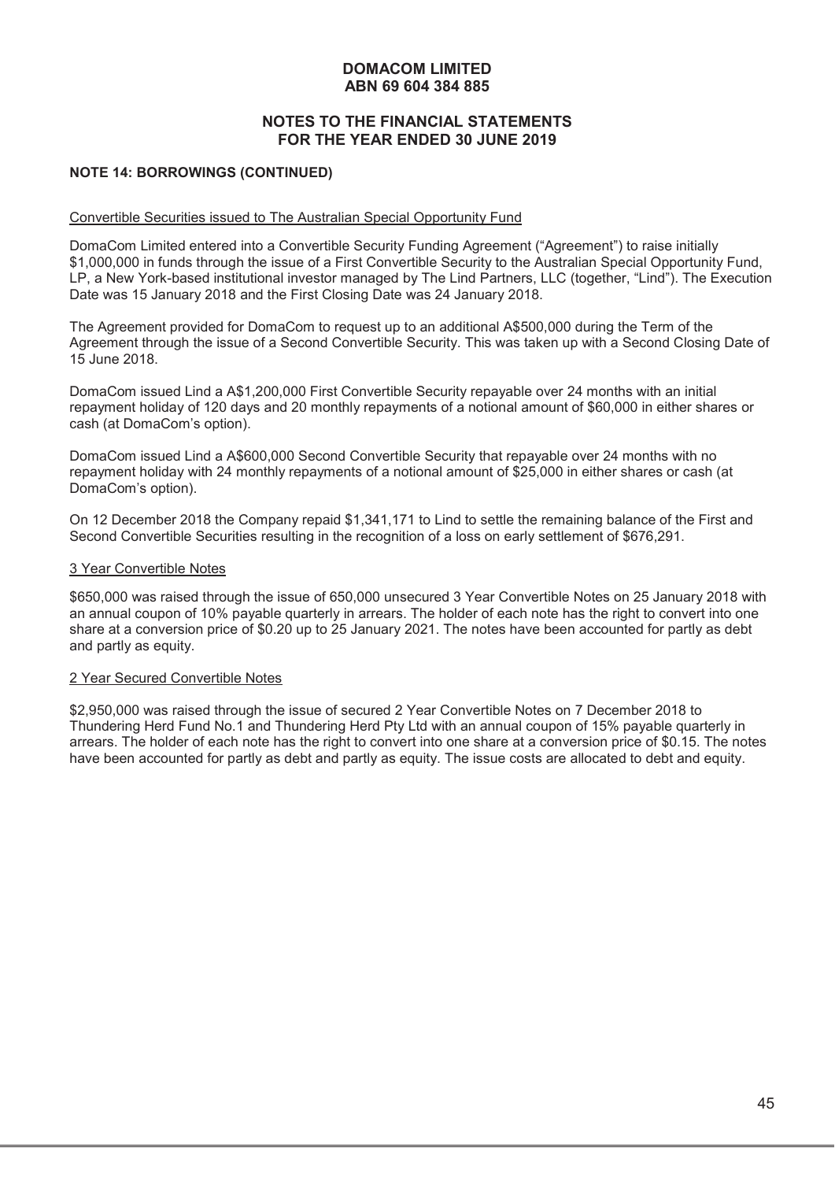# DOMACOM LIMITED
# ABN 69 604 384 885

## NOTES TO THE FINANCIAL STATEMENTS FOR THE YEAR ENDED 30 JUNE 2019

### NOTE 14: BORROWINGS (CONTINUED)

Convertible Securities issued to The Australian Special Opportunity Fund

DomaCom Limited entered into a Convertible Security Funding Agreement ("Agreement") to raise initially $1,000,000 in funds through the issue of a First Convertible Security to the Australian Special Opportunity Fund, LP, a New York-based institutional investor managed by The Lind Partners, LLC (together, "Lind"). The Execution Date was 15 January 2018 and the First Closing Date was 24 January 2018.

The Agreement provided for DomaCom to request up to an additional A$500,000 during the Term of the Agreement through the issue of a Second Convertible Security. This was taken up with a Second Closing Date of 15 June 2018.

DomaCom issued Lind a A$1,200,000 First Convertible Security repayable over 24 months with an initial repayment holiday of 120 days and 20 monthly repayments of a notional amount of $60,000 in either shares or cash (at DomaCom's option).

DomaCom issued Lind a A$600,000 Second Convertible Security that repayable over 24 months with no repayment holiday with 24 monthly repayments of a notional amount of $25,000 in either shares or cash (at DomaCom's option).

On 12 December 2018 the Company repaid $1,341,171 to Lind to settle the remaining balance of the First and Second Convertible Securities resulting in the recognition of a loss on early settlement of $676,291.

3 Year Convertible Notes

$650,000 was raised through the issue of 650,000 unsecured 3 Year Convertible Notes on 25 January 2018 with an annual coupon of 10% payable quarterly in arrears. The holder of each note has the right to convert into one share at a conversion price of $0.20 up to 25 January 2021. The notes have been accounted for partly as debt and partly as equity.

2 Year Secured Convertible Notes

$2,950,000 was raised through the issue of secured 2 Year Convertible Notes on 7 December 2018 to Thundering Herd Fund No.1 and Thundering Herd Pty Ltd with an annual coupon of 15% payable quarterly in arrears. The holder of each note has the right to convert into one share at a conversion price of $0.15. The notes have been accounted for partly as debt and partly as equity. The issue costs are allocated to debt and equity.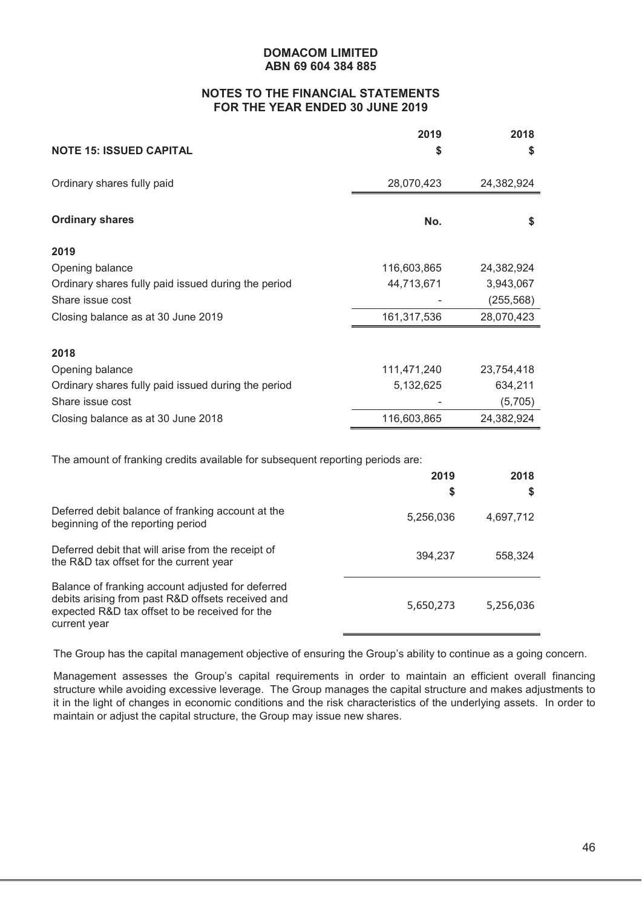**DOMACOM LIMITED**
**ABN 69 604 384 885**

**NOTES TO THE FINANCIAL STATEMENTS**
**FOR THE YEAR ENDED 30 JUNE 2019**

| **NOTE 15: ISSUED CAPITAL** | **2019** **$** | **2018** **$** |
|---|---|---|
| Ordinary shares fully paid | 28,070,423 | 24,382,924 |

| **Ordinary shares** | **No.** | **$** |
|---|---|---|
| **2019** | | |
| Opening balance | 116,603,865 | 24,382,924 |
| Ordinary shares fully paid issued during the period | 44,713,671 | 3,943,067 |
| Share issue cost | - | (255,568) |
| Closing balance as at 30 June 2019 | 161,317,536 | 28,070,423 |
| **2018** | | |
| Opening balance | 111,471,240 | 23,754,418 |
| Ordinary shares fully paid issued during the period | 5,132,625 | 634,211 |
| Share issue cost | - | (5,705) |
| Closing balance as at 30 June 2018 | 116,603,865 | 24,382,924 |

The amount of franking credits available for subsequent reporting periods are:

| | **2019** **$** | **2018** **$** |
|---|---|---|
| Deferred debit balance of franking account at the beginning of the reporting period | 5,256,036 | 4,697,712 |
| Deferred debit that will arise from the receipt of the R&D tax offset for the current year | 394,237 | 558,324 |
| Balance of franking account adjusted for deferred debits arising from past R&D offsets received and expected R&D tax offset to be received for the current year | 5,650,273 | 5,256,036 |

The Group has the capital management objective of ensuring the Group's ability to continue as a going concern.

Management assesses the Group's capital requirements in order to maintain an efficient overall financing structure while avoiding excessive leverage. The Group manages the capital structure and makes adjustments to it in the light of changes in economic conditions and the risk characteristics of the underlying assets. In order to maintain or adjust the capital structure, the Group may issue new shares.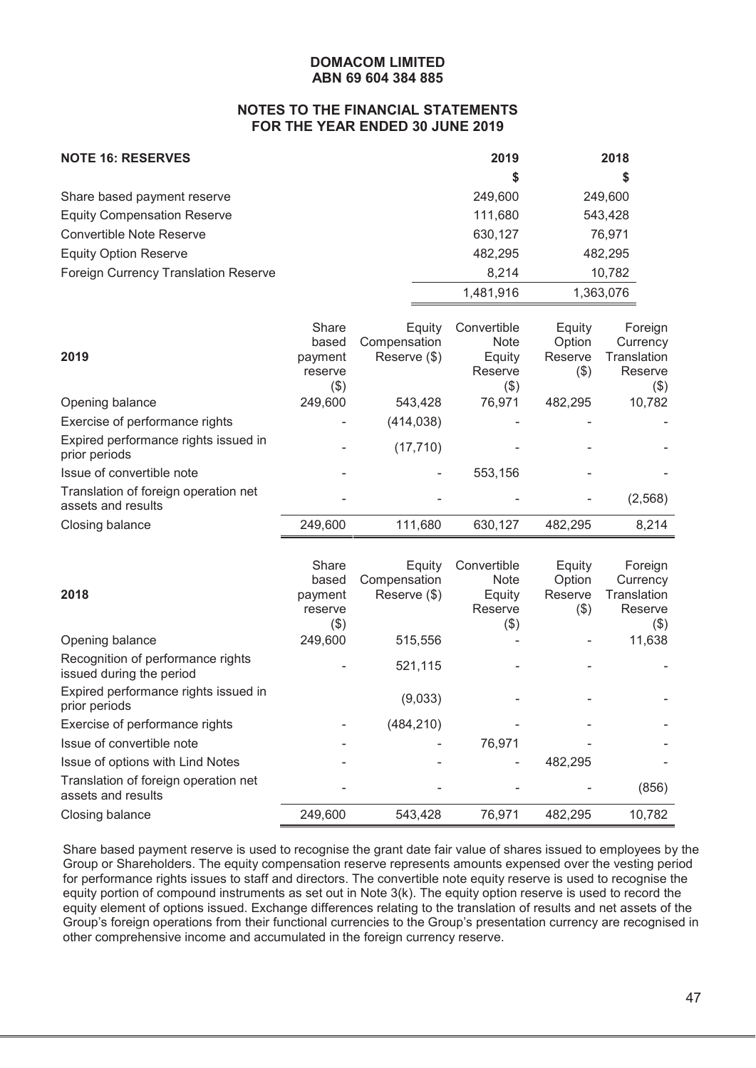**DOMACOM LIMITED**
**ABN 69 604 384 885**

**NOTES TO THE FINANCIAL STATEMENTS**
**FOR THE YEAR ENDED 30 JUNE 2019**

| **NOTE 16: RESERVES** | **2019** | **2018** |
|---|---|---|
| | **$** | **$** |
| Share based payment reserve | 249,600 | 249,600 |
| Equity Compensation Reserve | 111,680 | 543,428 |
| Convertible Note Reserve | 630,127 | 76,971 |
| Equity Option Reserve | 482,295 | 482,295 |
| Foreign Currency Translation Reserve | 8,214 | 10,782 |
| | 1,481,916 | 1,363,076 |

| **2019** | Share based payment reserve ($) | Equity Compensation Reserve ($) | Convertible Note Equity Reserve ($) | Equity Option Reserve ($) | Foreign Currency Translation Reserve ($) |
|---|---|---|---|---|---|
| Opening balance | 249,600 | 543,428 | 76,971 | 482,295 | 10,782 |
| Exercise of performance rights | - | (414,038) | - | - | - |
| Expired performance rights issued in prior periods | - | (17,710) | - | - | - |
| Issue of convertible note | - | - | 553,156 | - | - |
| Translation of foreign operation net assets and results | - | - | - | - | (2,568) |
| Closing balance | 249,600 | 111,680 | 630,127 | 482,295 | 8,214 |

| **2018** | Share based payment reserve ($) | Equity Compensation Reserve ($) | Convertible Note Equity Reserve ($) | Equity Option Reserve ($) | Foreign Currency Translation Reserve ($) |
|---|---|---|---|---|---|
| Opening balance | 249,600 | 515,556 | - | - | 11,638 |
| Recognition of performance rights issued during the period | - | 521,115 | - | - | - |
| Expired performance rights issued in prior periods | | (9,033) | - | - | - |
| Exercise of performance rights | - | (484,210) | - | - | - |
| Issue of convertible note | - | - | 76,971 | - | - |
| Issue of options with Lind Notes | - | - | - | 482,295 | - |
| Translation of foreign operation net assets and results | - | - | - | - | (856) |
| Closing balance | 249,600 | 543,428 | 76,971 | 482,295 | 10,782 |

Share based payment reserve is used to recognise the grant date fair value of shares issued to employees by the Group or Shareholders. The equity compensation reserve represents amounts expensed over the vesting period for performance rights issues to staff and directors. The convertible note equity reserve is used to recognise the equity portion of compound instruments as set out in Note 3(k). The equity option reserve is used to record the equity element of options issued. Exchange differences relating to the translation of results and net assets of the Group's foreign operations from their functional currencies to the Group's presentation currency are recognised in other comprehensive income and accumulated in the foreign currency reserve.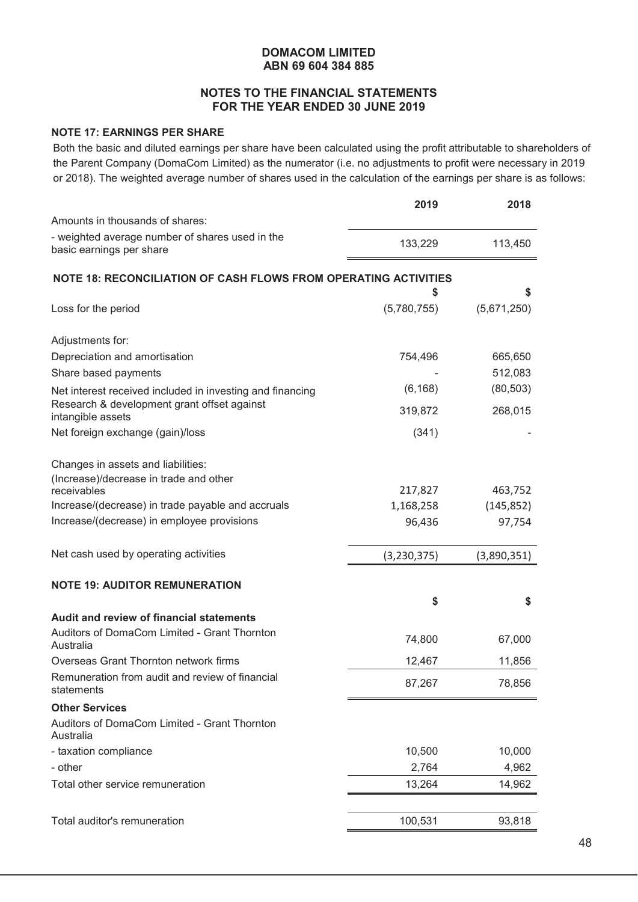**DOMACOM LIMITED**
**ABN 69 604 384 885**

**NOTES TO THE FINANCIAL STATEMENTS**
**FOR THE YEAR ENDED 30 JUNE 2019**

### NOTE 17: EARNINGS PER SHARE

Both the basic and diluted earnings per share have been calculated using the profit attributable to shareholders of the Parent Company (DomaCom Limited) as the numerator (i.e. no adjustments to profit were necessary in 2019 or 2018). The weighted average number of shares used in the calculation of the earnings per share is as follows:

| | 2019 | 2018 |
|---|---|---|
| Amounts in thousands of shares: | | |
| - weighted average number of shares used in the basic earnings per share | 133,229 | 113,450 |

### NOTE 18: RECONCILIATION OF CASH FLOWS FROM OPERATING ACTIVITIES

| | $ | $ |
|---|---|---|
| Loss for the period | (5,780,755) | (5,671,250) |
| Adjustments for: | | |
| Depreciation and amortisation | 754,496 | 665,650 |
| Share based payments | - | 512,083 |
| Net interest received included in investing and financing | (6,168) | (80,503) |
| Research & development grant offset against intangible assets | 319,872 | 268,015 |
| Net foreign exchange (gain)/loss | (341) | - |
| Changes in assets and liabilities: | | |
| (Increase)/decrease in trade and other receivables | 217,827 | 463,752 |
| Increase/(decrease) in trade payable and accruals | 1,168,258 | (145,852) |
| Increase/(decrease) in employee provisions | 96,436 | 97,754 |
| Net cash used by operating activities | (3,230,375) | (3,890,351) |

### NOTE 19: AUDITOR REMUNERATION

| | $ | $ |
|---|---|---|
| **Audit and review of financial statements** | | |
| Auditors of DomaCom Limited - Grant Thornton Australia | 74,800 | 67,000 |
| Overseas Grant Thornton network firms | 12,467 | 11,856 |
| Remuneration from audit and review of financial statements | 87,267 | 78,856 |
| **Other Services** | | |
| Auditors of DomaCom Limited - Grant Thornton Australia | | |
| - taxation compliance | 10,500 | 10,000 |
| - other | 2,764 | 4,962 |
| Total other service remuneration | 13,264 | 14,962 |
| Total auditor's remuneration | 100,531 | 93,818 |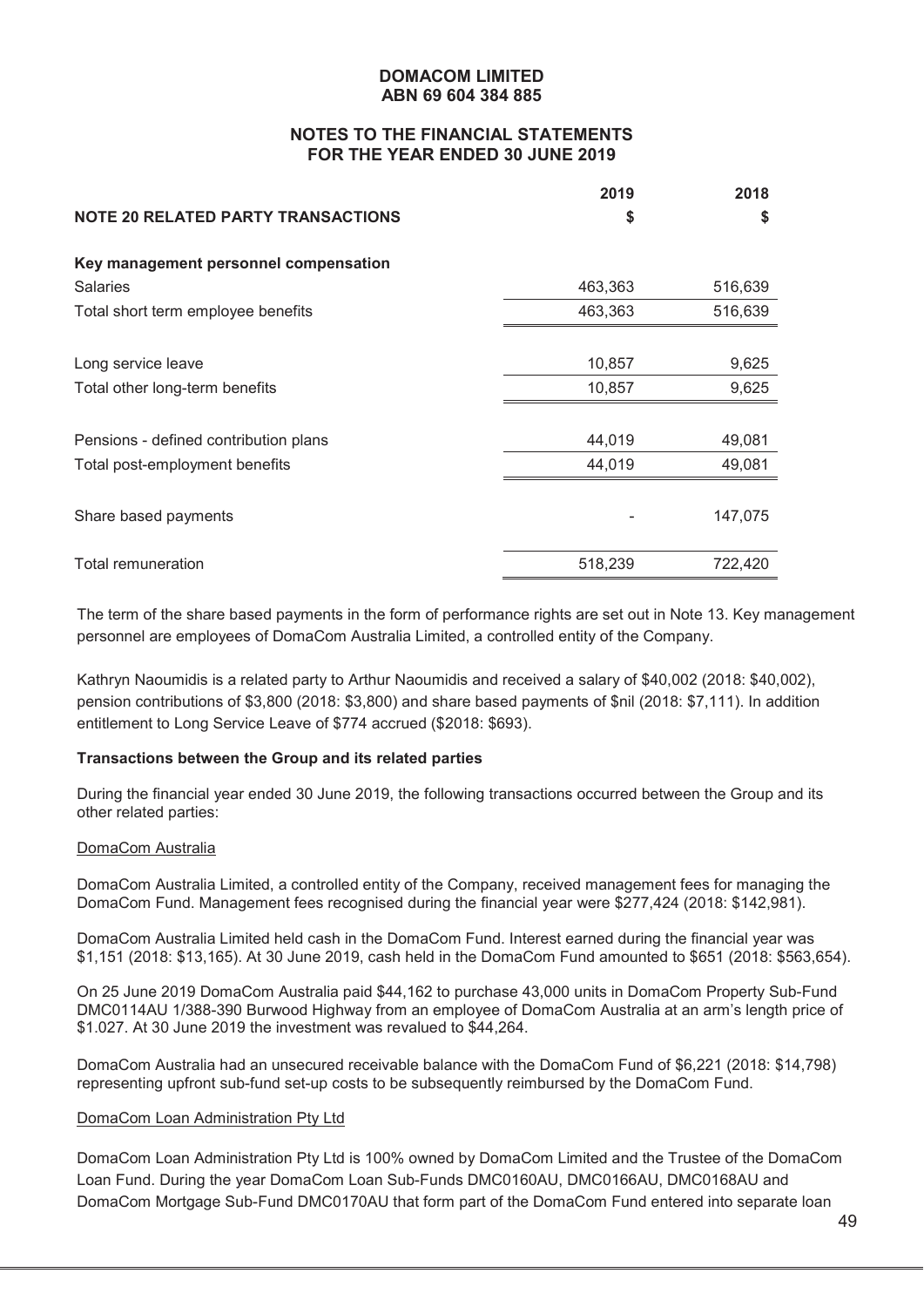**DOMACOM LIMITED**
**ABN 69 604 384 885**

**NOTES TO THE FINANCIAL STATEMENTS**
**FOR THE YEAR ENDED 30 JUNE 2019**

| **NOTE 20 RELATED PARTY TRANSACTIONS** | **2019** **$** | **2018** **$** |
|---|---|---|
| **Key management personnel compensation** | | |
| Salaries | 463,363 | 516,639 |
| Total short term employee benefits | 463,363 | 516,639 |
| | | |
| Long service leave | 10,857 | 9,625 |
| Total other long-term benefits | 10,857 | 9,625 |
| | | |
| Pensions - defined contribution plans | 44,019 | 49,081 |
| Total post-employment benefits | 44,019 | 49,081 |
| | | |
| Share based payments | - | 147,075 |
| | | |
| Total remuneration | 518,239 | 722,420 |

The term of the share based payments in the form of performance rights are set out in Note 13. Key management personnel are employees of DomaCom Australia Limited, a controlled entity of the Company.

Kathryn Naoumidis is a related party to Arthur Naoumidis and received a salary of $40,002 (2018: $40,002), pension contributions of $3,800 (2018: $3,800) and share based payments of $nil (2018: $7,111). In addition entitlement to Long Service Leave of $774 accrued ($2018: $693).

**Transactions between the Group and its related parties**

During the financial year ended 30 June 2019, the following transactions occurred between the Group and its other related parties:

DomaCom Australia

DomaCom Australia Limited, a controlled entity of the Company, received management fees for managing the DomaCom Fund. Management fees recognised during the financial year were $277,424 (2018: $142,981).

DomaCom Australia Limited held cash in the DomaCom Fund. Interest earned during the financial year was $1,151 (2018: $13,165). At 30 June 2019, cash held in the DomaCom Fund amounted to $651 (2018: $563,654).

On 25 June 2019 DomaCom Australia paid $44,162 to purchase 43,000 units in DomaCom Property Sub-Fund DMC0114AU 1/388-390 Burwood Highway from an employee of DomaCom Australia at an arm's length price of $1.027. At 30 June 2019 the investment was revalued to $44,264.

DomaCom Australia had an unsecured receivable balance with the DomaCom Fund of $6,221 (2018: $14,798) representing upfront sub-fund set-up costs to be subsequently reimbursed by the DomaCom Fund.

DomaCom Loan Administration Pty Ltd

DomaCom Loan Administration Pty Ltd is 100% owned by DomaCom Limited and the Trustee of the DomaCom Loan Fund. During the year DomaCom Loan Sub-Funds DMC0160AU, DMC0166AU, DMC0168AU and DomaCom Mortgage Sub-Fund DMC0170AU that form part of the DomaCom Fund entered into separate loan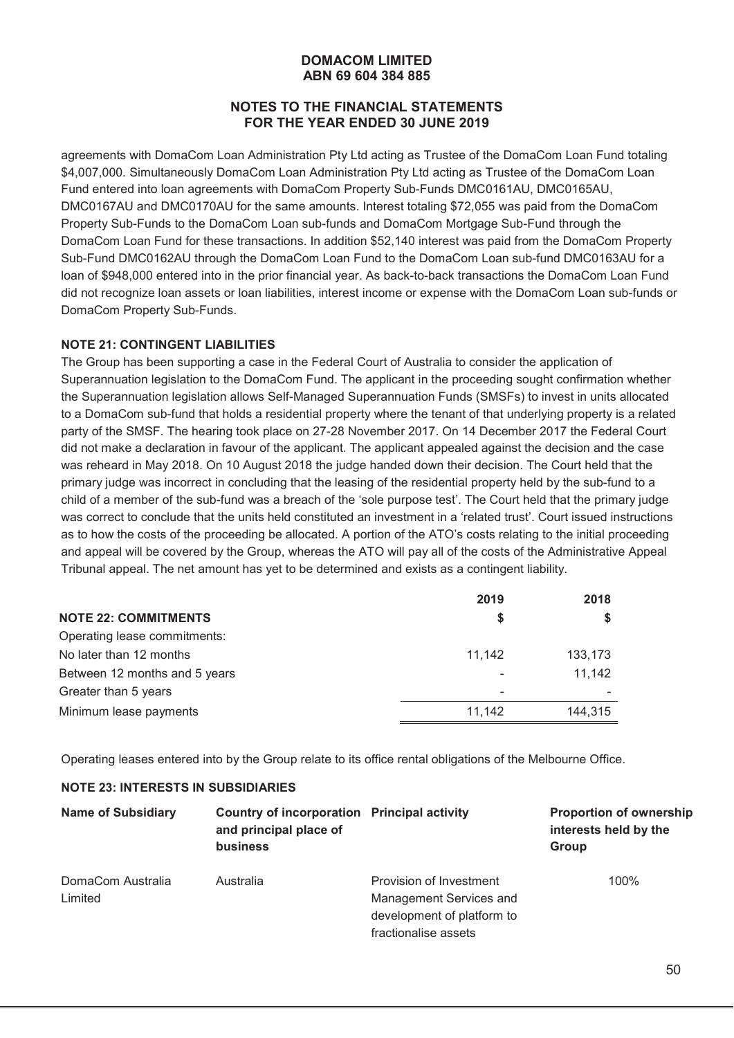agreements with DomaCom Loan Administration Pty Ltd acting as Trustee of the DomaCom Loan Fund totaling $4,007,000. Simultaneously DomaCom Loan Administration Pty Ltd acting as Trustee of the DomaCom Loan Fund entered into loan agreements with DomaCom Property Sub-Funds DMC0161AU, DMC0165AU, DMC0167AU and DMC0170AU for the same amounts. Interest totaling $72,055 was paid from the DomaCom Property Sub-Funds to the DomaCom Loan sub-funds and DomaCom Mortgage Sub-Fund through the DomaCom Loan Fund for these transactions. In addition $52,140 interest was paid from the DomaCom Property Sub-Fund DMC0162AU through the DomaCom Loan Fund to the DomaCom Loan sub-fund DMC0163AU for a loan of $948,000 entered into in the prior financial year. As back-to-back transactions the DomaCom Loan Fund did not recognize loan assets or loan liabilities, interest income or expense with the DomaCom Loan sub-funds or DomaCom Property Sub-Funds.

**NOTE 21: CONTINGENT LIABILITIES**

The Group has been supporting a case in the Federal Court of Australia to consider the application of Superannuation legislation to the DomaCom Fund. The applicant in the proceeding sought confirmation whether the Superannuation legislation allows Self-Managed Superannuation Funds (SMSFs) to invest in units allocated to a DomaCom sub-fund that holds a residential property where the tenant of that underlying property is a related party of the SMSF. The hearing took place on 27-28 November 2017. On 14 December 2017 the Federal Court did not make a declaration in favour of the applicant. The applicant appealed against the decision and the case was reheard in May 2018. On 10 August 2018 the judge handed down their decision. The Court held that the primary judge was incorrect in concluding that the leasing of the residential property held by the sub-fund to a child of a member of the sub-fund was a breach of the 'sole purpose test'. The Court held that the primary judge was correct to conclude that the units held constituted an investment in a 'related trust'. Court issued instructions as to how the costs of the proceeding be allocated. A portion of the ATO's costs relating to the initial proceeding and appeal will be covered by the Group, whereas the ATO will pay all of the costs of the Administrative Appeal Tribunal appeal. The net amount has yet to be determined and exists as a contingent liability.

| **NOTE 22: COMMITMENTS** | **2019 $** | **2018 $** |
|---|---|---|
| Operating lease commitments: | | |
| No later than 12 months | 11,142 | 133,173 |
| Between 12 months and 5 years | - | 11,142 |
| Greater than 5 years | - | - |
| Minimum lease payments | 11,142 | 144,315 |

Operating leases entered into by the Group relate to its office rental obligations of the Melbourne Office.

**NOTE 23: INTERESTS IN SUBSIDIARIES**

| Name of Subsidiary | Country of incorporation and principal place of business | Principal activity | Proportion of ownership interests held by the Group |
|---|---|---|---|
| DomaCom Australia Limited | Australia | Provision of Investment Management Services and development of platform to fractionalise assets | 100% |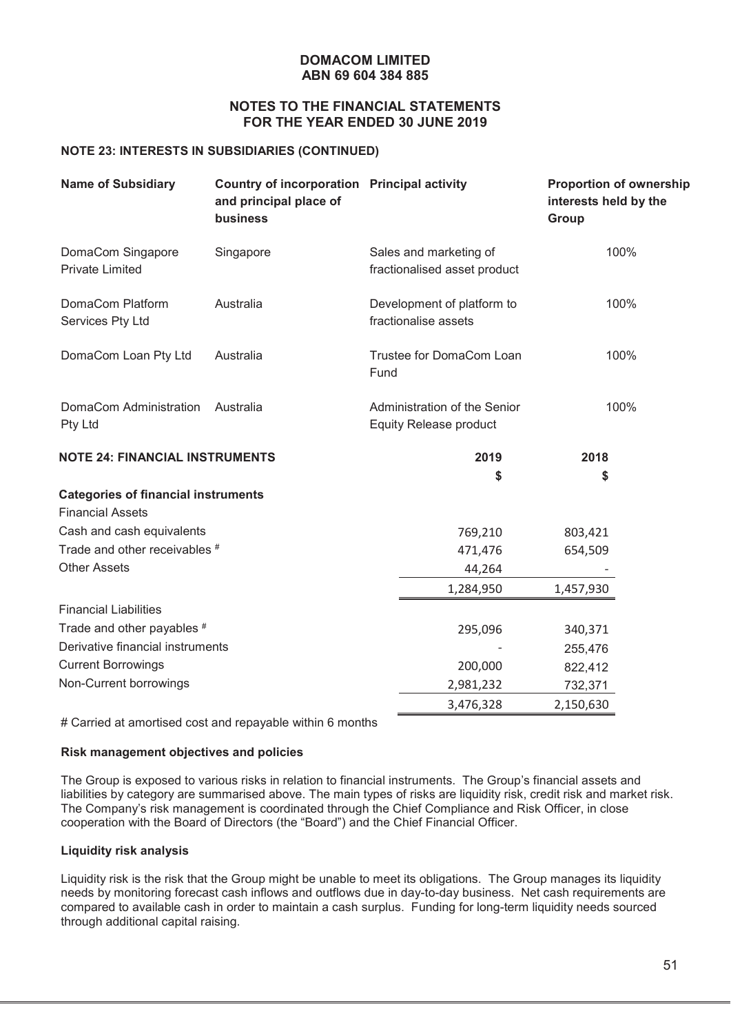**DOMACOM LIMITED**
**ABN 69 604 384 885**

**NOTES TO THE FINANCIAL STATEMENTS**
**FOR THE YEAR ENDED 30 JUNE 2019**

### NOTE 23: INTERESTS IN SUBSIDIARIES (CONTINUED)

| Name of Subsidiary | Country of incorporation and principal place of business | Principal activity | Proportion of ownership interests held by the Group |
|---|---|---|---|
| DomaCom Singapore Private Limited | Singapore | Sales and marketing of fractionalised asset product | 100% |
| DomaCom Platform Services Pty Ltd | Australia | Development of platform to fractionalise assets | 100% |
| DomaCom Loan Pty Ltd | Australia | Trustee for DomaCom Loan Fund | 100% |
| DomaCom Administration Pty Ltd | Australia | Administration of the Senior Equity Release product | 100% |

### NOTE 24: FINANCIAL INSTRUMENTS

| | 2019 $ | 2018 $ |
|---|---|---|
| **Categories of financial instruments** | | |
| Financial Assets | | |
| Cash and cash equivalents | 769,210 | 803,421 |
| Trade and other receivables # | 471,476 | 654,509 |
| Other Assets | 44,264 | - |
| | 1,284,950 | 1,457,930 |
| Financial Liabilities | | |
| Trade and other payables # | 295,096 | 340,371 |
| Derivative financial instruments | - | 255,476 |
| Current Borrowings | 200,000 | 822,412 |
| Non-Current borrowings | 2,981,232 | 732,371 |
| | 3,476,328 | 2,150,630 |

# Carried at amortised cost and repayable within 6 months

**Risk management objectives and policies**

The Group is exposed to various risks in relation to financial instruments. The Group's financial assets and liabilities by category are summarised above. The main types of risks are liquidity risk, credit risk and market risk. The Company's risk management is coordinated through the Chief Compliance and Risk Officer, in close cooperation with the Board of Directors (the "Board") and the Chief Financial Officer.

**Liquidity risk analysis**

Liquidity risk is the risk that the Group might be unable to meet its obligations. The Group manages its liquidity needs by monitoring forecast cash inflows and outflows due in day-to-day business. Net cash requirements are compared to available cash in order to maintain a cash surplus. Funding for long-term liquidity needs sourced through additional capital raising.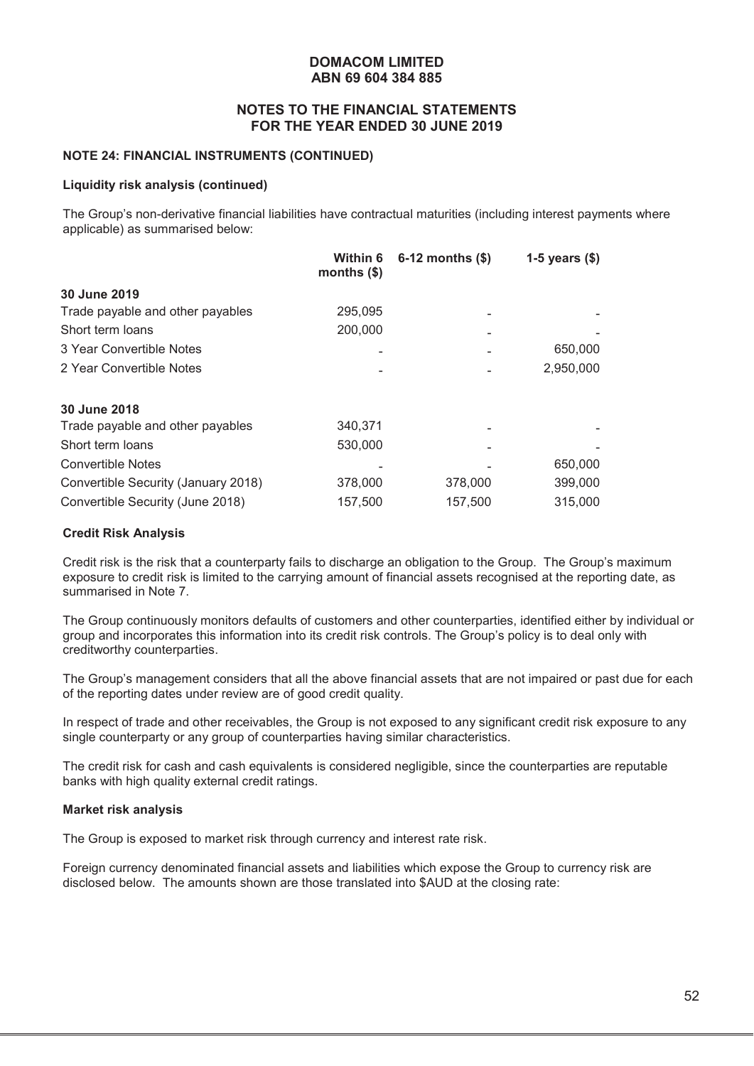**DOMACOM LIMITED**
**ABN 69 604 384 885**

**NOTES TO THE FINANCIAL STATEMENTS**
**FOR THE YEAR ENDED 30 JUNE 2019**

#### NOTE 24: FINANCIAL INSTRUMENTS (CONTINUED)

**Liquidity risk analysis (continued)**

The Group's non-derivative financial liabilities have contractual maturities (including interest payments where applicable) as summarised below:

| | Within 6 months ($) | 6-12 months ($) | 1-5 years ($) |
|---|---|---|---|
| **30 June 2019** | | | |
| Trade payable and other payables | 295,095 | - | - |
| Short term loans | 200,000 | - | - |
| 3 Year Convertible Notes | - | - | 650,000 |
| 2 Year Convertible Notes | - | - | 2,950,000 |
| | | | |
| **30 June 2018** | | | |
| Trade payable and other payables | 340,371 | - | - |
| Short term loans | 530,000 | - | - |
| Convertible Notes | - | - | 650,000 |
| Convertible Security (January 2018) | 378,000 | 378,000 | 399,000 |
| Convertible Security (June 2018) | 157,500 | 157,500 | 315,000 |

**Credit Risk Analysis**

Credit risk is the risk that a counterparty fails to discharge an obligation to the Group. The Group's maximum exposure to credit risk is limited to the carrying amount of financial assets recognised at the reporting date, as summarised in Note 7.

The Group continuously monitors defaults of customers and other counterparties, identified either by individual or group and incorporates this information into its credit risk controls. The Group's policy is to deal only with creditworthy counterparties.

The Group's management considers that all the above financial assets that are not impaired or past due for each of the reporting dates under review are of good credit quality.

In respect of trade and other receivables, the Group is not exposed to any significant credit risk exposure to any single counterparty or any group of counterparties having similar characteristics.

The credit risk for cash and cash equivalents is considered negligible, since the counterparties are reputable banks with high quality external credit ratings.

**Market risk analysis**

The Group is exposed to market risk through currency and interest rate risk.

Foreign currency denominated financial assets and liabilities which expose the Group to currency risk are disclosed below. The amounts shown are those translated into $AUD at the closing rate: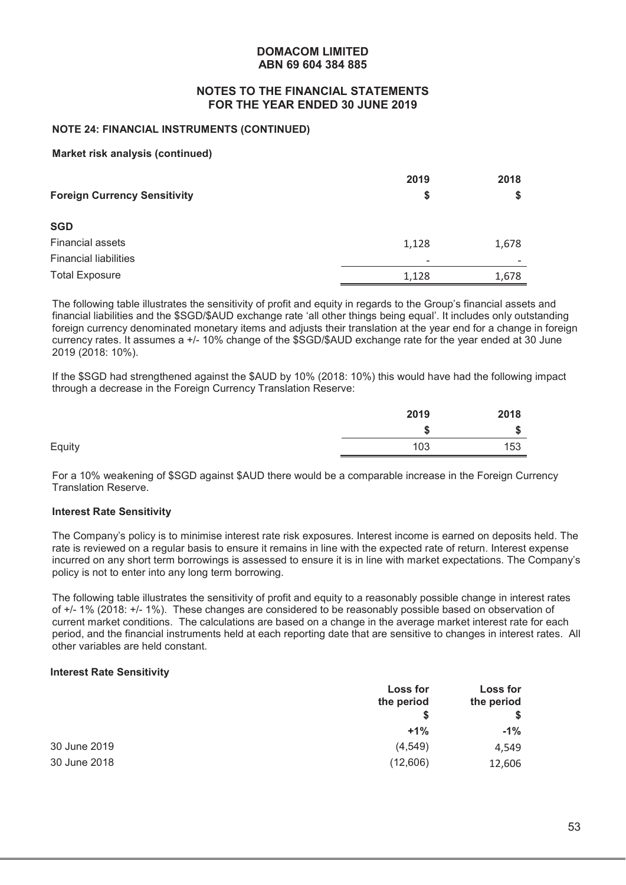**DOMACOM LIMITED**
**ABN 69 604 384 885**

**NOTES TO THE FINANCIAL STATEMENTS**
**FOR THE YEAR ENDED 30 JUNE 2019**

**NOTE 24: FINANCIAL INSTRUMENTS (CONTINUED)**

**Market risk analysis (continued)**

| **Foreign Currency Sensitivity** | **2019** $ | **2018** $ |
|---|---|---|
| **SGD** | | |
| Financial assets | 1,128 | 1,678 |
| Financial liabilities | - | - |
| Total Exposure | 1,128 | 1,678 |

The following table illustrates the sensitivity of profit and equity in regards to the Group's financial assets and financial liabilities and the $SGD/$AUD exchange rate 'all other things being equal'. It includes only outstanding foreign currency denominated monetary items and adjusts their translation at the year end for a change in foreign currency rates. It assumes a +/- 10% change of the $SGD/$AUD exchange rate for the year ended at 30 June 2019 (2018: 10%).

If the $SGD had strengthened against the $AUD by 10% (2018: 10%) this would have had the following impact through a decrease in the Foreign Currency Translation Reserve:

| | **2019** $ | **2018** $ |
|---|---|---|
| Equity | 103 | 153 |

For a 10% weakening of $SGD against $AUD there would be a comparable increase in the Foreign Currency Translation Reserve.

**Interest Rate Sensitivity**

The Company's policy is to minimise interest rate risk exposures. Interest income is earned on deposits held. The rate is reviewed on a regular basis to ensure it remains in line with the expected rate of return. Interest expense incurred on any short term borrowings is assessed to ensure it is in line with market expectations. The Company's policy is not to enter into any long term borrowing.

The following table illustrates the sensitivity of profit and equity to a reasonably possible change in interest rates of +/- 1% (2018: +/- 1%). These changes are considered to be reasonably possible based on observation of current market conditions. The calculations are based on a change in the average market interest rate for each period, and the financial instruments held at each reporting date that are sensitive to changes in interest rates. All other variables are held constant.

**Interest Rate Sensitivity**

| | **Loss for the period** $ **+1%** | **Loss for the period** $ **-1%** |
|---|---|---|
| 30 June 2019 | (4,549) | 4,549 |
| 30 June 2018 | (12,606) | 12,606 |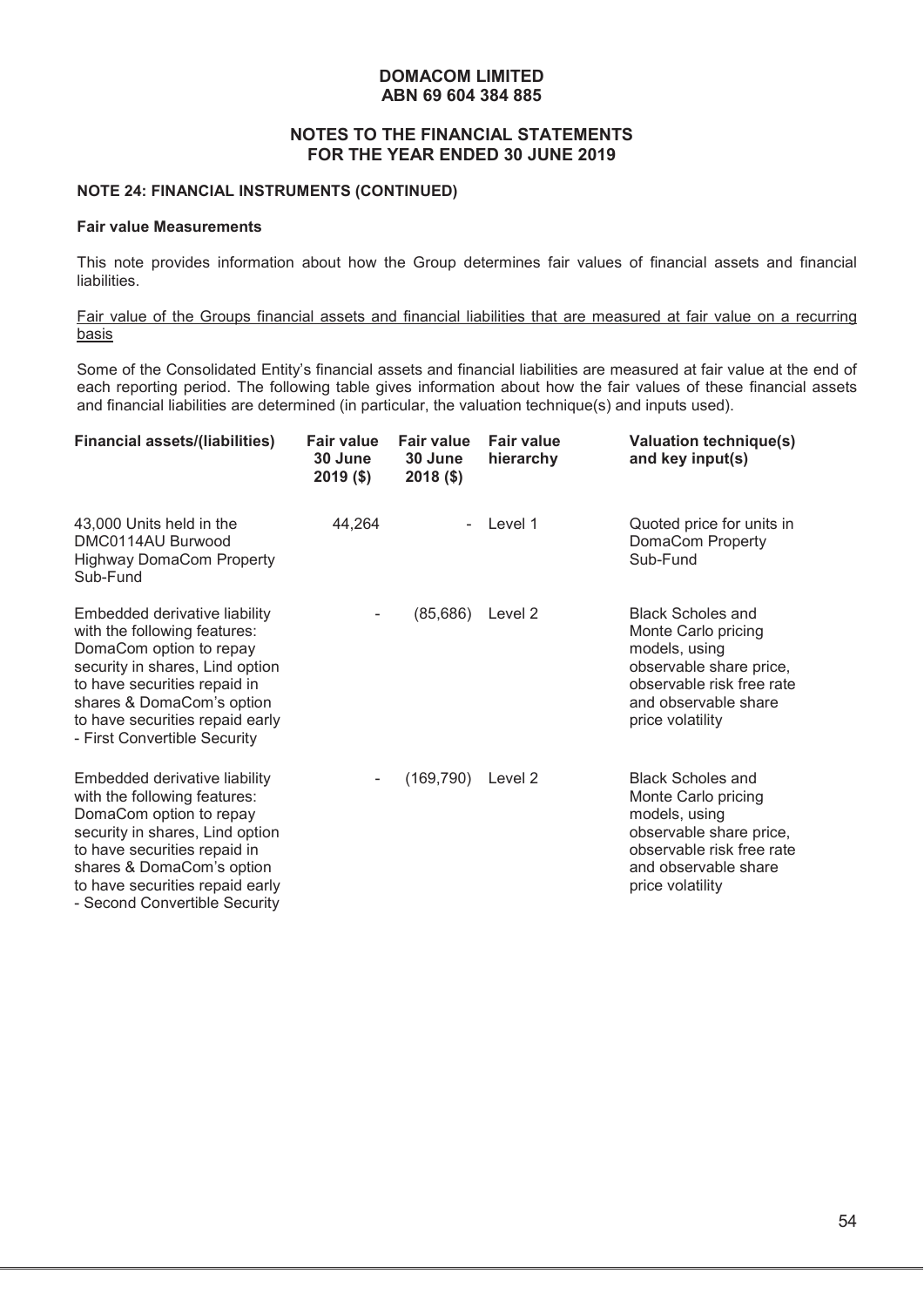# DOMACOM LIMITED
## ABN 69 604 384 885

## NOTES TO THE FINANCIAL STATEMENTS FOR THE YEAR ENDED 30 JUNE 2019

### NOTE 24: FINANCIAL INSTRUMENTS (CONTINUED)

**Fair value Measurements**

This note provides information about how the Group determines fair values of financial assets and financial liabilities.

Fair value of the Groups financial assets and financial liabilities that are measured at fair value on a recurring basis

Some of the Consolidated Entity's financial assets and financial liabilities are measured at fair value at the end of each reporting period. The following table gives information about how the fair values of these financial assets and financial liabilities are determined (in particular, the valuation technique(s) and inputs used).

| Financial assets/(liabilities) | Fair value 30 June 2019 ($) | Fair value 30 June 2018 ($) | Fair value hierarchy | Valuation technique(s) and key input(s) |
|---|---|---|---|---|
| 43,000 Units held in the DMC0114AU Burwood Highway DomaCom Property Sub-Fund | 44,264 | - | Level 1 | Quoted price for units in DomaCom Property Sub-Fund |
| Embedded derivative liability with the following features: DomaCom option to repay security in shares, Lind option to have securities repaid in shares & DomaCom's option to have securities repaid early - First Convertible Security | - | (85,686) | Level 2 | Black Scholes and Monte Carlo pricing models, using observable share price, observable risk free rate and observable share price volatility |
| Embedded derivative liability with the following features: DomaCom option to repay security in shares, Lind option to have securities repaid in shares & DomaCom's option to have securities repaid early - Second Convertible Security | - | (169,790) | Level 2 | Black Scholes and Monte Carlo pricing models, using observable share price, observable risk free rate and observable share price volatility |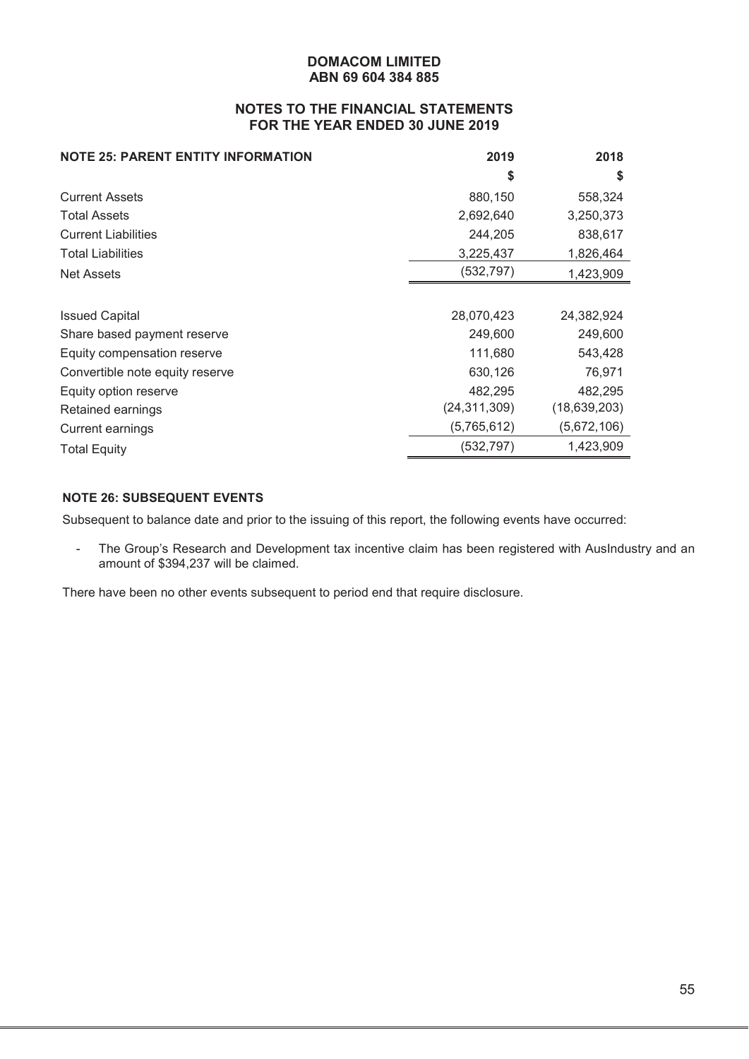**DOMACOM LIMITED**
**ABN 69 604 384 885**

**NOTES TO THE FINANCIAL STATEMENTS**
**FOR THE YEAR ENDED 30 JUNE 2019**

| NOTE 25: PARENT ENTITY INFORMATION | 2019 | 2018 |
|---|---|---|
| | $ | $ |
| Current Assets | 880,150 | 558,324 |
| Total Assets | 2,692,640 | 3,250,373 |
| Current Liabilities | 244,205 | 838,617 |
| Total Liabilities | 3,225,437 | 1,826,464 |
| Net Assets | (532,797) | 1,423,909 |
| | | |
| Issued Capital | 28,070,423 | 24,382,924 |
| Share based payment reserve | 249,600 | 249,600 |
| Equity compensation reserve | 111,680 | 543,428 |
| Convertible note equity reserve | 630,126 | 76,971 |
| Equity option reserve | 482,295 | 482,295 |
| Retained earnings | (24,311,309) | (18,639,203) |
| Current earnings | (5,765,612) | (5,672,106) |
| Total Equity | (532,797) | 1,423,909 |

**NOTE 26: SUBSEQUENT EVENTS**

Subsequent to balance date and prior to the issuing of this report, the following events have occurred:

- The Group's Research and Development tax incentive claim has been registered with AusIndustry and an amount of $394,237 will be claimed.

There have been no other events subsequent to period end that require disclosure.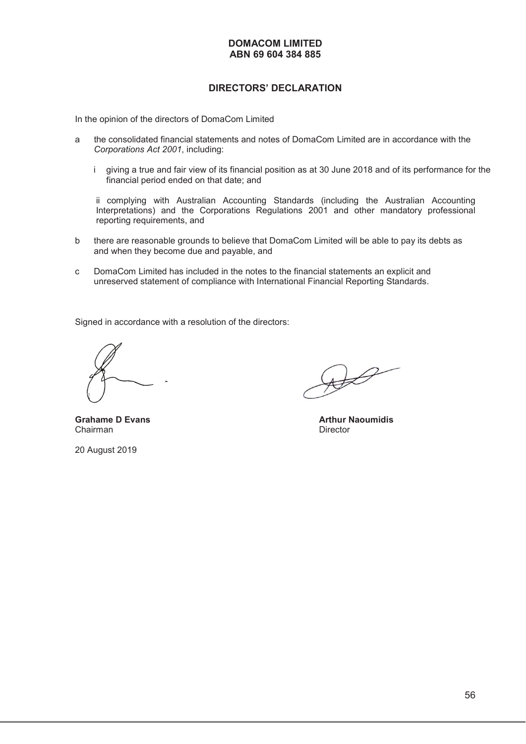**DOMACOM LIMITED**
**ABN 69 604 384 885**

## DIRECTORS' DECLARATION

In the opinion of the directors of DomaCom Limited

a the consolidated financial statements and notes of DomaCom Limited are in accordance with the *Corporations Act 2001*, including:

i giving a true and fair view of its financial position as at 30 June 2018 and of its performance for the financial period ended on that date; and

ii complying with Australian Accounting Standards (including the Australian Accounting Interpretations) and the Corporations Regulations 2001 and other mandatory professional reporting requirements, and

b there are reasonable grounds to believe that DomaCom Limited will be able to pay its debts as and when they become due and payable, and

c DomaCom Limited has included in the notes to the financial statements an explicit and unreserved statement of compliance with International Financial Reporting Standards.

Signed in accordance with a resolution of the directors:

**Grahame D Evans**
Chairman

**Arthur Naoumidis**
Director

20 August 2019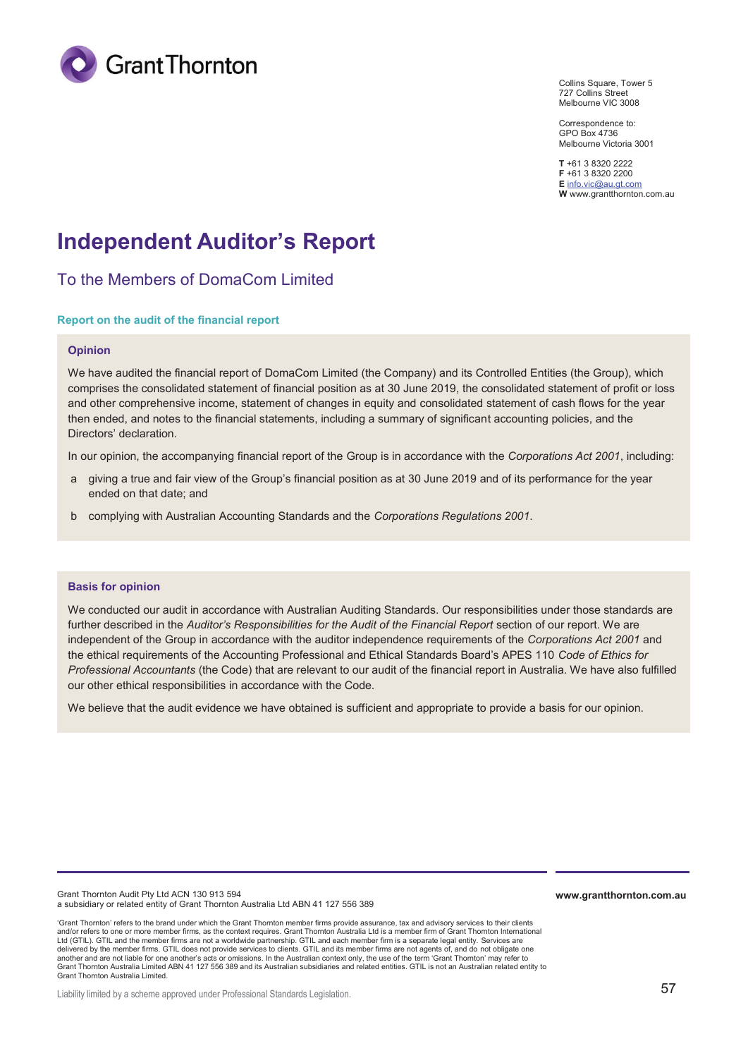Collins Square, Tower 5
727 Collins Street
Melbourne VIC 3008

Correspondence to:
GPO Box 4736
Melbourne Victoria 3001

**T** +61 3 8320 2222
**F** +61 3 8320 2200
**E** info.vic@au.gt.com
**W** www.grantthornton.com.au

# Independent Auditor's Report

## To the Members of DomaCom Limited

### Report on the audit of the financial report

#### Opinion

We have audited the financial report of DomaCom Limited (the Company) and its Controlled Entities (the Group), which comprises the consolidated statement of financial position as at 30 June 2019, the consolidated statement of profit or loss and other comprehensive income, statement of changes in equity and consolidated statement of cash flows for the year then ended, and notes to the financial statements, including a summary of significant accounting policies, and the Directors' declaration.

In our opinion, the accompanying financial report of the Group is in accordance with the *Corporations Act 2001*, including:

a giving a true and fair view of the Group's financial position as at 30 June 2019 and of its performance for the year ended on that date; and

b complying with Australian Accounting Standards and the *Corporations Regulations 2001*.

#### Basis for opinion

We conducted our audit in accordance with Australian Auditing Standards. Our responsibilities under those standards are further described in the *Auditor's Responsibilities for the Audit of the Financial Report* section of our report. We are independent of the Group in accordance with the auditor independence requirements of the *Corporations Act 2001* and the ethical requirements of the Accounting Professional and Ethical Standards Board's APES 110 *Code of Ethics for Professional Accountants* (the Code) that are relevant to our audit of the financial report in Australia. We have also fulfilled our other ethical responsibilities in accordance with the Code.

We believe that the audit evidence we have obtained is sufficient and appropriate to provide a basis for our opinion.

Grant Thornton Audit Pty Ltd ACN 130 913 594
a subsidiary or related entity of Grant Thornton Australia Ltd ABN 41 127 556 389

'Grant Thornton' refers to the brand under which the Grant Thornton member firms provide assurance, tax and advisory services to their clients and/or refers to one or more member firms, as the context requires. Grant Thornton Australia Ltd is a member firm of Grant Thornton International Ltd (GTIL). GTIL and the member firms are not a worldwide partnership. GTIL and each member firm is a separate legal entity. Services are delivered by the member firms. GTIL does not provide services to clients. GTIL and its member firms are not agents of, and do not obligate one another and are not liable for one another's acts or omissions. In the Australian context only, the use of the term 'Grant Thornton' may refer to Grant Thornton Australia Limited ABN 41 127 556 389 and its Australian subsidiaries and related entities. GTIL is not an Australian related entity to Grant Thornton Australia Limited.

Liability limited by a scheme approved under Professional Standards Legislation.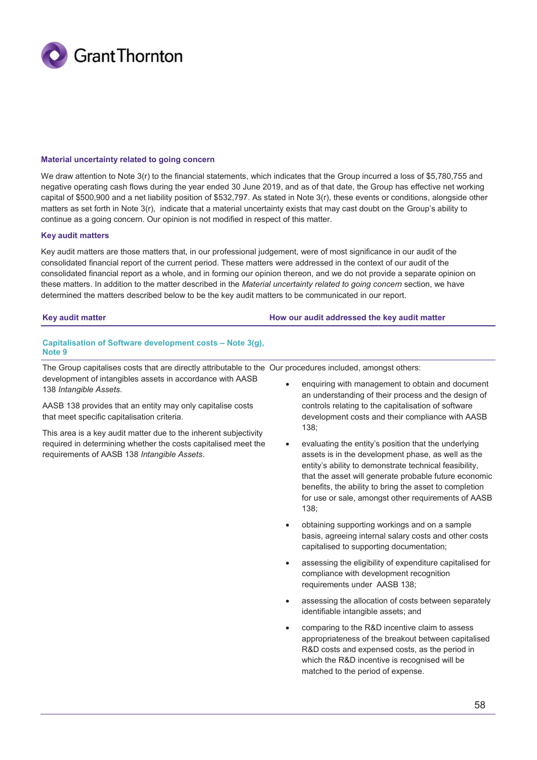**Material uncertainty related to going concern**

We draw attention to Note 3(r) to the financial statements, which indicates that the Group incurred a loss of $5,780,755 and negative operating cash flows during the year ended 30 June 2019, and as of that date, the Group has effective net working capital of $500,900 and a net liability position of $532,797. As stated in Note 3(r), these events or conditions, alongside other matters as set forth in Note 3(r), indicate that a material uncertainty exists that may cast doubt on the Group's ability to continue as a going concern. Our opinion is not modified in respect of this matter.

**Key audit matters**

Key audit matters are those matters that, in our professional judgement, were of most significance in our audit of the consolidated financial report of the current period. These matters were addressed in the context of our audit of the consolidated financial report as a whole, and in forming our opinion thereon, and we do not provide a separate opinion on these matters. In addition to the matter described in the *Material uncertainty related to going concern* section, we have determined the matters described below to be the key audit matters to be communicated in our report.

| Key audit matter | How our audit addressed the key audit matter |
|---|---|
| **Capitalisation of Software development costs – Note 3(g), Note 9** | |
| The Group capitalises costs that are directly attributable to the development of intangibles assets in accordance with AASB 138 *Intangible Assets*.<br><br>AASB 138 provides that an entity may only capitalise costs that meet specific capitalisation criteria.<br><br>This area is a key audit matter due to the inherent subjectivity required in determining whether the costs capitalised meet the requirements of AASB 138 *Intangible Assets*. | Our procedures included, amongst others:<br><br>• enquiring with management to obtain and document an understanding of their process and the design of controls relating to the capitalisation of software development costs and their compliance with AASB 138;<br><br>• evaluating the entity's position that the underlying assets is in the development phase, as well as the entity's ability to demonstrate technical feasibility, that the asset will generate probable future economic benefits, the ability to bring the asset to completion for use or sale, amongst other requirements of AASB 138;<br><br>• obtaining supporting workings and on a sample basis, agreeing internal salary costs and other costs capitalised to supporting documentation;<br><br>• assessing the eligibility of expenditure capitalised for compliance with development recognition requirements under AASB 138;<br><br>• assessing the allocation of costs between separately identifiable intangible assets; and<br><br>• comparing to the R&D incentive claim to assess appropriateness of the breakout between capitalised R&D costs and expensed costs, as the period in which the R&D incentive is recognised will be matched to the period of expense. |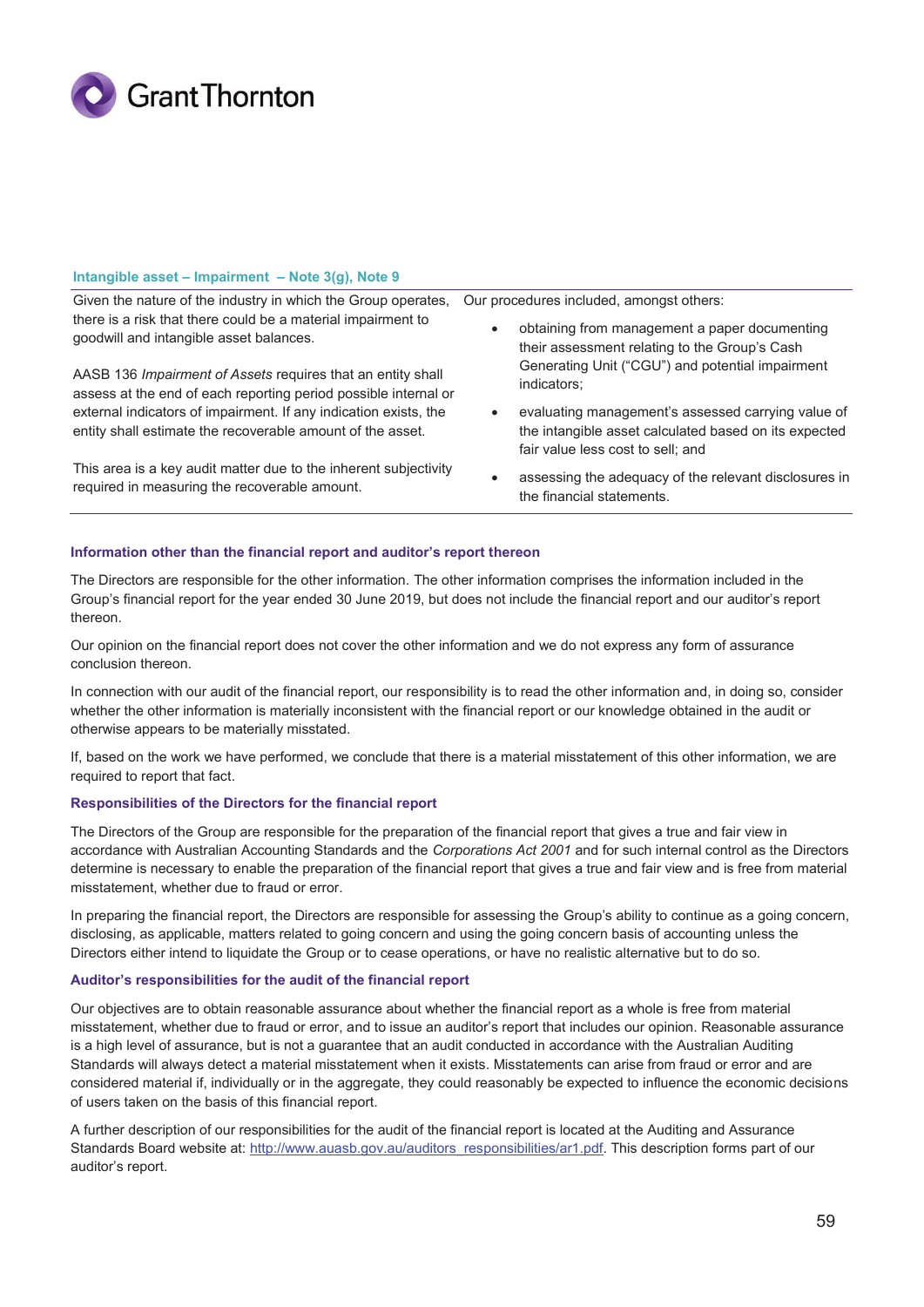#### Intangible asset – Impairment – Note 3(g), Note 9

| Key audit matter | How our audit addressed the key audit matter |
|---|---|
| Given the nature of the industry in which the Group operates, there is a risk that there could be a material impairment to goodwill and intangible asset balances.<br><br>AASB 136 *Impairment of Assets* requires that an entity shall assess at the end of each reporting period possible internal or external indicators of impairment. If any indication exists, the entity shall estimate the recoverable amount of the asset.<br><br>This area is a key audit matter due to the inherent subjectivity required in measuring the recoverable amount. | Our procedures included, amongst others:<br><br>• obtaining from management a paper documenting their assessment relating to the Group's Cash Generating Unit ("CGU") and potential impairment indicators;<br>• evaluating management's assessed carrying value of the intangible asset calculated based on its expected fair value less cost to sell; and<br>• assessing the adequacy of the relevant disclosures in the financial statements. |

#### Information other than the financial report and auditor's report thereon

The Directors are responsible for the other information. The other information comprises the information included in the Group's financial report for the year ended 30 June 2019, but does not include the financial report and our auditor's report thereon.

Our opinion on the financial report does not cover the other information and we do not express any form of assurance conclusion thereon.

In connection with our audit of the financial report, our responsibility is to read the other information and, in doing so, consider whether the other information is materially inconsistent with the financial report or our knowledge obtained in the audit or otherwise appears to be materially misstated.

If, based on the work we have performed, we conclude that there is a material misstatement of this other information, we are required to report that fact.

#### Responsibilities of the Directors for the financial report

The Directors of the Group are responsible for the preparation of the financial report that gives a true and fair view in accordance with Australian Accounting Standards and the *Corporations Act 2001* and for such internal control as the Directors determine is necessary to enable the preparation of the financial report that gives a true and fair view and is free from material misstatement, whether due to fraud or error.

In preparing the financial report, the Directors are responsible for assessing the Group's ability to continue as a going concern, disclosing, as applicable, matters related to going concern and using the going concern basis of accounting unless the Directors either intend to liquidate the Group or to cease operations, or have no realistic alternative but to do so.

#### Auditor's responsibilities for the audit of the financial report

Our objectives are to obtain reasonable assurance about whether the financial report as a whole is free from material misstatement, whether due to fraud or error, and to issue an auditor's report that includes our opinion. Reasonable assurance is a high level of assurance, but is not a guarantee that an audit conducted in accordance with the Australian Auditing Standards will always detect a material misstatement when it exists. Misstatements can arise from fraud or error and are considered material if, individually or in the aggregate, they could reasonably be expected to influence the economic decisions of users taken on the basis of this financial report.

A further description of our responsibilities for the audit of the financial report is located at the Auditing and Assurance Standards Board website at: http://www.auasb.gov.au/auditors_responsibilities/ar1.pdf. This description forms part of our auditor's report.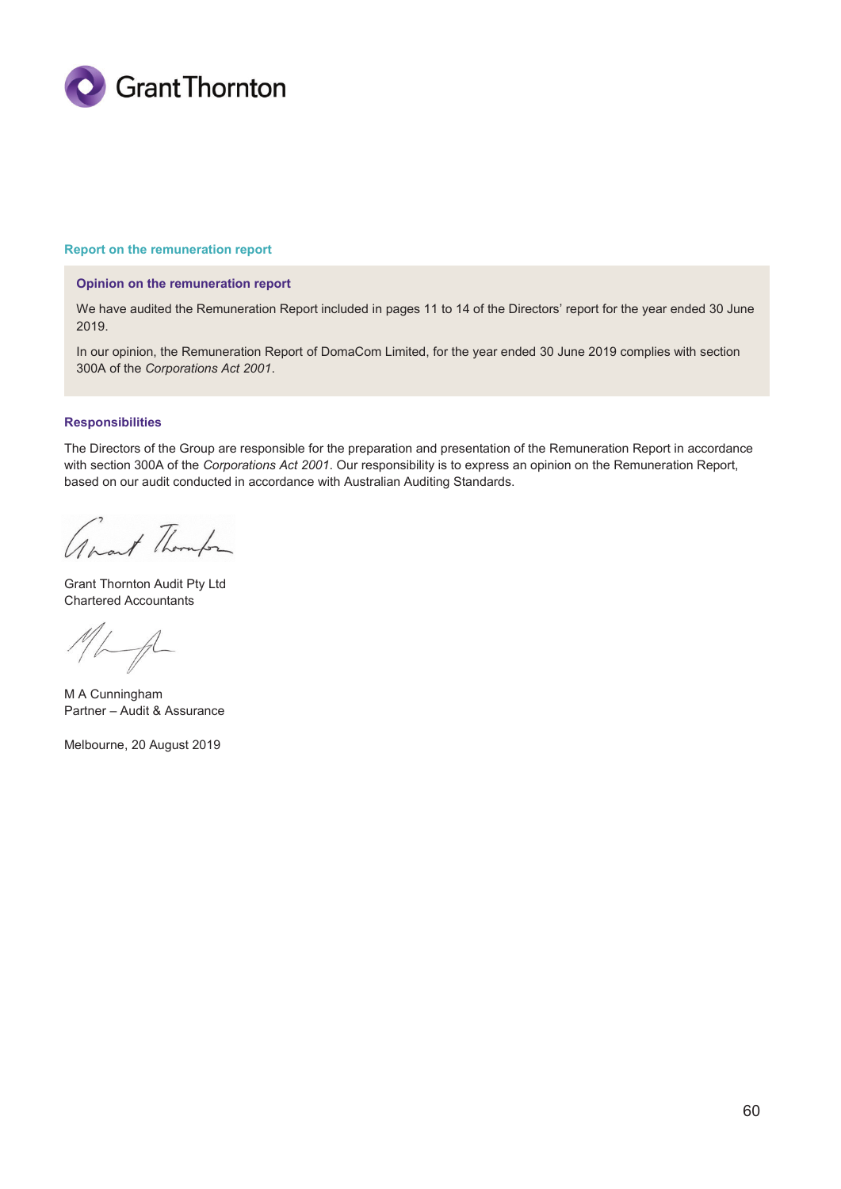## Report on the remuneration report

### Opinion on the remuneration report

We have audited the Remuneration Report included in pages 11 to 14 of the Directors' report for the year ended 30 June 2019.

In our opinion, the Remuneration Report of DomaCom Limited, for the year ended 30 June 2019 complies with section 300A of the *Corporations Act 2001*.

### Responsibilities

The Directors of the Group are responsible for the preparation and presentation of the Remuneration Report in accordance with section 300A of the *Corporations Act 2001*. Our responsibility is to express an opinion on the Remuneration Report, based on our audit conducted in accordance with Australian Auditing Standards.

Grant Thornton Audit Pty Ltd
Chartered Accountants

M A Cunningham
Partner – Audit & Assurance

Melbourne, 20 August 2019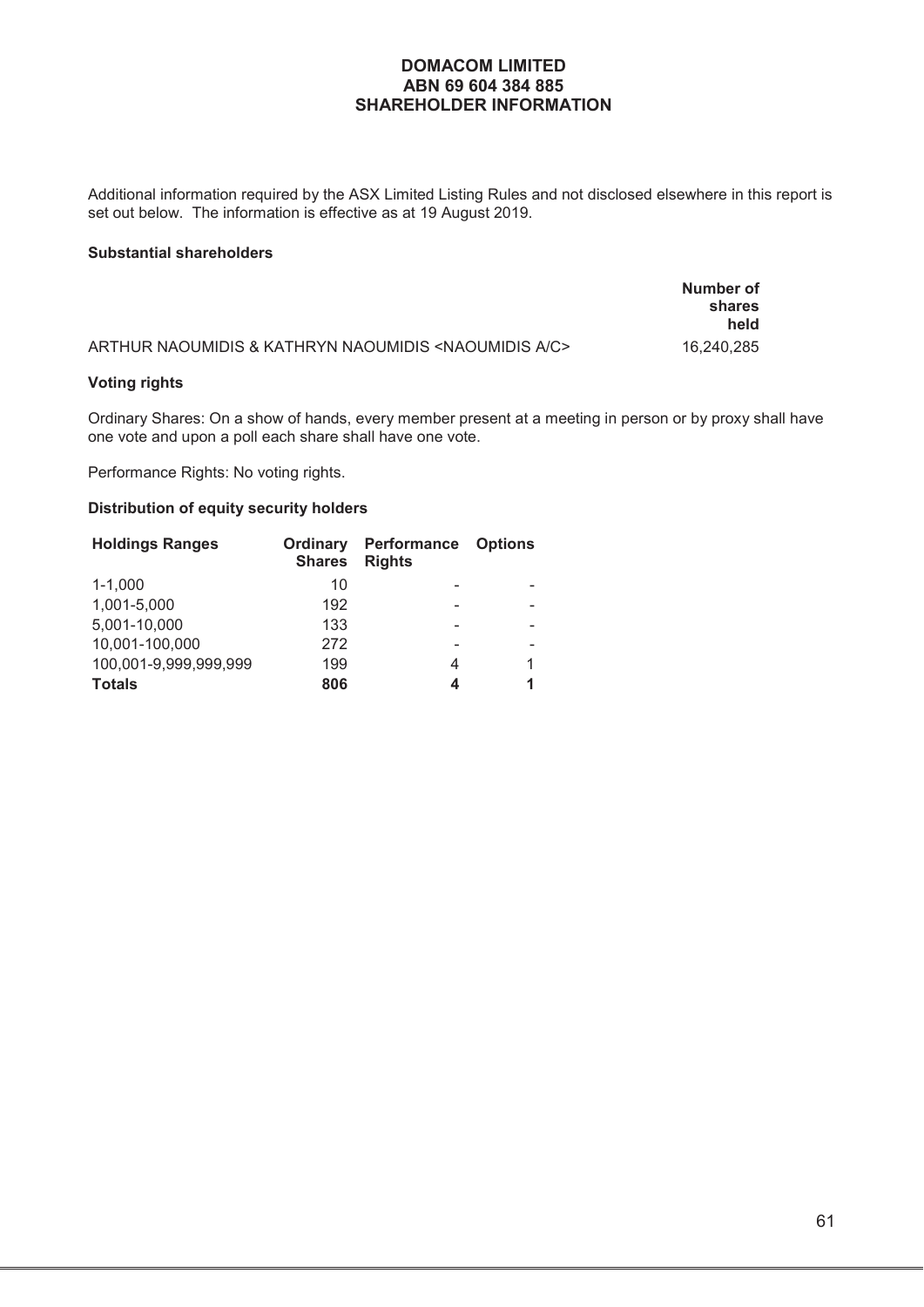# DOMACOM LIMITED
## ABN 69 604 384 885
## SHAREHOLDER INFORMATION

Additional information required by the ASX Limited Listing Rules and not disclosed elsewhere in this report is set out below. The information is effective as at 19 August 2019.

**Substantial shareholders**

| | Number of shares held |
|---|---|
| ARTHUR NAOUMIDIS & KATHRYN NAOUMIDIS <NAOUMIDIS A/C> | 16,240,285 |

**Voting rights**

Ordinary Shares: On a show of hands, every member present at a meeting in person or by proxy shall have one vote and upon a poll each share shall have one vote.

Performance Rights: No voting rights.

**Distribution of equity security holders**

| Holdings Ranges | Ordinary Shares | Performance Rights | Options |
|---|---|---|---|
| 1-1,000 | 10 | - | - |
| 1,001-5,000 | 192 | - | - |
| 5,001-10,000 | 133 | - | - |
| 10,001-100,000 | 272 | - | - |
| 100,001-9,999,999,999 | 199 | 4 | 1 |
| **Totals** | **806** | **4** | **1** |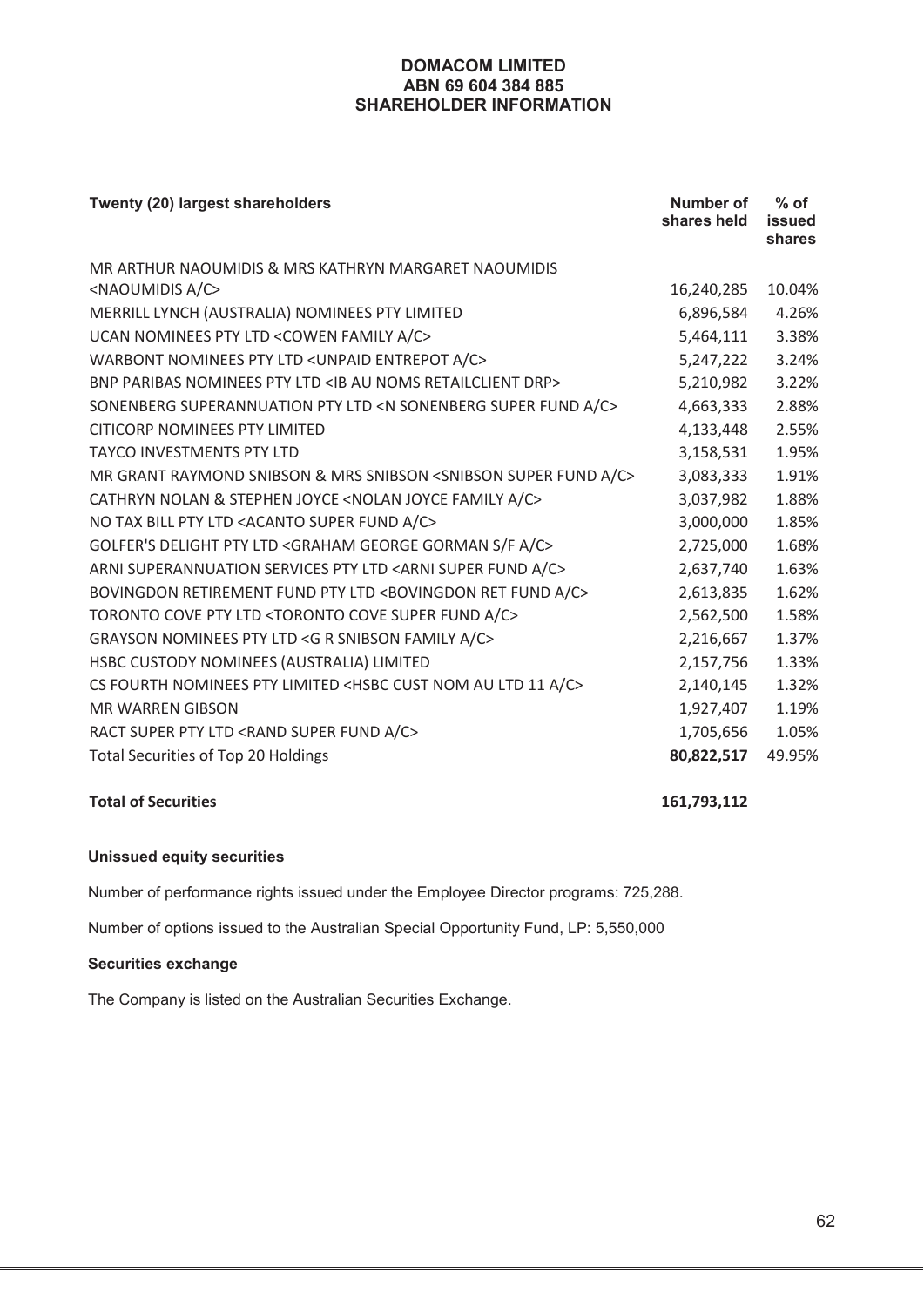# DOMACOM LIMITED
## ABN 69 604 384 885
## SHAREHOLDER INFORMATION

| Twenty (20) largest shareholders | Number of shares held | % of issued shares |
|---|---|---|
| MR ARTHUR NAOUMIDIS & MRS KATHRYN MARGARET NAOUMIDIS <NAOUMIDIS A/C> | 16,240,285 | 10.04% |
| MERRILL LYNCH (AUSTRALIA) NOMINEES PTY LIMITED | 6,896,584 | 4.26% |
| UCAN NOMINEES PTY LTD <COWEN FAMILY A/C> | 5,464,111 | 3.38% |
| WARBONT NOMINEES PTY LTD <UNPAID ENTREPOT A/C> | 5,247,222 | 3.24% |
| BNP PARIBAS NOMINEES PTY LTD <IB AU NOMS RETAILCLIENT DRP> | 5,210,982 | 3.22% |
| SONENBERG SUPERANNUATION PTY LTD <N SONENBERG SUPER FUND A/C> | 4,663,333 | 2.88% |
| CITICORP NOMINEES PTY LIMITED | 4,133,448 | 2.55% |
| TAYCO INVESTMENTS PTY LTD | 3,158,531 | 1.95% |
| MR GRANT RAYMOND SNIBSON & MRS SNIBSON <SNIBSON SUPER FUND A/C> | 3,083,333 | 1.91% |
| CATHRYN NOLAN & STEPHEN JOYCE <NOLAN JOYCE FAMILY A/C> | 3,037,982 | 1.88% |
| NO TAX BILL PTY LTD <ACANTO SUPER FUND A/C> | 3,000,000 | 1.85% |
| GOLFER'S DELIGHT PTY LTD <GRAHAM GEORGE GORMAN S/F A/C> | 2,725,000 | 1.68% |
| ARNI SUPERANNUATION SERVICES PTY LTD <ARNI SUPER FUND A/C> | 2,637,740 | 1.63% |
| BOVINGDON RETIREMENT FUND PTY LTD <BOVINGDON RET FUND A/C> | 2,613,835 | 1.62% |
| TORONTO COVE PTY LTD <TORONTO COVE SUPER FUND A/C> | 2,562,500 | 1.58% |
| GRAYSON NOMINEES PTY LTD <G R SNIBSON FAMILY A/C> | 2,216,667 | 1.37% |
| HSBC CUSTODY NOMINEES (AUSTRALIA) LIMITED | 2,157,756 | 1.33% |
| CS FOURTH NOMINEES PTY LIMITED <HSBC CUST NOM AU LTD 11 A/C> | 2,140,145 | 1.32% |
| MR WARREN GIBSON | 1,927,407 | 1.19% |
| RACT SUPER PTY LTD <RAND SUPER FUND A/C> | 1,705,656 | 1.05% |
| Total Securities of Top 20 Holdings | **80,822,517** | 49.95% |
| **Total of Securities** | **161,793,112** | |

### Unissued equity securities

Number of performance rights issued under the Employee Director programs: 725,288.

Number of options issued to the Australian Special Opportunity Fund, LP: 5,550,000

### Securities exchange

The Company is listed on the Australian Securities Exchange.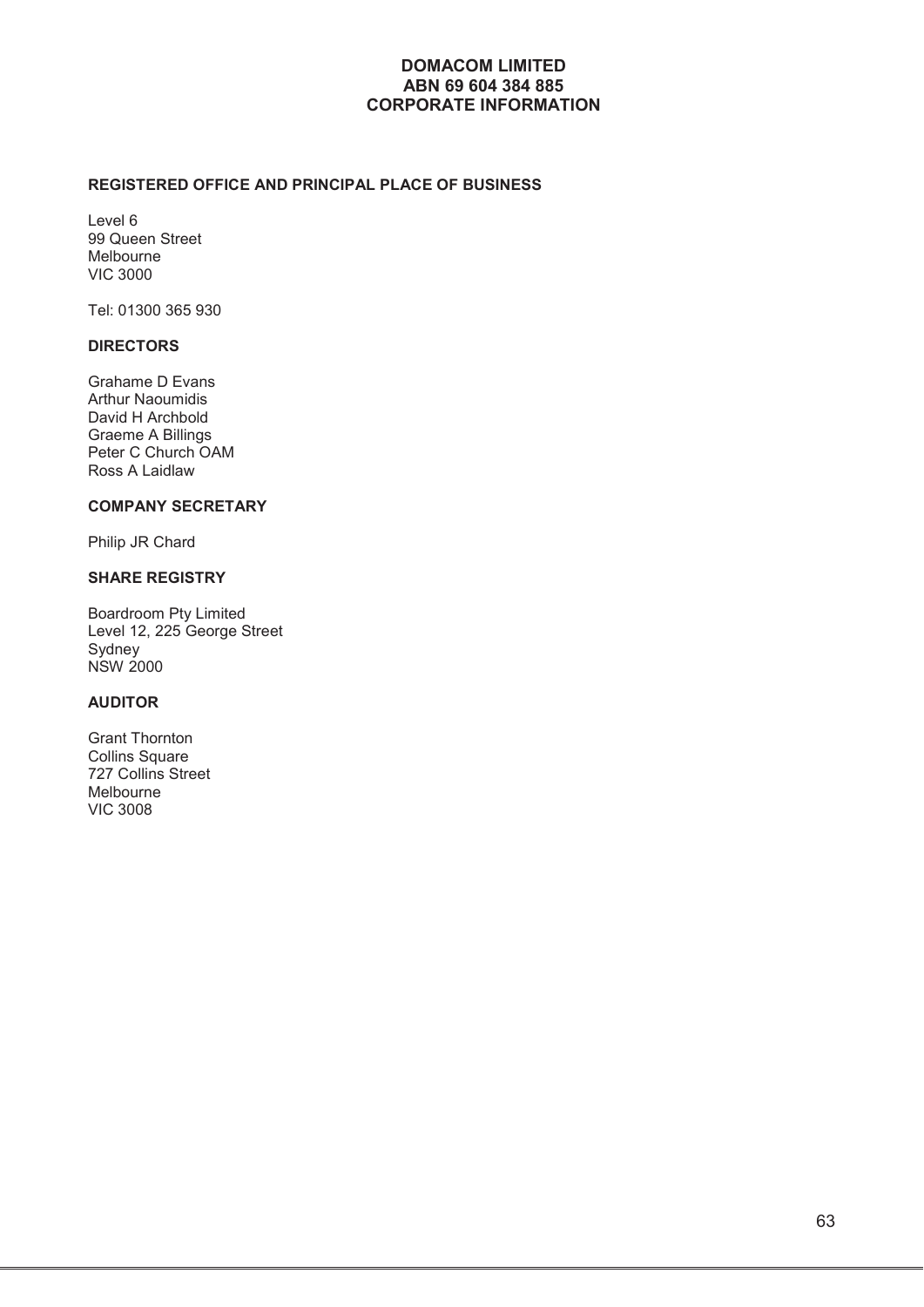# DOMACOM LIMITED
# ABN 69 604 384 885
# CORPORATE INFORMATION

## REGISTERED OFFICE AND PRINCIPAL PLACE OF BUSINESS

Level 6
99 Queen Street
Melbourne
VIC 3000

Tel: 01300 365 930

## DIRECTORS

Grahame D Evans
Arthur Naoumidis
David H Archbold
Graeme A Billings
Peter C Church OAM
Ross A Laidlaw

## COMPANY SECRETARY

Philip JR Chard

## SHARE REGISTRY

Boardroom Pty Limited
Level 12, 225 George Street
Sydney
NSW 2000

## AUDITOR

Grant Thornton
Collins Square
727 Collins Street
Melbourne
VIC 3008